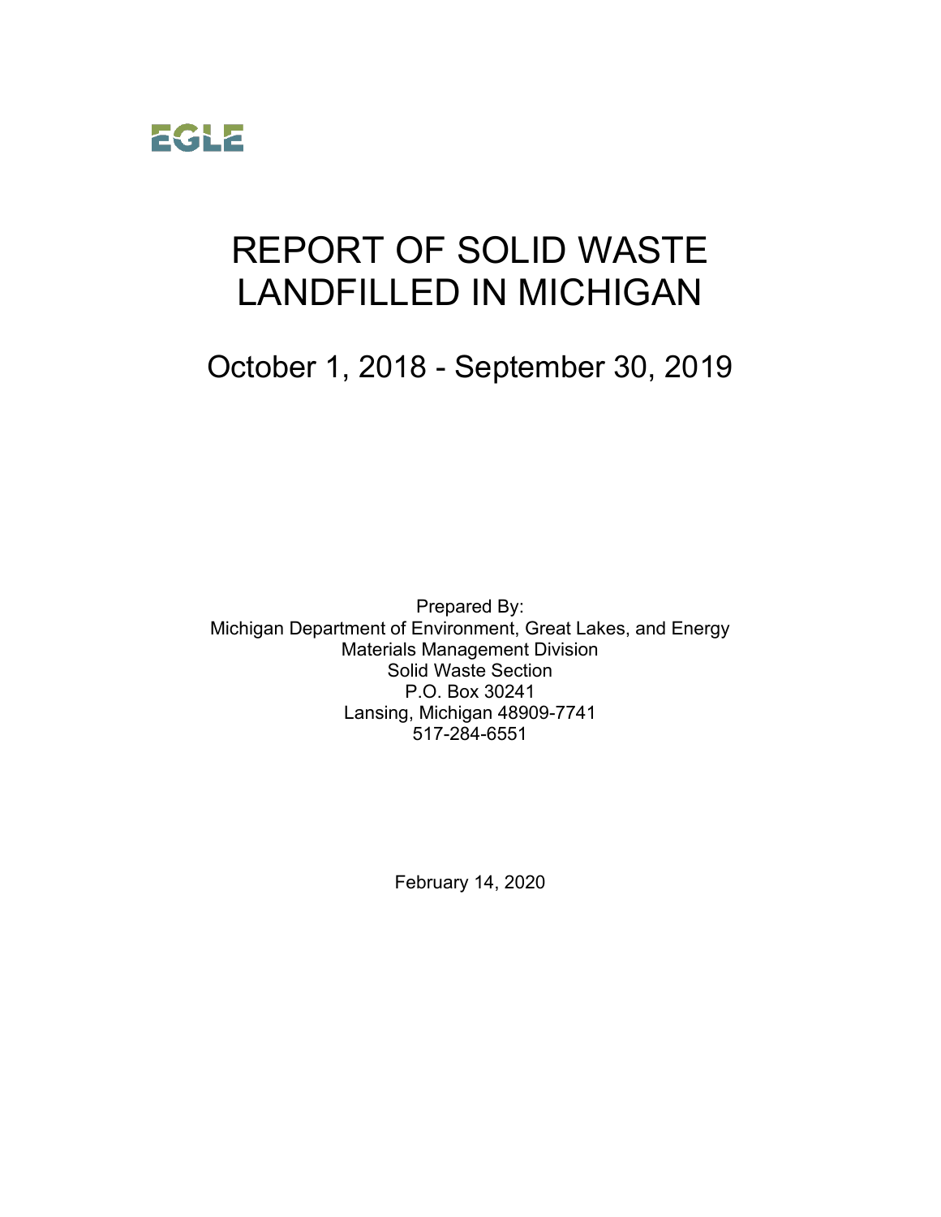EGLE

# REPORT OF SOLID WASTE LANDFILLED IN MICHIGAN

## October 1, 2018 - September 30, 2019

Prepared By:
Michigan Department of Environment, Great Lakes, and Energy
Materials Management Division
Solid Waste Section
P.O. Box 30241
Lansing, Michigan 48909-7741
517-284-6551

February 14, 2020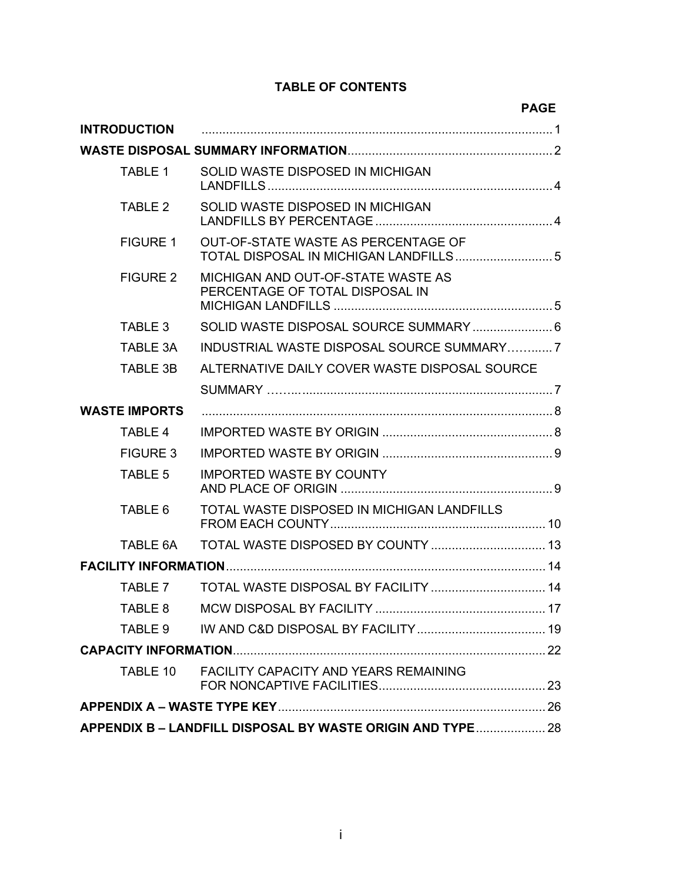# TABLE OF CONTENTS

| | | PAGE |
|---|---|---|
| **INTRODUCTION** | | 1 |
| **WASTE DISPOSAL SUMMARY INFORMATION** | | 2 |
| TABLE 1 | SOLID WASTE DISPOSED IN MICHIGAN LANDFILLS | 4 |
| TABLE 2 | SOLID WASTE DISPOSED IN MICHIGAN LANDFILLS BY PERCENTAGE | 4 |
| FIGURE 1 | OUT-OF-STATE WASTE AS PERCENTAGE OF TOTAL DISPOSAL IN MICHIGAN LANDFILLS | 5 |
| FIGURE 2 | MICHIGAN AND OUT-OF-STATE WASTE AS PERCENTAGE OF TOTAL DISPOSAL IN MICHIGAN LANDFILLS | 5 |
| TABLE 3 | SOLID WASTE DISPOSAL SOURCE SUMMARY | 6 |
| TABLE 3A | INDUSTRIAL WASTE DISPOSAL SOURCE SUMMARY | 7 |
| TABLE 3B | ALTERNATIVE DAILY COVER WASTE DISPOSAL SOURCE SUMMARY | 7 |
| **WASTE IMPORTS** | | 8 |
| TABLE 4 | IMPORTED WASTE BY ORIGIN | 8 |
| FIGURE 3 | IMPORTED WASTE BY ORIGIN | 9 |
| TABLE 5 | IMPORTED WASTE BY COUNTY AND PLACE OF ORIGIN | 9 |
| TABLE 6 | TOTAL WASTE DISPOSED IN MICHIGAN LANDFILLS FROM EACH COUNTY | 10 |
| TABLE 6A | TOTAL WASTE DISPOSED BY COUNTY | 13 |
| **FACILITY INFORMATION** | | 14 |
| TABLE 7 | TOTAL WASTE DISPOSAL BY FACILITY | 14 |
| TABLE 8 | MCW DISPOSAL BY FACILITY | 17 |
| TABLE 9 | IW AND C&D DISPOSAL BY FACILITY | 19 |
| **CAPACITY INFORMATION** | | 22 |
| TABLE 10 | FACILITY CAPACITY AND YEARS REMAINING FOR NONCAPTIVE FACILITIES | 23 |
| **APPENDIX A – WASTE TYPE KEY** | | 26 |
| **APPENDIX B – LANDFILL DISPOSAL BY WASTE ORIGIN AND TYPE** | | 28 |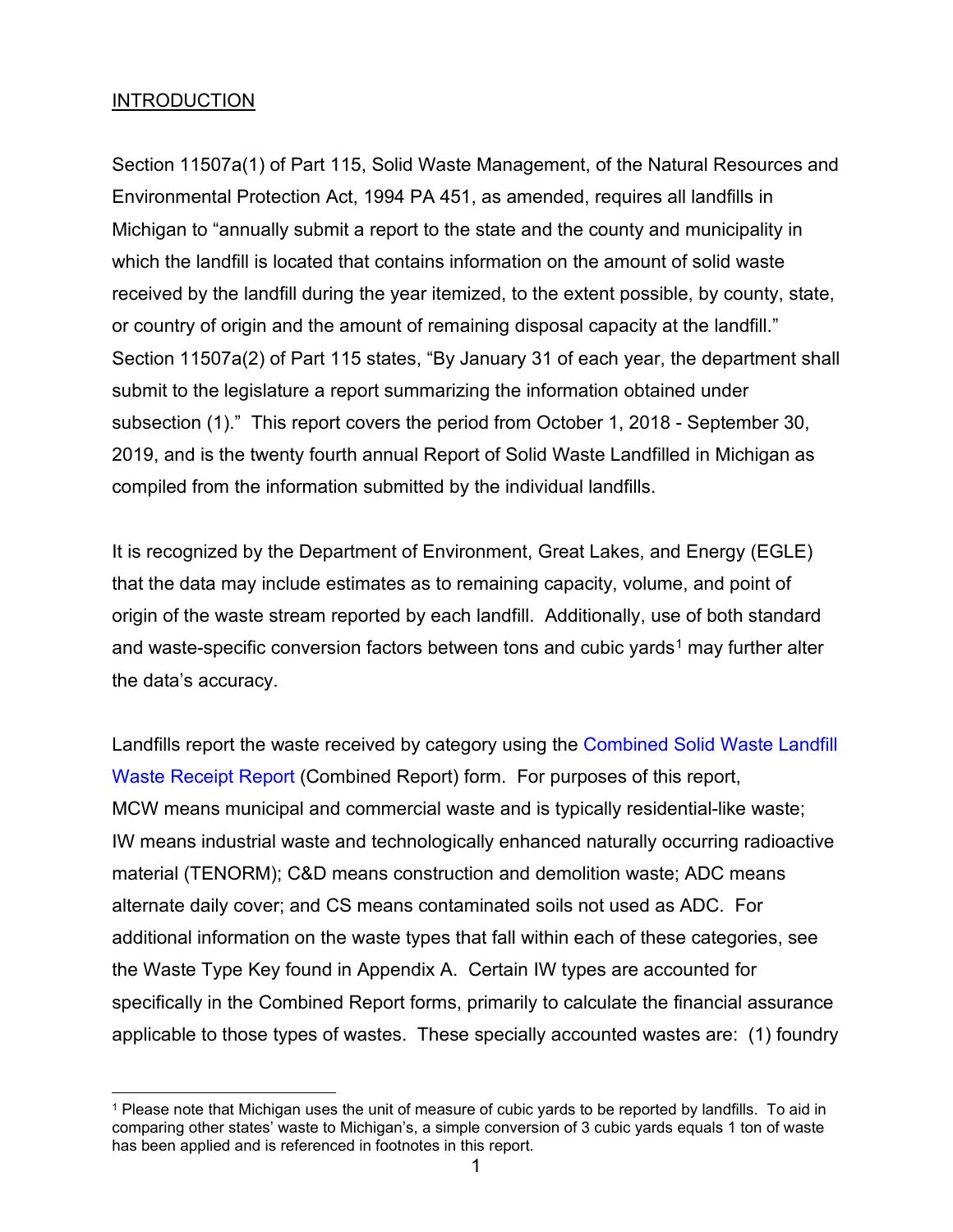## INTRODUCTION

Section 11507a(1) of Part 115, Solid Waste Management, of the Natural Resources and Environmental Protection Act, 1994 PA 451, as amended, requires all landfills in Michigan to "annually submit a report to the state and the county and municipality in which the landfill is located that contains information on the amount of solid waste received by the landfill during the year itemized, to the extent possible, by county, state, or country of origin and the amount of remaining disposal capacity at the landfill." Section 11507a(2) of Part 115 states, "By January 31 of each year, the department shall submit to the legislature a report summarizing the information obtained under subsection (1)." This report covers the period from October 1, 2018 - September 30, 2019, and is the twenty fourth annual Report of Solid Waste Landfilled in Michigan as compiled from the information submitted by the individual landfills.

It is recognized by the Department of Environment, Great Lakes, and Energy (EGLE) that the data may include estimates as to remaining capacity, volume, and point of origin of the waste stream reported by each landfill. Additionally, use of both standard and waste-specific conversion factors between tons and cubic yards[1] may further alter the data's accuracy.

Landfills report the waste received by category using the Combined Solid Waste Landfill Waste Receipt Report (Combined Report) form. For purposes of this report, MCW means municipal and commercial waste and is typically residential-like waste; IW means industrial waste and technologically enhanced naturally occurring radioactive material (TENORM); C&D means construction and demolition waste; ADC means alternate daily cover; and CS means contaminated soils not used as ADC. For additional information on the waste types that fall within each of these categories, see the Waste Type Key found in Appendix A. Certain IW types are accounted for specifically in the Combined Report forms, primarily to calculate the financial assurance applicable to those types of wastes. These specially accounted wastes are: (1) foundry

[1] Please note that Michigan uses the unit of measure of cubic yards to be reported by landfills. To aid in comparing other states' waste to Michigan's, a simple conversion of 3 cubic yards equals 1 ton of waste has been applied and is referenced in footnotes in this report.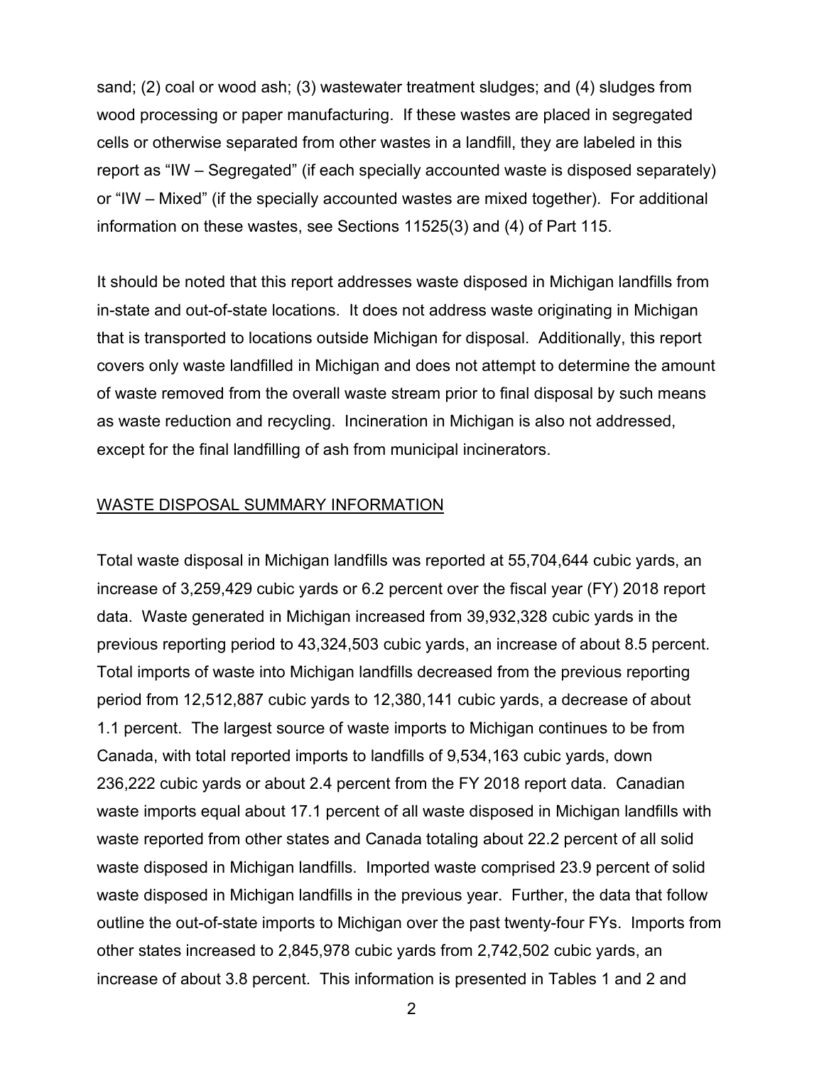sand; (2) coal or wood ash; (3) wastewater treatment sludges; and (4) sludges from wood processing or paper manufacturing. If these wastes are placed in segregated cells or otherwise separated from other wastes in a landfill, they are labeled in this report as "IW – Segregated" (if each specially accounted waste is disposed separately) or "IW – Mixed" (if the specially accounted wastes are mixed together). For additional information on these wastes, see Sections 11525(3) and (4) of Part 115.

It should be noted that this report addresses waste disposed in Michigan landfills from in-state and out-of-state locations. It does not address waste originating in Michigan that is transported to locations outside Michigan for disposal. Additionally, this report covers only waste landfilled in Michigan and does not attempt to determine the amount of waste removed from the overall waste stream prior to final disposal by such means as waste reduction and recycling. Incineration in Michigan is also not addressed, except for the final landfilling of ash from municipal incinerators.

## WASTE DISPOSAL SUMMARY INFORMATION

Total waste disposal in Michigan landfills was reported at 55,704,644 cubic yards, an increase of 3,259,429 cubic yards or 6.2 percent over the fiscal year (FY) 2018 report data. Waste generated in Michigan increased from 39,932,328 cubic yards in the previous reporting period to 43,324,503 cubic yards, an increase of about 8.5 percent. Total imports of waste into Michigan landfills decreased from the previous reporting period from 12,512,887 cubic yards to 12,380,141 cubic yards, a decrease of about 1.1 percent. The largest source of waste imports to Michigan continues to be from Canada, with total reported imports to landfills of 9,534,163 cubic yards, down 236,222 cubic yards or about 2.4 percent from the FY 2018 report data. Canadian waste imports equal about 17.1 percent of all waste disposed in Michigan landfills with waste reported from other states and Canada totaling about 22.2 percent of all solid waste disposed in Michigan landfills. Imported waste comprised 23.9 percent of solid waste disposed in Michigan landfills in the previous year. Further, the data that follow outline the out-of-state imports to Michigan over the past twenty-four FYs. Imports from other states increased to 2,845,978 cubic yards from 2,742,502 cubic yards, an increase of about 3.8 percent. This information is presented in Tables 1 and 2 and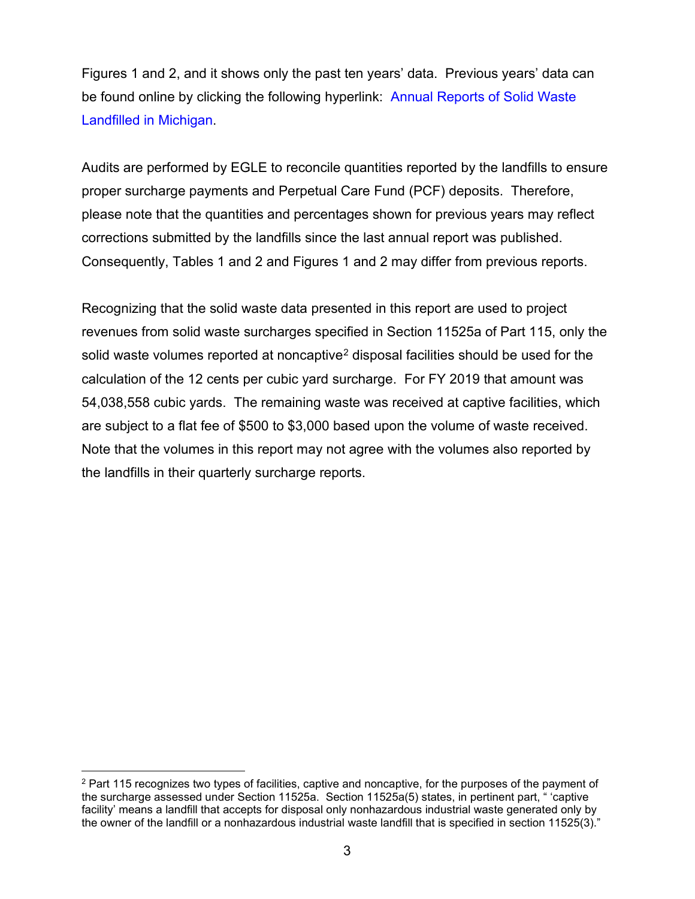Figures 1 and 2, and it shows only the past ten years' data. Previous years' data can be found online by clicking the following hyperlink: Annual Reports of Solid Waste Landfilled in Michigan.

Audits are performed by EGLE to reconcile quantities reported by the landfills to ensure proper surcharge payments and Perpetual Care Fund (PCF) deposits. Therefore, please note that the quantities and percentages shown for previous years may reflect corrections submitted by the landfills since the last annual report was published. Consequently, Tables 1 and 2 and Figures 1 and 2 may differ from previous reports.

Recognizing that the solid waste data presented in this report are used to project revenues from solid waste surcharges specified in Section 11525a of Part 115, only the solid waste volumes reported at noncaptive[2] disposal facilities should be used for the calculation of the 12 cents per cubic yard surcharge. For FY 2019 that amount was 54,038,558 cubic yards. The remaining waste was received at captive facilities, which are subject to a flat fee of $500 to $3,000 based upon the volume of waste received. Note that the volumes in this report may not agree with the volumes also reported by the landfills in their quarterly surcharge reports.

---

[2] Part 115 recognizes two types of facilities, captive and noncaptive, for the purposes of the payment of the surcharge assessed under Section 11525a. Section 11525a(5) states, in pertinent part, " 'captive facility' means a landfill that accepts for disposal only nonhazardous industrial waste generated only by the owner of the landfill or a nonhazardous industrial waste landfill that is specified in section 11525(3)."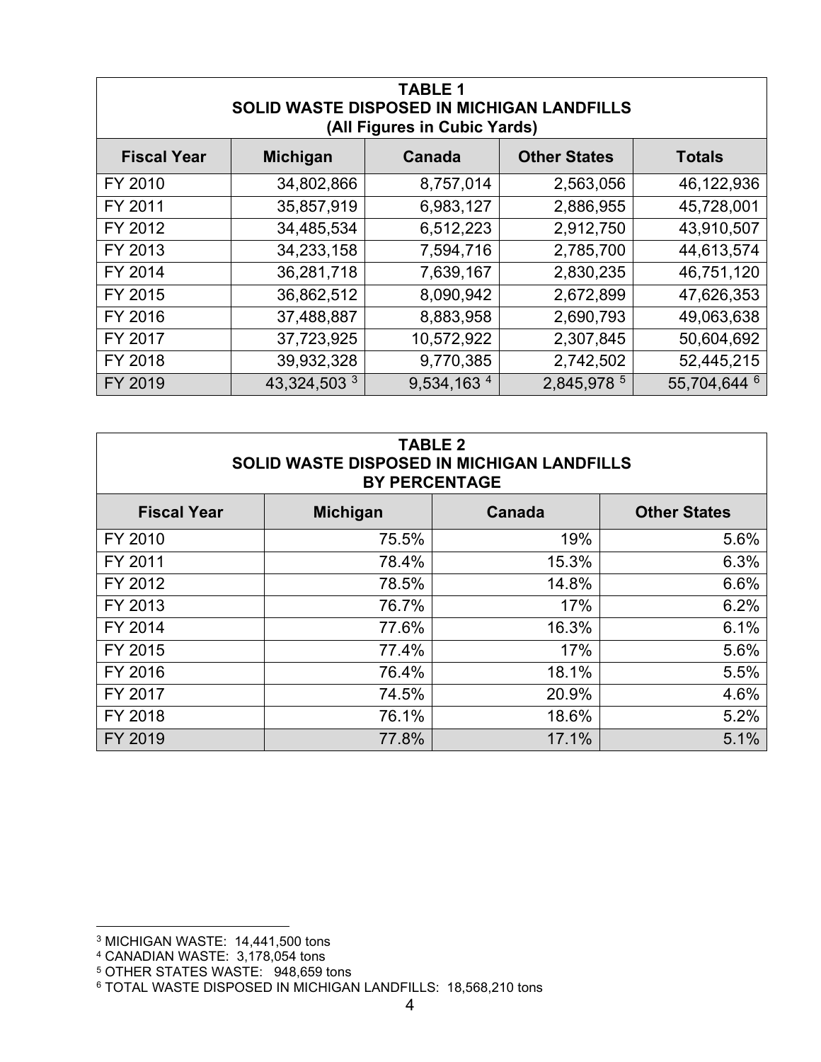| TABLE 1<br>SOLID WASTE DISPOSED IN MICHIGAN LANDFILLS<br>(All Figures in Cubic Yards) | | | | |
|---|---|---|---|---|
| **Fiscal Year** | **Michigan** | **Canada** | **Other States** | **Totals** |
| FY 2010 | 34,802,866 | 8,757,014 | 2,563,056 | 46,122,936 |
| FY 2011 | 35,857,919 | 6,983,127 | 2,886,955 | 45,728,001 |
| FY 2012 | 34,485,534 | 6,512,223 | 2,912,750 | 43,910,507 |
| FY 2013 | 34,233,158 | 7,594,716 | 2,785,700 | 44,613,574 |
| FY 2014 | 36,281,718 | 7,639,167 | 2,830,235 | 46,751,120 |
| FY 2015 | 36,862,512 | 8,090,942 | 2,672,899 | 47,626,353 |
| FY 2016 | 37,488,887 | 8,883,958 | 2,690,793 | 49,063,638 |
| FY 2017 | 37,723,925 | 10,572,922 | 2,307,845 | 50,604,692 |
| FY 2018 | 39,932,328 | 9,770,385 | 2,742,502 | 52,445,215 |
| FY 2019 | 43,324,503 [3] | 9,534,163 [4] | 2,845,978 [5] | 55,704,644 [6] |

| TABLE 2<br>SOLID WASTE DISPOSED IN MICHIGAN LANDFILLS<br>BY PERCENTAGE | | | |
|---|---|---|---|
| **Fiscal Year** | **Michigan** | **Canada** | **Other States** |
| FY 2010 | 75.5% | 19% | 5.6% |
| FY 2011 | 78.4% | 15.3% | 6.3% |
| FY 2012 | 78.5% | 14.8% | 6.6% |
| FY 2013 | 76.7% | 17% | 6.2% |
| FY 2014 | 77.6% | 16.3% | 6.1% |
| FY 2015 | 77.4% | 17% | 5.6% |
| FY 2016 | 76.4% | 18.1% | 5.5% |
| FY 2017 | 74.5% | 20.9% | 4.6% |
| FY 2018 | 76.1% | 18.6% | 5.2% |
| FY 2019 | 77.8% | 17.1% | 5.1% |

[3] MICHIGAN WASTE: 14,441,500 tons

[4] CANADIAN WASTE: 3,178,054 tons

[5] OTHER STATES WASTE: 948,659 tons

[6] TOTAL WASTE DISPOSED IN MICHIGAN LANDFILLS: 18,568,210 tons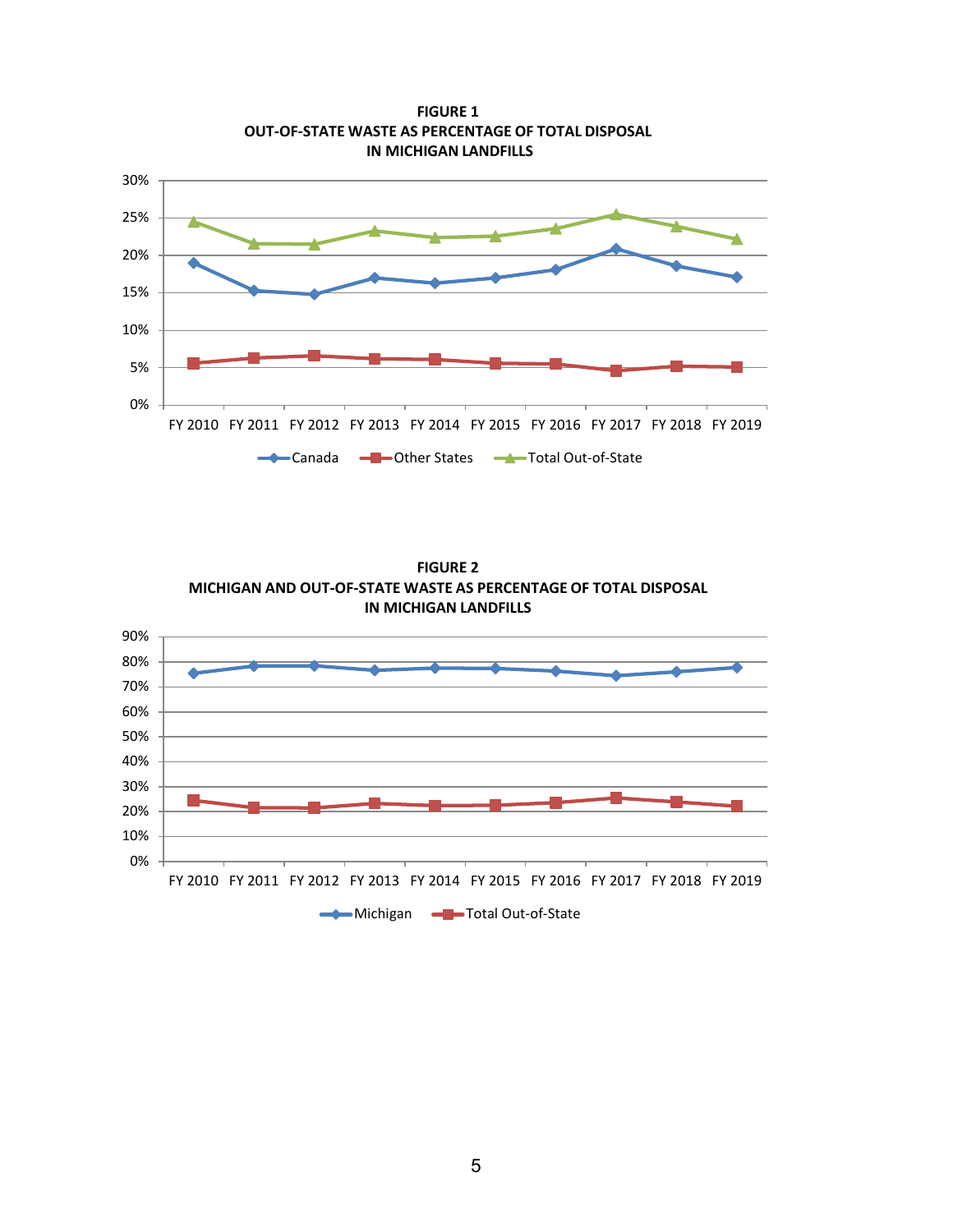**FIGURE 1**
**OUT-OF-STATE WASTE AS PERCENTAGE OF TOTAL DISPOSAL IN MICHIGAN LANDFILLS**

**FIGURE 2**
**MICHIGAN AND OUT-OF-STATE WASTE AS PERCENTAGE OF TOTAL DISPOSAL IN MICHIGAN LANDFILLS**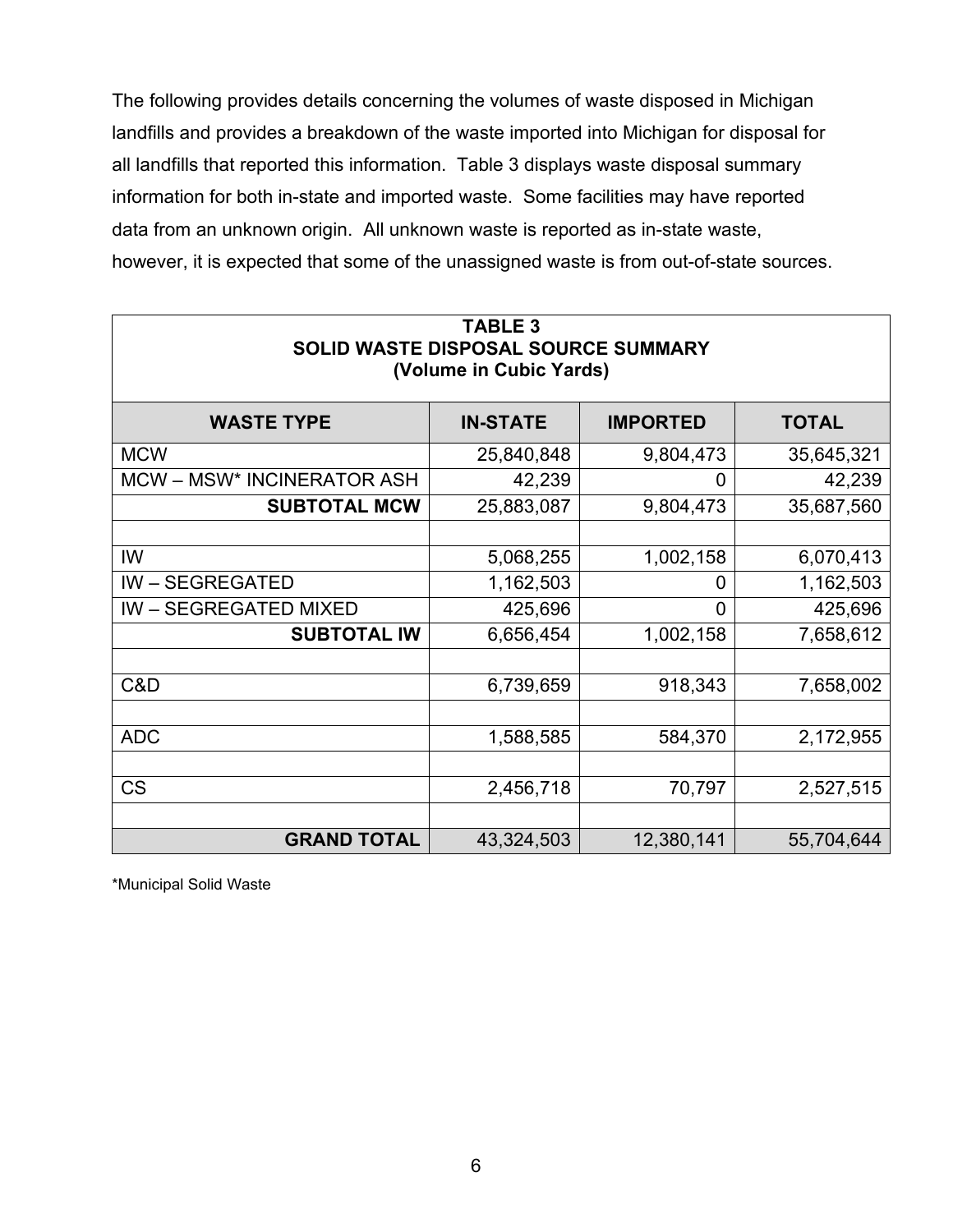The following provides details concerning the volumes of waste disposed in Michigan landfills and provides a breakdown of the waste imported into Michigan for disposal for all landfills that reported this information. Table 3 displays waste disposal summary information for both in-state and imported waste. Some facilities may have reported data from an unknown origin. All unknown waste is reported as in-state waste, however, it is expected that some of the unassigned waste is from out-of-state sources.

**TABLE 3**
**SOLID WASTE DISPOSAL SOURCE SUMMARY**
**(Volume in Cubic Yards)**

| WASTE TYPE | IN-STATE | IMPORTED | TOTAL |
|---|---|---|---|
| MCW | 25,840,848 | 9,804,473 | 35,645,321 |
| MCW – MSW* INCINERATOR ASH | 42,239 | 0 | 42,239 |
| **SUBTOTAL MCW** | 25,883,087 | 9,804,473 | 35,687,560 |
| | | | |
| IW | 5,068,255 | 1,002,158 | 6,070,413 |
| IW – SEGREGATED | 1,162,503 | 0 | 1,162,503 |
| IW – SEGREGATED MIXED | 425,696 | 0 | 425,696 |
| **SUBTOTAL IW** | 6,656,454 | 1,002,158 | 7,658,612 |
| | | | |
| C&D | 6,739,659 | 918,343 | 7,658,002 |
| | | | |
| ADC | 1,588,585 | 584,370 | 2,172,955 |
| | | | |
| CS | 2,456,718 | 70,797 | 2,527,515 |
| | | | |
| **GRAND TOTAL** | 43,324,503 | 12,380,141 | 55,704,644 |

*Municipal Solid Waste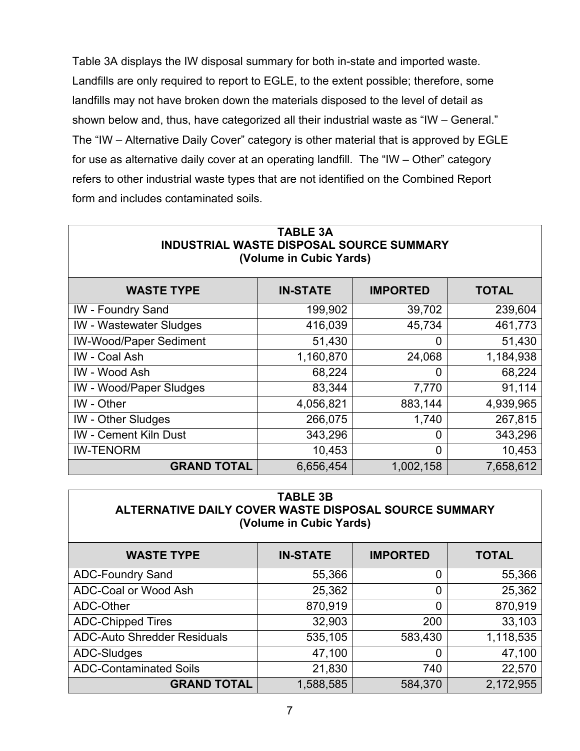Table 3A displays the IW disposal summary for both in-state and imported waste. Landfills are only required to report to EGLE, to the extent possible; therefore, some landfills may not have broken down the materials disposed to the level of detail as shown below and, thus, have categorized all their industrial waste as "IW – General." The "IW – Alternative Daily Cover" category is other material that is approved by EGLE for use as alternative daily cover at an operating landfill. The "IW – Other" category refers to other industrial waste types that are not identified on the Combined Report form and includes contaminated soils.

**TABLE 3A**
**INDUSTRIAL WASTE DISPOSAL SOURCE SUMMARY**
**(Volume in Cubic Yards)**

| WASTE TYPE | IN-STATE | IMPORTED | TOTAL |
|---|---|---|---|
| IW - Foundry Sand | 199,902 | 39,702 | 239,604 |
| IW - Wastewater Sludges | 416,039 | 45,734 | 461,773 |
| IW-Wood/Paper Sediment | 51,430 | 0 | 51,430 |
| IW - Coal Ash | 1,160,870 | 24,068 | 1,184,938 |
| IW - Wood Ash | 68,224 | 0 | 68,224 |
| IW - Wood/Paper Sludges | 83,344 | 7,770 | 91,114 |
| IW - Other | 4,056,821 | 883,144 | 4,939,965 |
| IW - Other Sludges | 266,075 | 1,740 | 267,815 |
| IW - Cement Kiln Dust | 343,296 | 0 | 343,296 |
| IW-TENORM | 10,453 | 0 | 10,453 |
| **GRAND TOTAL** | 6,656,454 | 1,002,158 | 7,658,612 |

**TABLE 3B**
**ALTERNATIVE DAILY COVER WASTE DISPOSAL SOURCE SUMMARY**
**(Volume in Cubic Yards)**

| WASTE TYPE | IN-STATE | IMPORTED | TOTAL |
|---|---|---|---|
| ADC-Foundry Sand | 55,366 | 0 | 55,366 |
| ADC-Coal or Wood Ash | 25,362 | 0 | 25,362 |
| ADC-Other | 870,919 | 0 | 870,919 |
| ADC-Chipped Tires | 32,903 | 200 | 33,103 |
| ADC-Auto Shredder Residuals | 535,105 | 583,430 | 1,118,535 |
| ADC-Sludges | 47,100 | 0 | 47,100 |
| ADC-Contaminated Soils | 21,830 | 740 | 22,570 |
| **GRAND TOTAL** | 1,588,585 | 584,370 | 2,172,955 |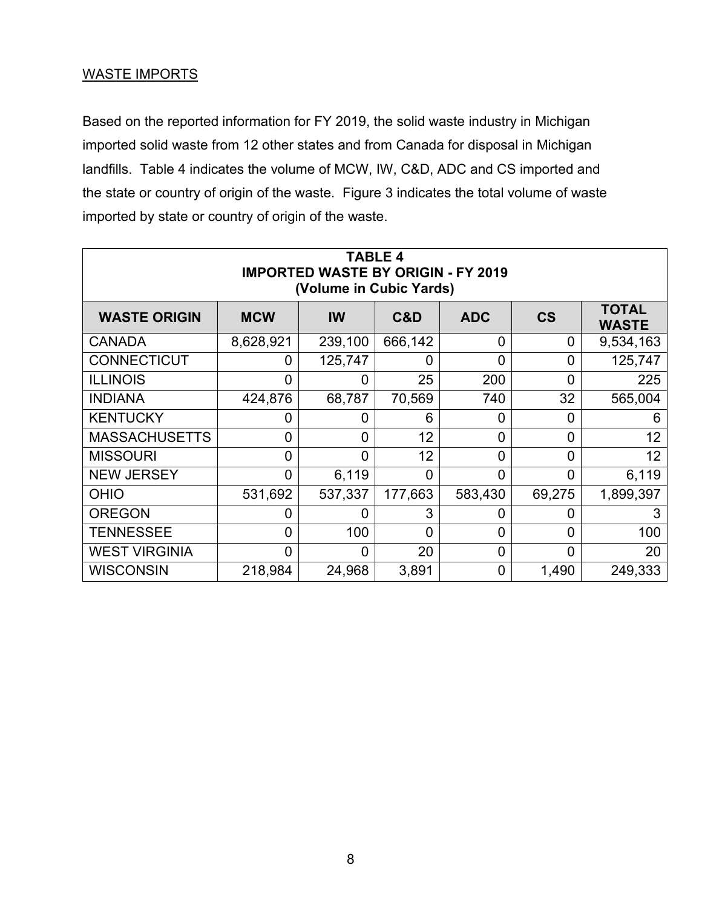## WASTE IMPORTS

Based on the reported information for FY 2019, the solid waste industry in Michigan imported solid waste from 12 other states and from Canada for disposal in Michigan landfills. Table 4 indicates the volume of MCW, IW, C&D, ADC and CS imported and the state or country of origin of the waste. Figure 3 indicates the total volume of waste imported by state or country of origin of the waste.

**TABLE 4**
**IMPORTED WASTE BY ORIGIN - FY 2019**
**(Volume in Cubic Yards)**

| WASTE ORIGIN | MCW | IW | C&D | ADC | CS | TOTAL WASTE |
|---|---|---|---|---|---|---|
| CANADA | 8,628,921 | 239,100 | 666,142 | 0 | 0 | 9,534,163 |
| CONNECTICUT | 0 | 125,747 | 0 | 0 | 0 | 125,747 |
| ILLINOIS | 0 | 0 | 25 | 200 | 0 | 225 |
| INDIANA | 424,876 | 68,787 | 70,569 | 740 | 32 | 565,004 |
| KENTUCKY | 0 | 0 | 6 | 0 | 0 | 6 |
| MASSACHUSETTS | 0 | 0 | 12 | 0 | 0 | 12 |
| MISSOURI | 0 | 0 | 12 | 0 | 0 | 12 |
| NEW JERSEY | 0 | 6,119 | 0 | 0 | 0 | 6,119 |
| OHIO | 531,692 | 537,337 | 177,663 | 583,430 | 69,275 | 1,899,397 |
| OREGON | 0 | 0 | 3 | 0 | 0 | 3 |
| TENNESSEE | 0 | 100 | 0 | 0 | 0 | 100 |
| WEST VIRGINIA | 0 | 0 | 20 | 0 | 0 | 20 |
| WISCONSIN | 218,984 | 24,968 | 3,891 | 0 | 1,490 | 249,333 |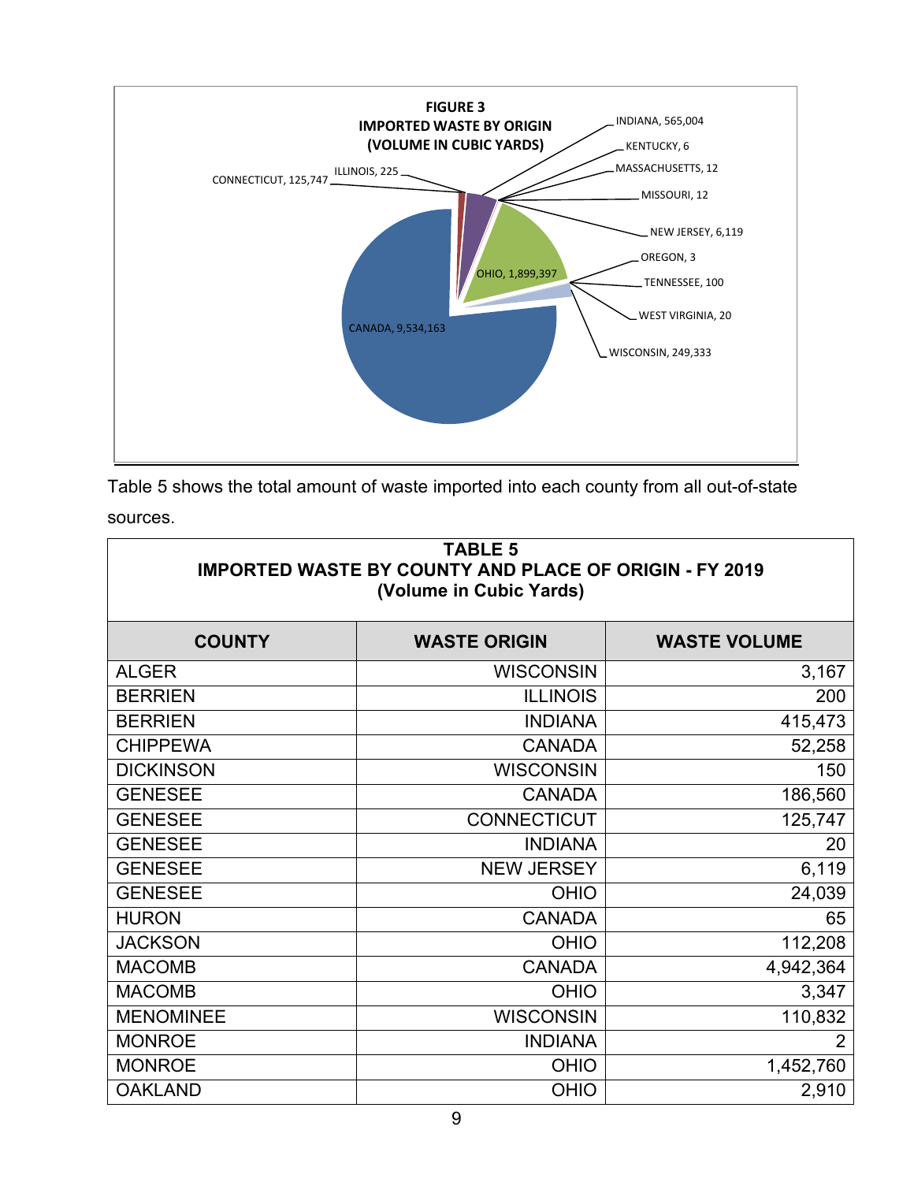**FIGURE 3**
**IMPORTED WASTE BY ORIGIN**
**(VOLUME IN CUBIC YARDS)**

CANADA, 9,534,163
OHIO, 1,899,397
INDIANA, 565,004
WISCONSIN, 249,333
CONNECTICUT, 125,747
NEW JERSEY, 6,119
ILLINOIS, 225
TENNESSEE, 100
WEST VIRGINIA, 20
MASSACHUSETTS, 12
MISSOURI, 12
KENTUCKY, 6
OREGON, 3

Table 5 shows the total amount of waste imported into each county from all out-of-state sources.

**TABLE 5**
**IMPORTED WASTE BY COUNTY AND PLACE OF ORIGIN - FY 2019**
**(Volume in Cubic Yards)**

| COUNTY | WASTE ORIGIN | WASTE VOLUME |
|---|---|---|
| ALGER | WISCONSIN | 3,167 |
| BERRIEN | ILLINOIS | 200 |
| BERRIEN | INDIANA | 415,473 |
| CHIPPEWA | CANADA | 52,258 |
| DICKINSON | WISCONSIN | 150 |
| GENESEE | CANADA | 186,560 |
| GENESEE | CONNECTICUT | 125,747 |
| GENESEE | INDIANA | 20 |
| GENESEE | NEW JERSEY | 6,119 |
| GENESEE | OHIO | 24,039 |
| HURON | CANADA | 65 |
| JACKSON | OHIO | 112,208 |
| MACOMB | CANADA | 4,942,364 |
| MACOMB | OHIO | 3,347 |
| MENOMINEE | WISCONSIN | 110,832 |
| MONROE | INDIANA | 2 |
| MONROE | OHIO | 1,452,760 |
| OAKLAND | OHIO | 2,910 |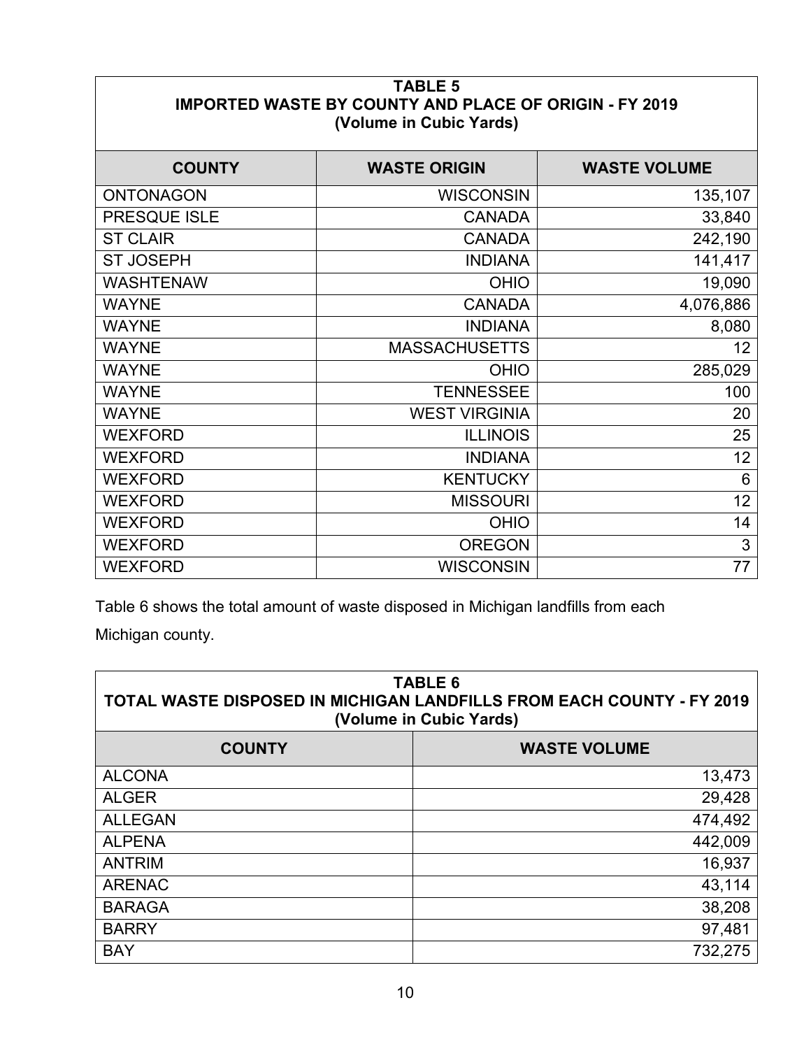| **TABLE 5** | | |
|---|---|---|
| **IMPORTED WASTE BY COUNTY AND PLACE OF ORIGIN - FY 2019** | | |
| **(Volume in Cubic Yards)** | | |
| **COUNTY** | **WASTE ORIGIN** | **WASTE VOLUME** |
| ONTONAGON | WISCONSIN | 135,107 |
| PRESQUE ISLE | CANADA | 33,840 |
| ST CLAIR | CANADA | 242,190 |
| ST JOSEPH | INDIANA | 141,417 |
| WASHTENAW | OHIO | 19,090 |
| WAYNE | CANADA | 4,076,886 |
| WAYNE | INDIANA | 8,080 |
| WAYNE | MASSACHUSETTS | 12 |
| WAYNE | OHIO | 285,029 |
| WAYNE | TENNESSEE | 100 |
| WAYNE | WEST VIRGINIA | 20 |
| WEXFORD | ILLINOIS | 25 |
| WEXFORD | INDIANA | 12 |
| WEXFORD | KENTUCKY | 6 |
| WEXFORD | MISSOURI | 12 |
| WEXFORD | OHIO | 14 |
| WEXFORD | OREGON | 3 |
| WEXFORD | WISCONSIN | 77 |

Table 6 shows the total amount of waste disposed in Michigan landfills from each Michigan county.

| **TABLE 6** | |
|---|---|
| **TOTAL WASTE DISPOSED IN MICHIGAN LANDFILLS FROM EACH COUNTY - FY 2019** | |
| **(Volume in Cubic Yards)** | |
| **COUNTY** | **WASTE VOLUME** |
| ALCONA | 13,473 |
| ALGER | 29,428 |
| ALLEGAN | 474,492 |
| ALPENA | 442,009 |
| ANTRIM | 16,937 |
| ARENAC | 43,114 |
| BARAGA | 38,208 |
| BARRY | 97,481 |
| BAY | 732,275 |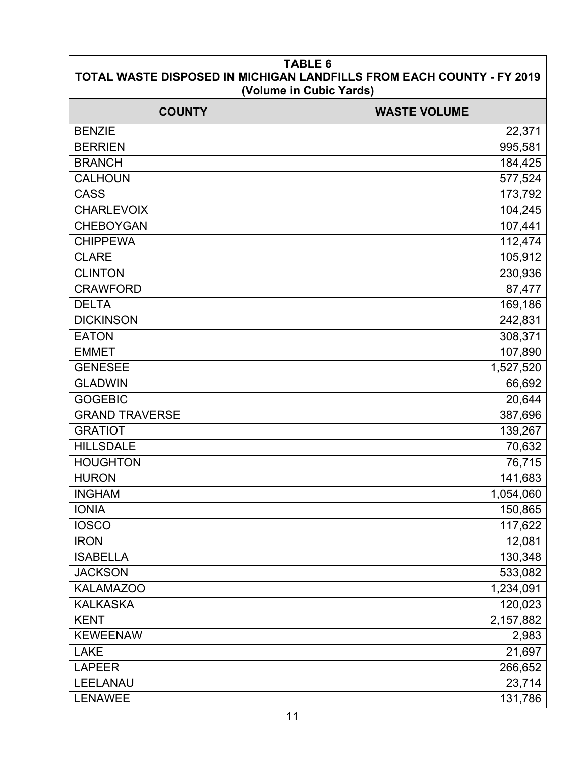| TABLE 6<br>TOTAL WASTE DISPOSED IN MICHIGAN LANDFILLS FROM EACH COUNTY - FY 2019<br>(Volume in Cubic Yards) | |
|---|---|
| **COUNTY** | **WASTE VOLUME** |
| BENZIE | 22,371 |
| BERRIEN | 995,581 |
| BRANCH | 184,425 |
| CALHOUN | 577,524 |
| CASS | 173,792 |
| CHARLEVOIX | 104,245 |
| CHEBOYGAN | 107,441 |
| CHIPPEWA | 112,474 |
| CLARE | 105,912 |
| CLINTON | 230,936 |
| CRAWFORD | 87,477 |
| DELTA | 169,186 |
| DICKINSON | 242,831 |
| EATON | 308,371 |
| EMMET | 107,890 |
| GENESEE | 1,527,520 |
| GLADWIN | 66,692 |
| GOGEBIC | 20,644 |
| GRAND TRAVERSE | 387,696 |
| GRATIOT | 139,267 |
| HILLSDALE | 70,632 |
| HOUGHTON | 76,715 |
| HURON | 141,683 |
| INGHAM | 1,054,060 |
| IONIA | 150,865 |
| IOSCO | 117,622 |
| IRON | 12,081 |
| ISABELLA | 130,348 |
| JACKSON | 533,082 |
| KALAMAZOO | 1,234,091 |
| KALKASKA | 120,023 |
| KENT | 2,157,882 |
| KEWEENAW | 2,983 |
| LAKE | 21,697 |
| LAPEER | 266,652 |
| LEELANAU | 23,714 |
| LENAWEE | 131,786 |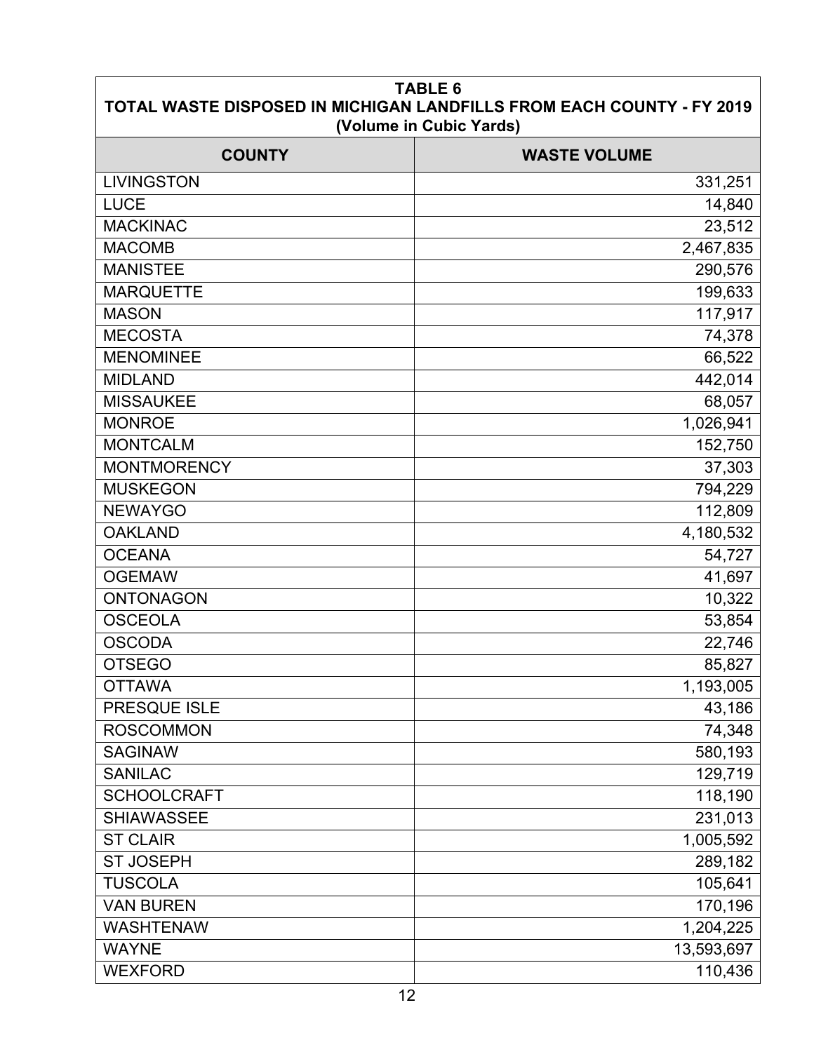| TABLE 6<br>TOTAL WASTE DISPOSED IN MICHIGAN LANDFILLS FROM EACH COUNTY - FY 2019<br>(Volume in Cubic Yards) | |
|---|---|
| **COUNTY** | **WASTE VOLUME** |
| LIVINGSTON | 331,251 |
| LUCE | 14,840 |
| MACKINAC | 23,512 |
| MACOMB | 2,467,835 |
| MANISTEE | 290,576 |
| MARQUETTE | 199,633 |
| MASON | 117,917 |
| MECOSTA | 74,378 |
| MENOMINEE | 66,522 |
| MIDLAND | 442,014 |
| MISSAUKEE | 68,057 |
| MONROE | 1,026,941 |
| MONTCALM | 152,750 |
| MONTMORENCY | 37,303 |
| MUSKEGON | 794,229 |
| NEWAYGO | 112,809 |
| OAKLAND | 4,180,532 |
| OCEANA | 54,727 |
| OGEMAW | 41,697 |
| ONTONAGON | 10,322 |
| OSCEOLA | 53,854 |
| OSCODA | 22,746 |
| OTSEGO | 85,827 |
| OTTAWA | 1,193,005 |
| PRESQUE ISLE | 43,186 |
| ROSCOMMON | 74,348 |
| SAGINAW | 580,193 |
| SANILAC | 129,719 |
| SCHOOLCRAFT | 118,190 |
| SHIAWASSEE | 231,013 |
| ST CLAIR | 1,005,592 |
| ST JOSEPH | 289,182 |
| TUSCOLA | 105,641 |
| VAN BUREN | 170,196 |
| WASHTENAW | 1,204,225 |
| WAYNE | 13,593,697 |
| WEXFORD | 110,436 |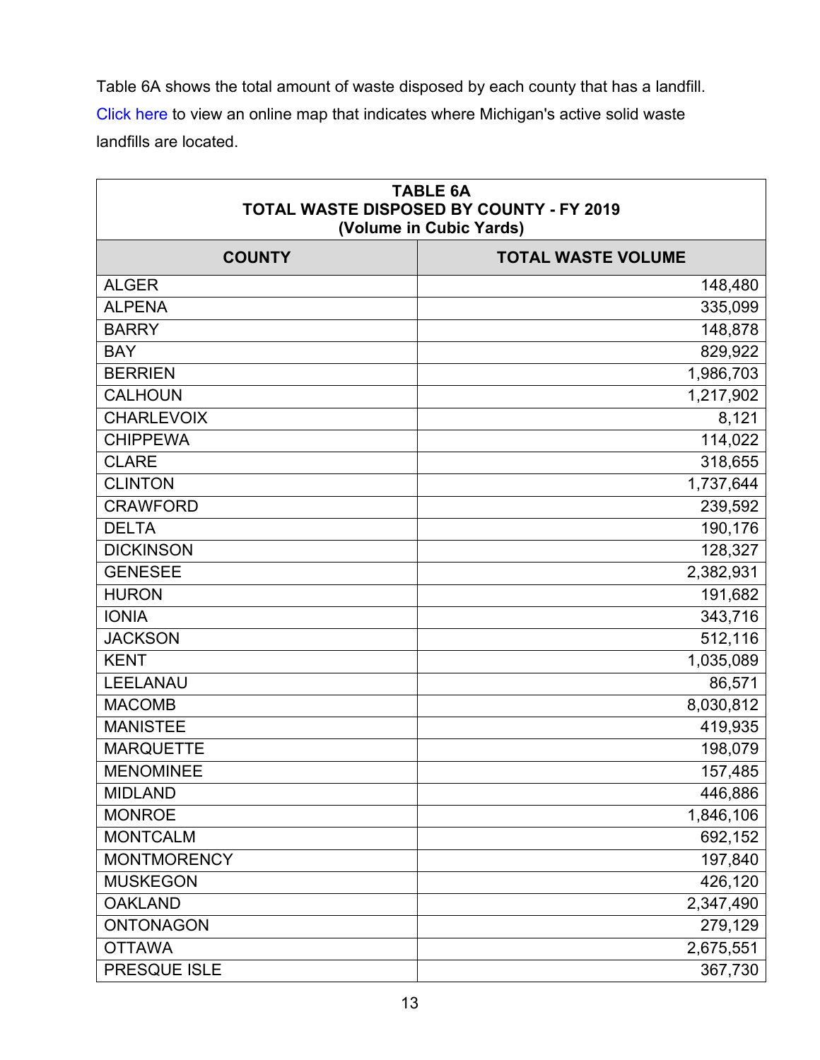Table 6A shows the total amount of waste disposed by each county that has a landfill. Click here to view an online map that indicates where Michigan's active solid waste landfills are located.

| **TABLE 6A**<br>**TOTAL WASTE DISPOSED BY COUNTY - FY 2019**<br>**(Volume in Cubic Yards)** | |
|---|---|
| **COUNTY** | **TOTAL WASTE VOLUME** |
| ALGER | 148,480 |
| ALPENA | 335,099 |
| BARRY | 148,878 |
| BAY | 829,922 |
| BERRIEN | 1,986,703 |
| CALHOUN | 1,217,902 |
| CHARLEVOIX | 8,121 |
| CHIPPEWA | 114,022 |
| CLARE | 318,655 |
| CLINTON | 1,737,644 |
| CRAWFORD | 239,592 |
| DELTA | 190,176 |
| DICKINSON | 128,327 |
| GENESEE | 2,382,931 |
| HURON | 191,682 |
| IONIA | 343,716 |
| JACKSON | 512,116 |
| KENT | 1,035,089 |
| LEELANAU | 86,571 |
| MACOMB | 8,030,812 |
| MANISTEE | 419,935 |
| MARQUETTE | 198,079 |
| MENOMINEE | 157,485 |
| MIDLAND | 446,886 |
| MONROE | 1,846,106 |
| MONTCALM | 692,152 |
| MONTMORENCY | 197,840 |
| MUSKEGON | 426,120 |
| OAKLAND | 2,347,490 |
| ONTONAGON | 279,129 |
| OTTAWA | 2,675,551 |
| PRESQUE ISLE | 367,730 |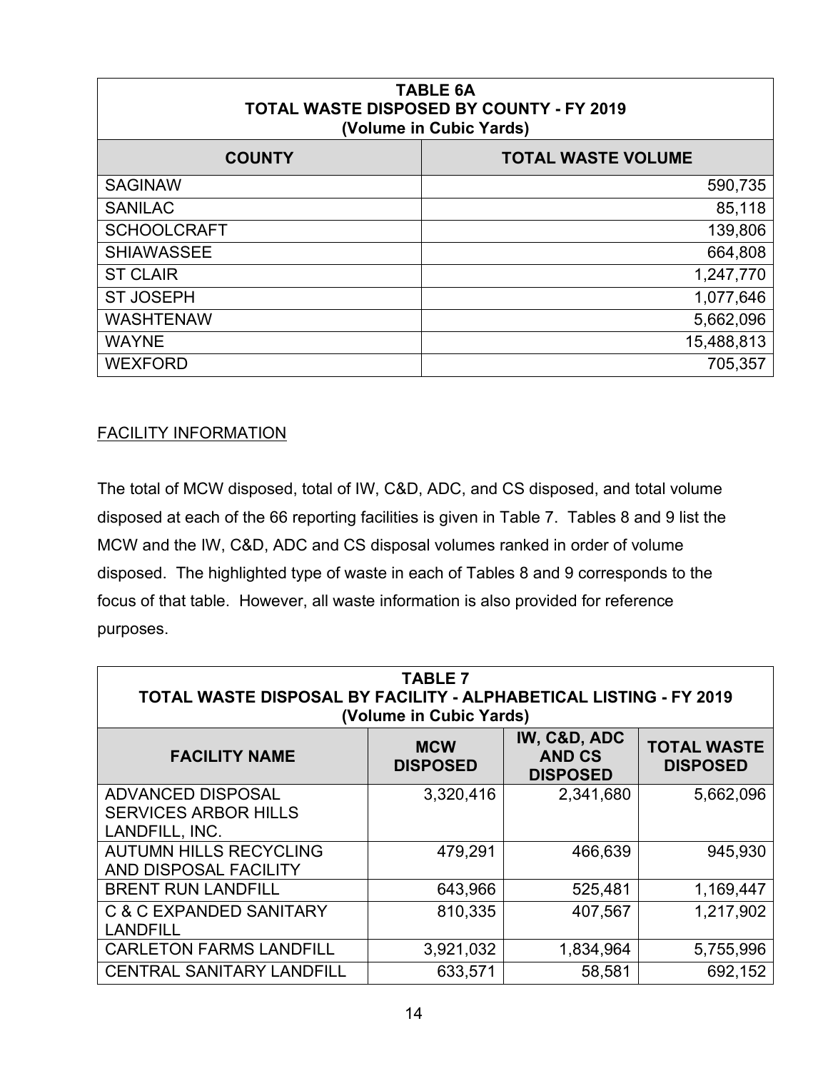| TABLE 6A TOTAL WASTE DISPOSED BY COUNTY - FY 2019 (Volume in Cubic Yards) | |
|---|---|
| **COUNTY** | **TOTAL WASTE VOLUME** |
| SAGINAW | 590,735 |
| SANILAC | 85,118 |
| SCHOOLCRAFT | 139,806 |
| SHIAWASSEE | 664,808 |
| ST CLAIR | 1,247,770 |
| ST JOSEPH | 1,077,646 |
| WASHTENAW | 5,662,096 |
| WAYNE | 15,488,813 |
| WEXFORD | 705,357 |

FACILITY INFORMATION

The total of MCW disposed, total of IW, C&D, ADC, and CS disposed, and total volume disposed at each of the 66 reporting facilities is given in Table 7. Tables 8 and 9 list the MCW and the IW, C&D, ADC and CS disposal volumes ranked in order of volume disposed. The highlighted type of waste in each of Tables 8 and 9 corresponds to the focus of that table. However, all waste information is also provided for reference purposes.

| TABLE 7 TOTAL WASTE DISPOSAL BY FACILITY - ALPHABETICAL LISTING - FY 2019 (Volume in Cubic Yards) | | | |
|---|---|---|---|
| **FACILITY NAME** | **MCW DISPOSED** | **IW, C&D, ADC AND CS DISPOSED** | **TOTAL WASTE DISPOSED** |
| ADVANCED DISPOSAL SERVICES ARBOR HILLS LANDFILL, INC. | 3,320,416 | 2,341,680 | 5,662,096 |
| AUTUMN HILLS RECYCLING AND DISPOSAL FACILITY | 479,291 | 466,639 | 945,930 |
| BRENT RUN LANDFILL | 643,966 | 525,481 | 1,169,447 |
| C & C EXPANDED SANITARY LANDFILL | 810,335 | 407,567 | 1,217,902 |
| CARLETON FARMS LANDFILL | 3,921,032 | 1,834,964 | 5,755,996 |
| CENTRAL SANITARY LANDFILL | 633,571 | 58,581 | 692,152 |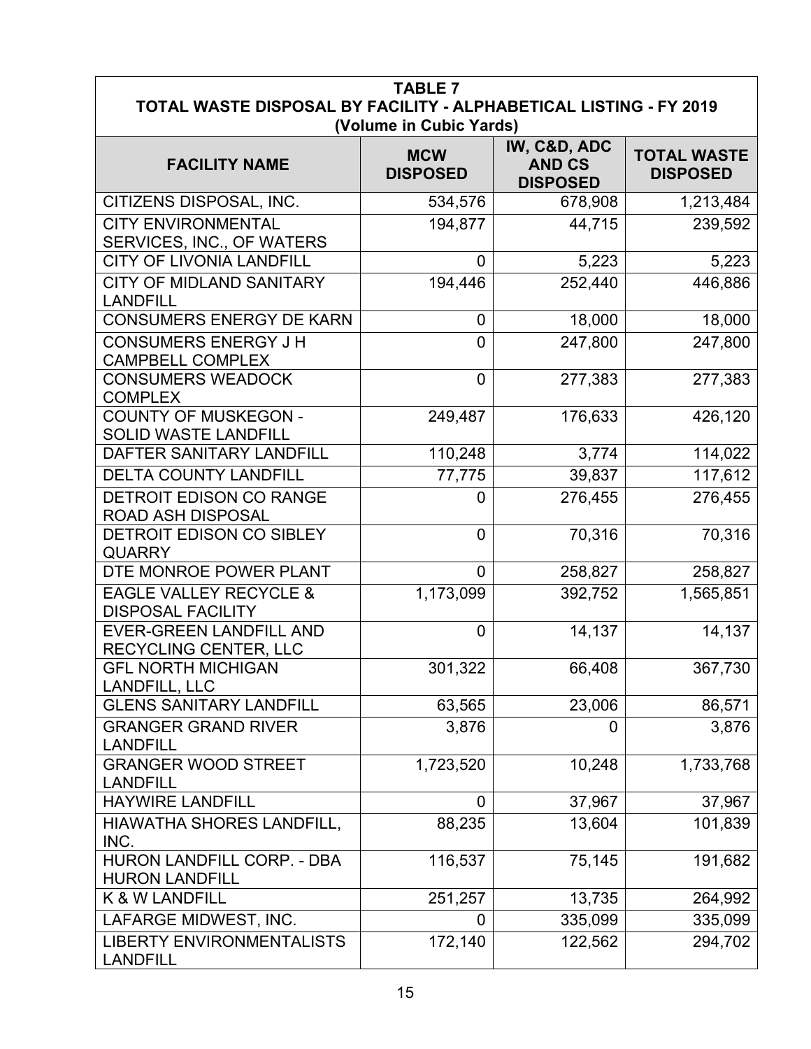| TABLE 7 TOTAL WASTE DISPOSAL BY FACILITY - ALPHABETICAL LISTING - FY 2019 (Volume in Cubic Yards) | | | |
|---|---|---|---|
| **FACILITY NAME** | **MCW DISPOSED** | **IW, C&D, ADC AND CS DISPOSED** | **TOTAL WASTE DISPOSED** |
| CITIZENS DISPOSAL, INC. | 534,576 | 678,908 | 1,213,484 |
| CITY ENVIRONMENTAL SERVICES, INC., OF WATERS | 194,877 | 44,715 | 239,592 |
| CITY OF LIVONIA LANDFILL | 0 | 5,223 | 5,223 |
| CITY OF MIDLAND SANITARY LANDFILL | 194,446 | 252,440 | 446,886 |
| CONSUMERS ENERGY DE KARN | 0 | 18,000 | 18,000 |
| CONSUMERS ENERGY J H CAMPBELL COMPLEX | 0 | 247,800 | 247,800 |
| CONSUMERS WEADOCK COMPLEX | 0 | 277,383 | 277,383 |
| COUNTY OF MUSKEGON - SOLID WASTE LANDFILL | 249,487 | 176,633 | 426,120 |
| DAFTER SANITARY LANDFILL | 110,248 | 3,774 | 114,022 |
| DELTA COUNTY LANDFILL | 77,775 | 39,837 | 117,612 |
| DETROIT EDISON CO RANGE ROAD ASH DISPOSAL | 0 | 276,455 | 276,455 |
| DETROIT EDISON CO SIBLEY QUARRY | 0 | 70,316 | 70,316 |
| DTE MONROE POWER PLANT | 0 | 258,827 | 258,827 |
| EAGLE VALLEY RECYCLE & DISPOSAL FACILITY | 1,173,099 | 392,752 | 1,565,851 |
| EVER-GREEN LANDFILL AND RECYCLING CENTER, LLC | 0 | 14,137 | 14,137 |
| GFL NORTH MICHIGAN LANDFILL, LLC | 301,322 | 66,408 | 367,730 |
| GLENS SANITARY LANDFILL | 63,565 | 23,006 | 86,571 |
| GRANGER GRAND RIVER LANDFILL | 3,876 | 0 | 3,876 |
| GRANGER WOOD STREET LANDFILL | 1,723,520 | 10,248 | 1,733,768 |
| HAYWIRE LANDFILL | 0 | 37,967 | 37,967 |
| HIAWATHA SHORES LANDFILL, INC. | 88,235 | 13,604 | 101,839 |
| HURON LANDFILL CORP. - DBA HURON LANDFILL | 116,537 | 75,145 | 191,682 |
| K & W LANDFILL | 251,257 | 13,735 | 264,992 |
| LAFARGE MIDWEST, INC. | 0 | 335,099 | 335,099 |
| LIBERTY ENVIRONMENTALISTS LANDFILL | 172,140 | 122,562 | 294,702 |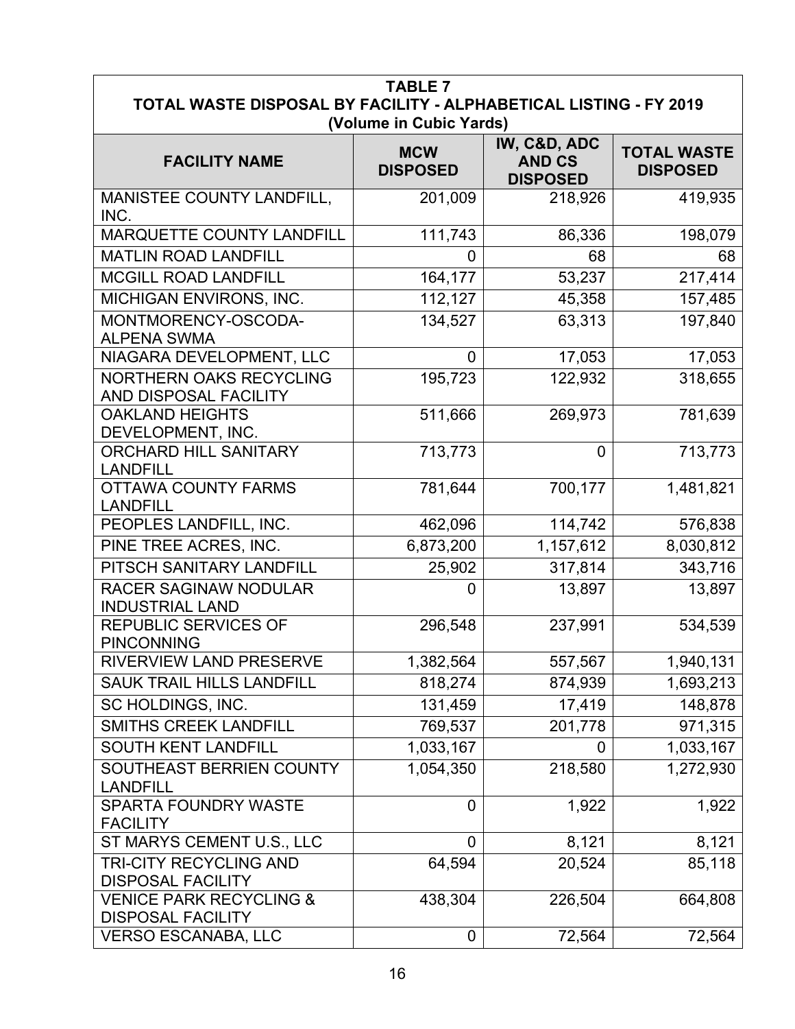**TABLE 7**
**TOTAL WASTE DISPOSAL BY FACILITY - ALPHABETICAL LISTING - FY 2019**
**(Volume in Cubic Yards)**

| FACILITY NAME | MCW DISPOSED | IW, C&D, ADC AND CS DISPOSED | TOTAL WASTE DISPOSED |
|---|---|---|---|
| MANISTEE COUNTY LANDFILL, INC. | 201,009 | 218,926 | 419,935 |
| MARQUETTE COUNTY LANDFILL | 111,743 | 86,336 | 198,079 |
| MATLIN ROAD LANDFILL | 0 | 68 | 68 |
| MCGILL ROAD LANDFILL | 164,177 | 53,237 | 217,414 |
| MICHIGAN ENVIRONS, INC. | 112,127 | 45,358 | 157,485 |
| MONTMORENCY-OSCODA-ALPENA SWMA | 134,527 | 63,313 | 197,840 |
| NIAGARA DEVELOPMENT, LLC | 0 | 17,053 | 17,053 |
| NORTHERN OAKS RECYCLING AND DISPOSAL FACILITY | 195,723 | 122,932 | 318,655 |
| OAKLAND HEIGHTS DEVELOPMENT, INC. | 511,666 | 269,973 | 781,639 |
| ORCHARD HILL SANITARY LANDFILL | 713,773 | 0 | 713,773 |
| OTTAWA COUNTY FARMS LANDFILL | 781,644 | 700,177 | 1,481,821 |
| PEOPLES LANDFILL, INC. | 462,096 | 114,742 | 576,838 |
| PINE TREE ACRES, INC. | 6,873,200 | 1,157,612 | 8,030,812 |
| PITSCH SANITARY LANDFILL | 25,902 | 317,814 | 343,716 |
| RACER SAGINAW NODULAR INDUSTRIAL LAND | 0 | 13,897 | 13,897 |
| REPUBLIC SERVICES OF PINCONNING | 296,548 | 237,991 | 534,539 |
| RIVERVIEW LAND PRESERVE | 1,382,564 | 557,567 | 1,940,131 |
| SAUK TRAIL HILLS LANDFILL | 818,274 | 874,939 | 1,693,213 |
| SC HOLDINGS, INC. | 131,459 | 17,419 | 148,878 |
| SMITHS CREEK LANDFILL | 769,537 | 201,778 | 971,315 |
| SOUTH KENT LANDFILL | 1,033,167 | 0 | 1,033,167 |
| SOUTHEAST BERRIEN COUNTY LANDFILL | 1,054,350 | 218,580 | 1,272,930 |
| SPARTA FOUNDRY WASTE FACILITY | 0 | 1,922 | 1,922 |
| ST MARYS CEMENT U.S., LLC | 0 | 8,121 | 8,121 |
| TRI-CITY RECYCLING AND DISPOSAL FACILITY | 64,594 | 20,524 | 85,118 |
| VENICE PARK RECYCLING & DISPOSAL FACILITY | 438,304 | 226,504 | 664,808 |
| VERSO ESCANABA, LLC | 0 | 72,564 | 72,564 |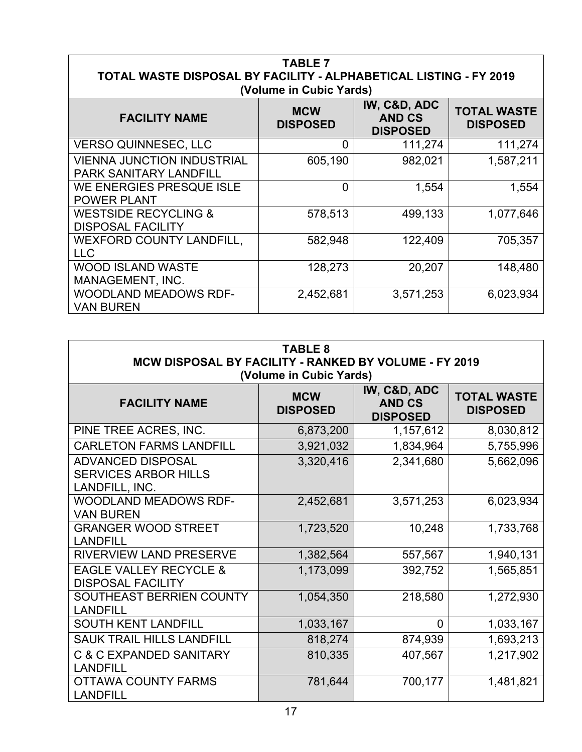| TABLE 7<br>TOTAL WASTE DISPOSAL BY FACILITY - ALPHABETICAL LISTING - FY 2019<br>(Volume in Cubic Yards) | | | |
|---|---|---|---|
| **FACILITY NAME** | **MCW DISPOSED** | **IW, C&D, ADC AND CS DISPOSED** | **TOTAL WASTE DISPOSED** |
| VERSO QUINNESEC, LLC | 0 | 111,274 | 111,274 |
| VIENNA JUNCTION INDUSTRIAL PARK SANITARY LANDFILL | 605,190 | 982,021 | 1,587,211 |
| WE ENERGIES PRESQUE ISLE POWER PLANT | 0 | 1,554 | 1,554 |
| WESTSIDE RECYCLING & DISPOSAL FACILITY | 578,513 | 499,133 | 1,077,646 |
| WEXFORD COUNTY LANDFILL, LLC | 582,948 | 122,409 | 705,357 |
| WOOD ISLAND WASTE MANAGEMENT, INC. | 128,273 | 20,207 | 148,480 |
| WOODLAND MEADOWS RDF-VAN BUREN | 2,452,681 | 3,571,253 | 6,023,934 |

| TABLE 8<br>MCW DISPOSAL BY FACILITY - RANKED BY VOLUME - FY 2019<br>(Volume in Cubic Yards) | | | |
|---|---|---|---|
| **FACILITY NAME** | **MCW DISPOSED** | **IW, C&D, ADC AND CS DISPOSED** | **TOTAL WASTE DISPOSED** |
| PINE TREE ACRES, INC. | 6,873,200 | 1,157,612 | 8,030,812 |
| CARLETON FARMS LANDFILL | 3,921,032 | 1,834,964 | 5,755,996 |
| ADVANCED DISPOSAL SERVICES ARBOR HILLS LANDFILL, INC. | 3,320,416 | 2,341,680 | 5,662,096 |
| WOODLAND MEADOWS RDF-VAN BUREN | 2,452,681 | 3,571,253 | 6,023,934 |
| GRANGER WOOD STREET LANDFILL | 1,723,520 | 10,248 | 1,733,768 |
| RIVERVIEW LAND PRESERVE | 1,382,564 | 557,567 | 1,940,131 |
| EAGLE VALLEY RECYCLE & DISPOSAL FACILITY | 1,173,099 | 392,752 | 1,565,851 |
| SOUTHEAST BERRIEN COUNTY LANDFILL | 1,054,350 | 218,580 | 1,272,930 |
| SOUTH KENT LANDFILL | 1,033,167 | 0 | 1,033,167 |
| SAUK TRAIL HILLS LANDFILL | 818,274 | 874,939 | 1,693,213 |
| C & C EXPANDED SANITARY LANDFILL | 810,335 | 407,567 | 1,217,902 |
| OTTAWA COUNTY FARMS LANDFILL | 781,644 | 700,177 | 1,481,821 |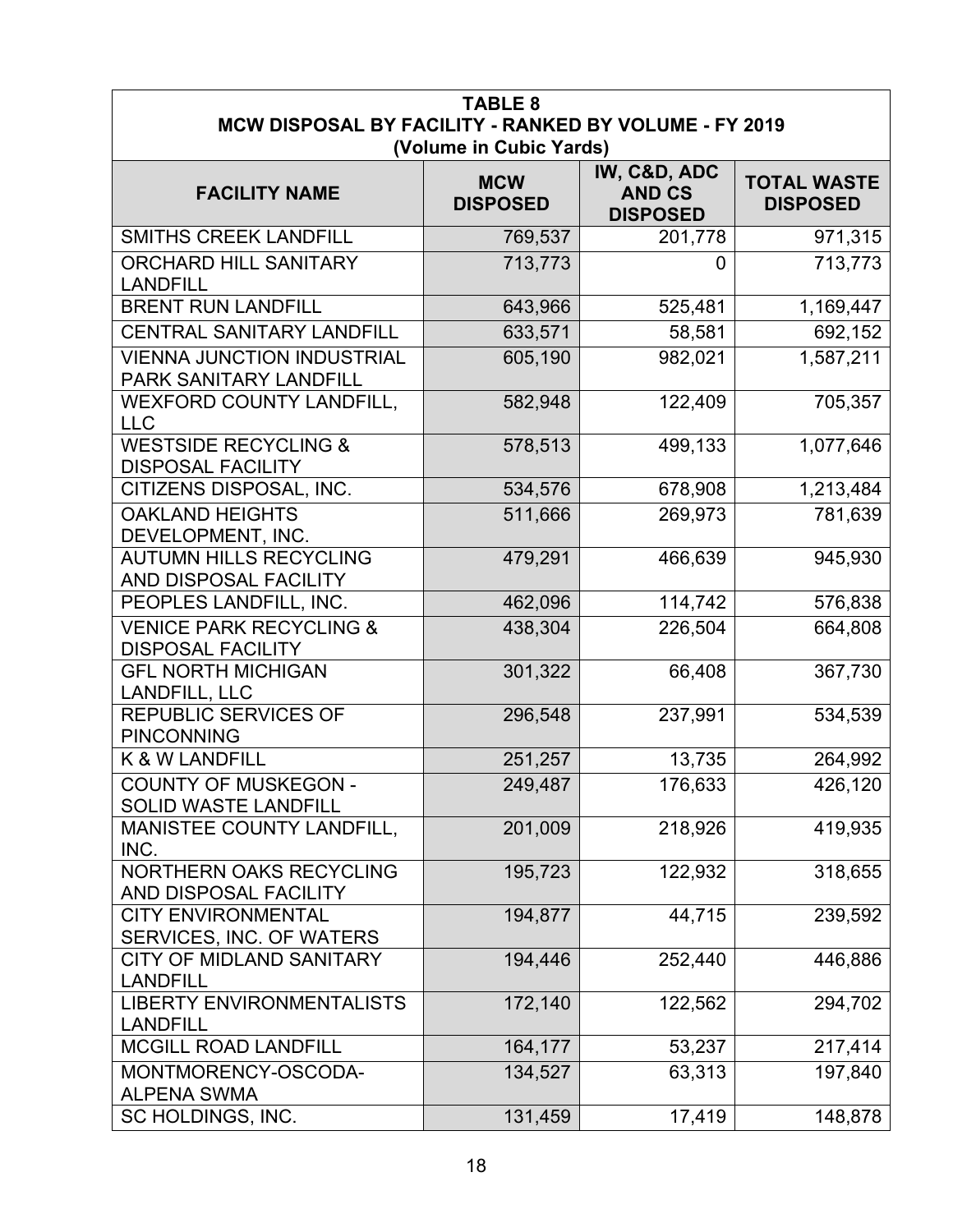**TABLE 8**
**MCW DISPOSAL BY FACILITY - RANKED BY VOLUME - FY 2019**
**(Volume in Cubic Yards)**

| FACILITY NAME | MCW DISPOSED | IW, C&D, ADC AND CS DISPOSED | TOTAL WASTE DISPOSED |
|---|---|---|---|
| SMITHS CREEK LANDFILL | 769,537 | 201,778 | 971,315 |
| ORCHARD HILL SANITARY LANDFILL | 713,773 | 0 | 713,773 |
| BRENT RUN LANDFILL | 643,966 | 525,481 | 1,169,447 |
| CENTRAL SANITARY LANDFILL | 633,571 | 58,581 | 692,152 |
| VIENNA JUNCTION INDUSTRIAL PARK SANITARY LANDFILL | 605,190 | 982,021 | 1,587,211 |
| WEXFORD COUNTY LANDFILL, LLC | 582,948 | 122,409 | 705,357 |
| WESTSIDE RECYCLING & DISPOSAL FACILITY | 578,513 | 499,133 | 1,077,646 |
| CITIZENS DISPOSAL, INC. | 534,576 | 678,908 | 1,213,484 |
| OAKLAND HEIGHTS DEVELOPMENT, INC. | 511,666 | 269,973 | 781,639 |
| AUTUMN HILLS RECYCLING AND DISPOSAL FACILITY | 479,291 | 466,639 | 945,930 |
| PEOPLES LANDFILL, INC. | 462,096 | 114,742 | 576,838 |
| VENICE PARK RECYCLING & DISPOSAL FACILITY | 438,304 | 226,504 | 664,808 |
| GFL NORTH MICHIGAN LANDFILL, LLC | 301,322 | 66,408 | 367,730 |
| REPUBLIC SERVICES OF PINCONNING | 296,548 | 237,991 | 534,539 |
| K & W LANDFILL | 251,257 | 13,735 | 264,992 |
| COUNTY OF MUSKEGON - SOLID WASTE LANDFILL | 249,487 | 176,633 | 426,120 |
| MANISTEE COUNTY LANDFILL, INC. | 201,009 | 218,926 | 419,935 |
| NORTHERN OAKS RECYCLING AND DISPOSAL FACILITY | 195,723 | 122,932 | 318,655 |
| CITY ENVIRONMENTAL SERVICES, INC. OF WATERS | 194,877 | 44,715 | 239,592 |
| CITY OF MIDLAND SANITARY LANDFILL | 194,446 | 252,440 | 446,886 |
| LIBERTY ENVIRONMENTALISTS LANDFILL | 172,140 | 122,562 | 294,702 |
| MCGILL ROAD LANDFILL | 164,177 | 53,237 | 217,414 |
| MONTMORENCY-OSCODA-ALPENA SWMA | 134,527 | 63,313 | 197,840 |
| SC HOLDINGS, INC. | 131,459 | 17,419 | 148,878 |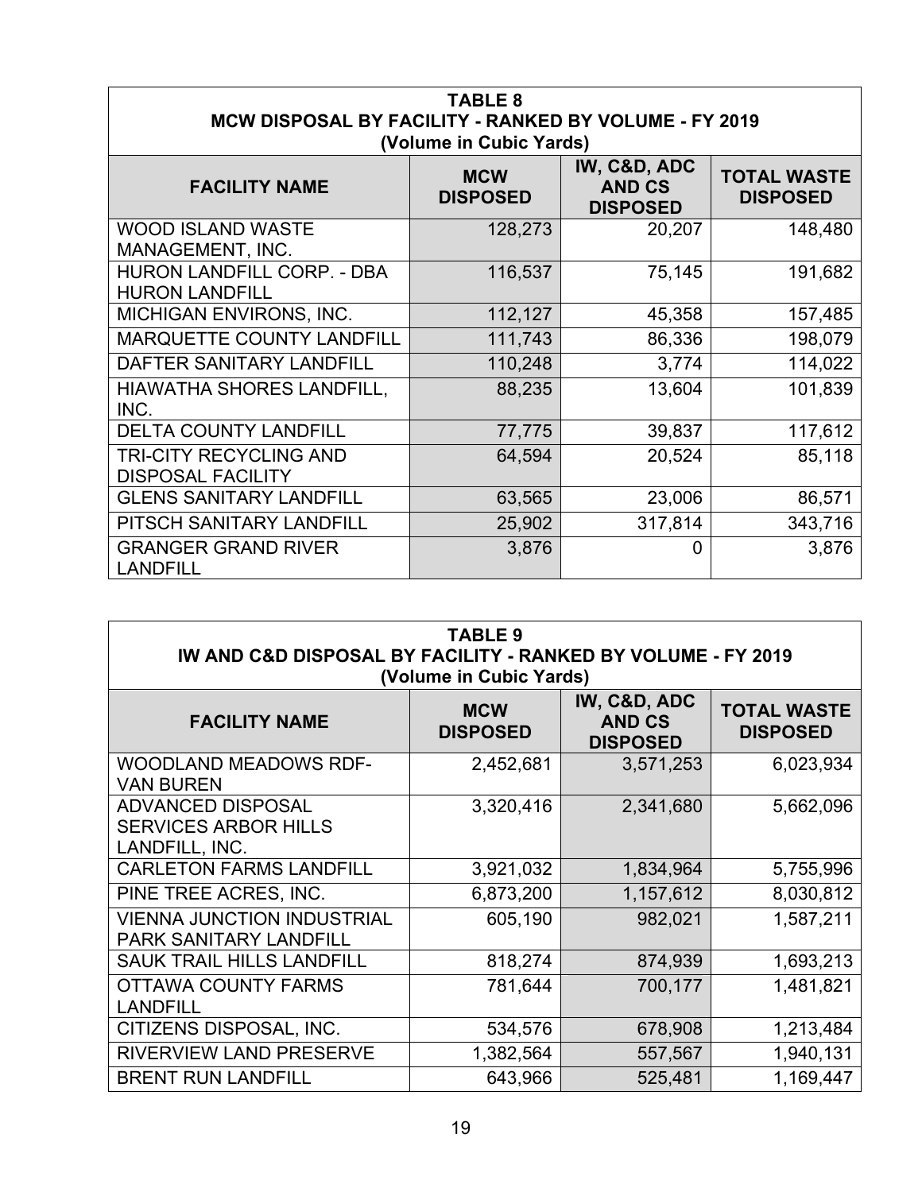| TABLE 8<br>MCW DISPOSAL BY FACILITY - RANKED BY VOLUME - FY 2019<br>(Volume in Cubic Yards) | | | |
|---|---|---|---|
| **FACILITY NAME** | **MCW DISPOSED** | **IW, C&D, ADC AND CS DISPOSED** | **TOTAL WASTE DISPOSED** |
| WOOD ISLAND WASTE MANAGEMENT, INC. | 128,273 | 20,207 | 148,480 |
| HURON LANDFILL CORP. - DBA HURON LANDFILL | 116,537 | 75,145 | 191,682 |
| MICHIGAN ENVIRONS, INC. | 112,127 | 45,358 | 157,485 |
| MARQUETTE COUNTY LANDFILL | 111,743 | 86,336 | 198,079 |
| DAFTER SANITARY LANDFILL | 110,248 | 3,774 | 114,022 |
| HIAWATHA SHORES LANDFILL, INC. | 88,235 | 13,604 | 101,839 |
| DELTA COUNTY LANDFILL | 77,775 | 39,837 | 117,612 |
| TRI-CITY RECYCLING AND DISPOSAL FACILITY | 64,594 | 20,524 | 85,118 |
| GLENS SANITARY LANDFILL | 63,565 | 23,006 | 86,571 |
| PITSCH SANITARY LANDFILL | 25,902 | 317,814 | 343,716 |
| GRANGER GRAND RIVER LANDFILL | 3,876 | 0 | 3,876 |

| TABLE 9<br>IW AND C&D DISPOSAL BY FACILITY - RANKED BY VOLUME - FY 2019<br>(Volume in Cubic Yards) | | | |
|---|---|---|---|
| **FACILITY NAME** | **MCW DISPOSED** | **IW, C&D, ADC AND CS DISPOSED** | **TOTAL WASTE DISPOSED** |
| WOODLAND MEADOWS RDF-VAN BUREN | 2,452,681 | 3,571,253 | 6,023,934 |
| ADVANCED DISPOSAL SERVICES ARBOR HILLS LANDFILL, INC. | 3,320,416 | 2,341,680 | 5,662,096 |
| CARLETON FARMS LANDFILL | 3,921,032 | 1,834,964 | 5,755,996 |
| PINE TREE ACRES, INC. | 6,873,200 | 1,157,612 | 8,030,812 |
| VIENNA JUNCTION INDUSTRIAL PARK SANITARY LANDFILL | 605,190 | 982,021 | 1,587,211 |
| SAUK TRAIL HILLS LANDFILL | 818,274 | 874,939 | 1,693,213 |
| OTTAWA COUNTY FARMS LANDFILL | 781,644 | 700,177 | 1,481,821 |
| CITIZENS DISPOSAL, INC. | 534,576 | 678,908 | 1,213,484 |
| RIVERVIEW LAND PRESERVE | 1,382,564 | 557,567 | 1,940,131 |
| BRENT RUN LANDFILL | 643,966 | 525,481 | 1,169,447 |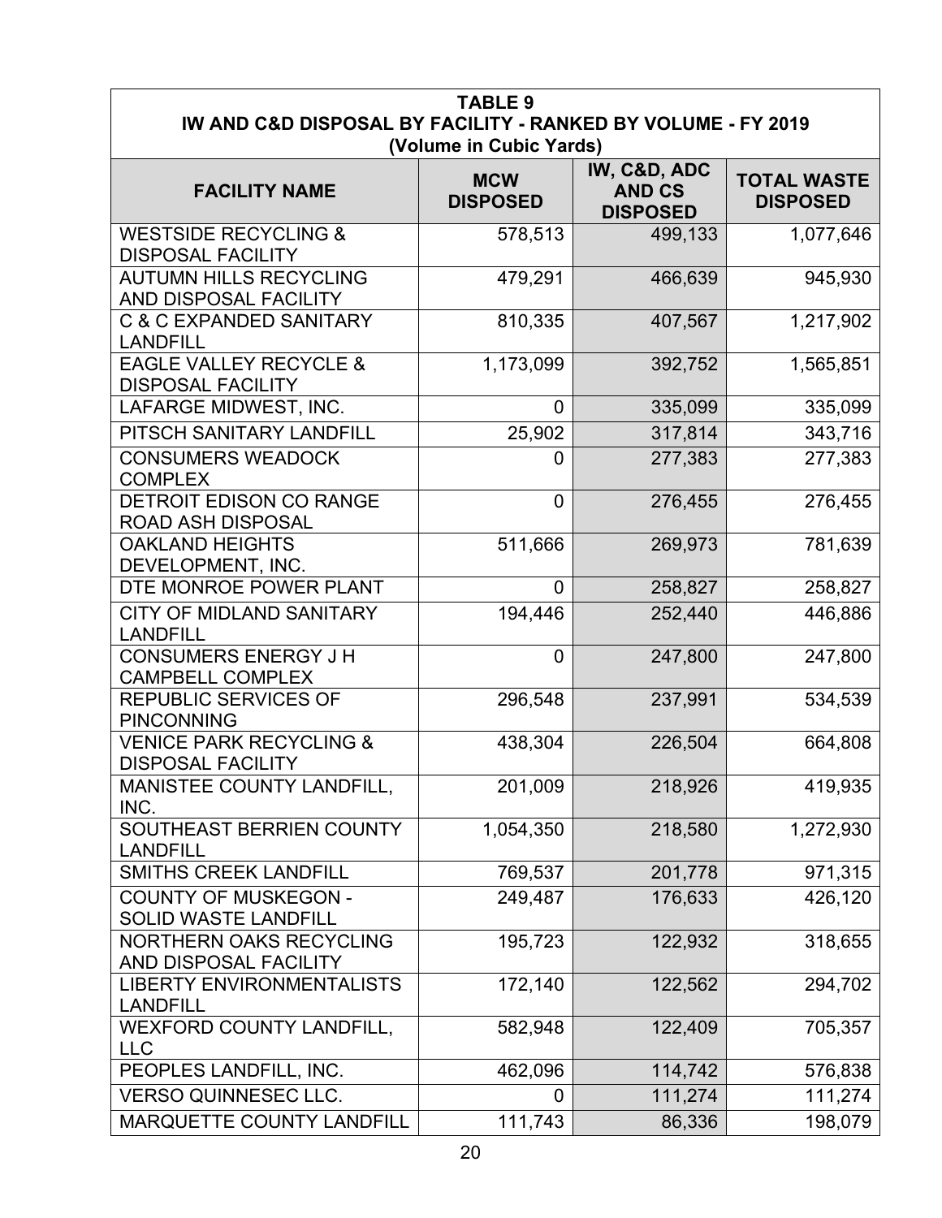| **TABLE 9**<br>**IW AND C&D DISPOSAL BY FACILITY - RANKED BY VOLUME - FY 2019**<br>**(Volume in Cubic Yards)** | | | |
|---|---|---|---|
| **FACILITY NAME** | **MCW DISPOSED** | **IW, C&D, ADC AND CS DISPOSED** | **TOTAL WASTE DISPOSED** |
| WESTSIDE RECYCLING & DISPOSAL FACILITY | 578,513 | 499,133 | 1,077,646 |
| AUTUMN HILLS RECYCLING AND DISPOSAL FACILITY | 479,291 | 466,639 | 945,930 |
| C & C EXPANDED SANITARY LANDFILL | 810,335 | 407,567 | 1,217,902 |
| EAGLE VALLEY RECYCLE & DISPOSAL FACILITY | 1,173,099 | 392,752 | 1,565,851 |
| LAFARGE MIDWEST, INC. | 0 | 335,099 | 335,099 |
| PITSCH SANITARY LANDFILL | 25,902 | 317,814 | 343,716 |
| CONSUMERS WEADOCK COMPLEX | 0 | 277,383 | 277,383 |
| DETROIT EDISON CO RANGE ROAD ASH DISPOSAL | 0 | 276,455 | 276,455 |
| OAKLAND HEIGHTS DEVELOPMENT, INC. | 511,666 | 269,973 | 781,639 |
| DTE MONROE POWER PLANT | 0 | 258,827 | 258,827 |
| CITY OF MIDLAND SANITARY LANDFILL | 194,446 | 252,440 | 446,886 |
| CONSUMERS ENERGY J H CAMPBELL COMPLEX | 0 | 247,800 | 247,800 |
| REPUBLIC SERVICES OF PINCONNING | 296,548 | 237,991 | 534,539 |
| VENICE PARK RECYCLING & DISPOSAL FACILITY | 438,304 | 226,504 | 664,808 |
| MANISTEE COUNTY LANDFILL, INC. | 201,009 | 218,926 | 419,935 |
| SOUTHEAST BERRIEN COUNTY LANDFILL | 1,054,350 | 218,580 | 1,272,930 |
| SMITHS CREEK LANDFILL | 769,537 | 201,778 | 971,315 |
| COUNTY OF MUSKEGON - SOLID WASTE LANDFILL | 249,487 | 176,633 | 426,120 |
| NORTHERN OAKS RECYCLING AND DISPOSAL FACILITY | 195,723 | 122,932 | 318,655 |
| LIBERTY ENVIRONMENTALISTS LANDFILL | 172,140 | 122,562 | 294,702 |
| WEXFORD COUNTY LANDFILL, LLC | 582,948 | 122,409 | 705,357 |
| PEOPLES LANDFILL, INC. | 462,096 | 114,742 | 576,838 |
| VERSO QUINNESEC LLC. | 0 | 111,274 | 111,274 |
| MARQUETTE COUNTY LANDFILL | 111,743 | 86,336 | 198,079 |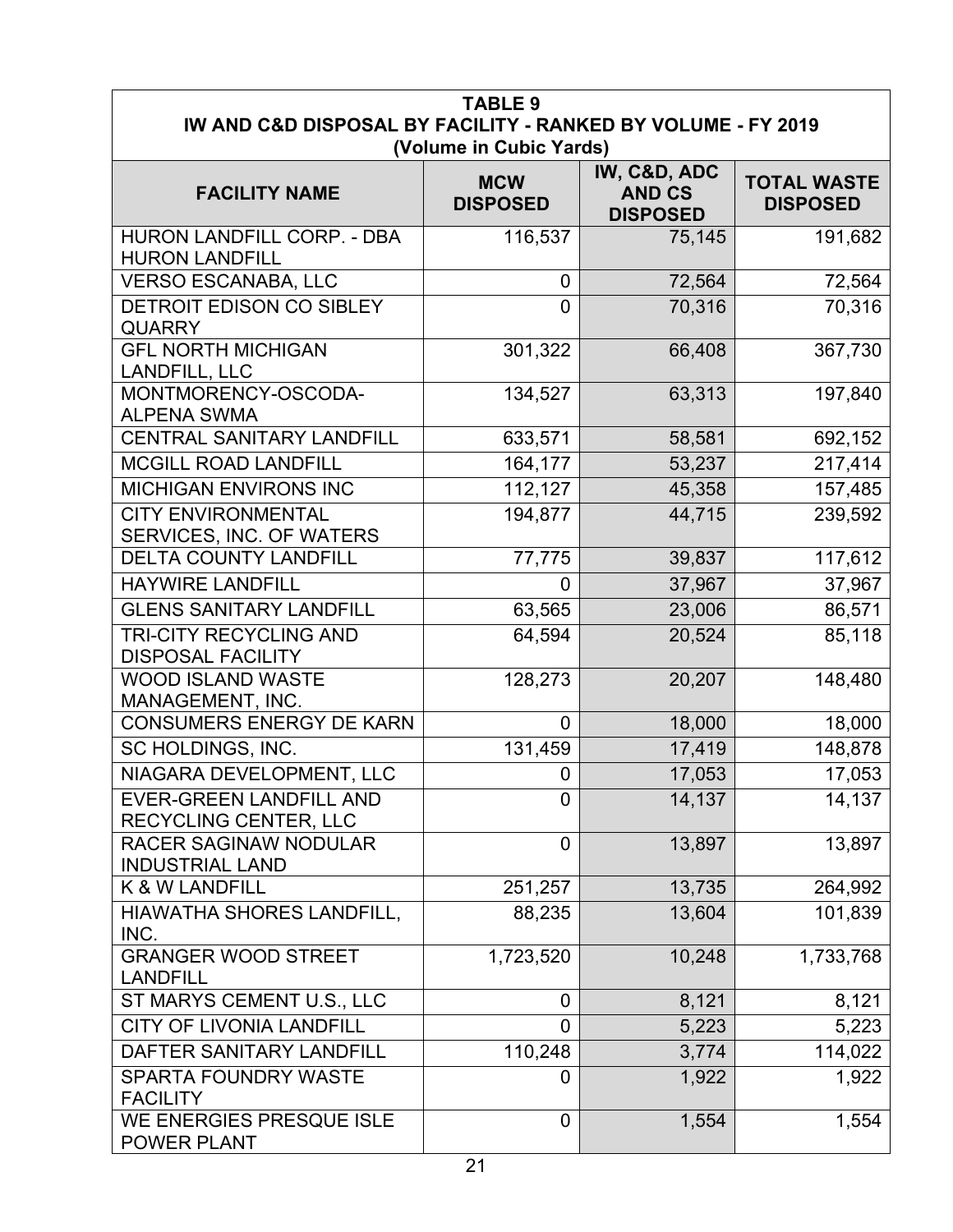**TABLE 9**
**IW AND C&D DISPOSAL BY FACILITY - RANKED BY VOLUME - FY 2019**
**(Volume in Cubic Yards)**

| FACILITY NAME | MCW DISPOSED | IW, C&D, ADC AND CS DISPOSED | TOTAL WASTE DISPOSED |
|---|---|---|---|
| HURON LANDFILL CORP. - DBA HURON LANDFILL | 116,537 | 75,145 | 191,682 |
| VERSO ESCANABA, LLC | 0 | 72,564 | 72,564 |
| DETROIT EDISON CO SIBLEY QUARRY | 0 | 70,316 | 70,316 |
| GFL NORTH MICHIGAN LANDFILL, LLC | 301,322 | 66,408 | 367,730 |
| MONTMORENCY-OSCODA-ALPENA SWMA | 134,527 | 63,313 | 197,840 |
| CENTRAL SANITARY LANDFILL | 633,571 | 58,581 | 692,152 |
| MCGILL ROAD LANDFILL | 164,177 | 53,237 | 217,414 |
| MICHIGAN ENVIRONS INC | 112,127 | 45,358 | 157,485 |
| CITY ENVIRONMENTAL SERVICES, INC. OF WATERS | 194,877 | 44,715 | 239,592 |
| DELTA COUNTY LANDFILL | 77,775 | 39,837 | 117,612 |
| HAYWIRE LANDFILL | 0 | 37,967 | 37,967 |
| GLENS SANITARY LANDFILL | 63,565 | 23,006 | 86,571 |
| TRI-CITY RECYCLING AND DISPOSAL FACILITY | 64,594 | 20,524 | 85,118 |
| WOOD ISLAND WASTE MANAGEMENT, INC. | 128,273 | 20,207 | 148,480 |
| CONSUMERS ENERGY DE KARN | 0 | 18,000 | 18,000 |
| SC HOLDINGS, INC. | 131,459 | 17,419 | 148,878 |
| NIAGARA DEVELOPMENT, LLC | 0 | 17,053 | 17,053 |
| EVER-GREEN LANDFILL AND RECYCLING CENTER, LLC | 0 | 14,137 | 14,137 |
| RACER SAGINAW NODULAR INDUSTRIAL LAND | 0 | 13,897 | 13,897 |
| K & W LANDFILL | 251,257 | 13,735 | 264,992 |
| HIAWATHA SHORES LANDFILL, INC. | 88,235 | 13,604 | 101,839 |
| GRANGER WOOD STREET LANDFILL | 1,723,520 | 10,248 | 1,733,768 |
| ST MARYS CEMENT U.S., LLC | 0 | 8,121 | 8,121 |
| CITY OF LIVONIA LANDFILL | 0 | 5,223 | 5,223 |
| DAFTER SANITARY LANDFILL | 110,248 | 3,774 | 114,022 |
| SPARTA FOUNDRY WASTE FACILITY | 0 | 1,922 | 1,922 |
| WE ENERGIES PRESQUE ISLE POWER PLANT | 0 | 1,554 | 1,554 |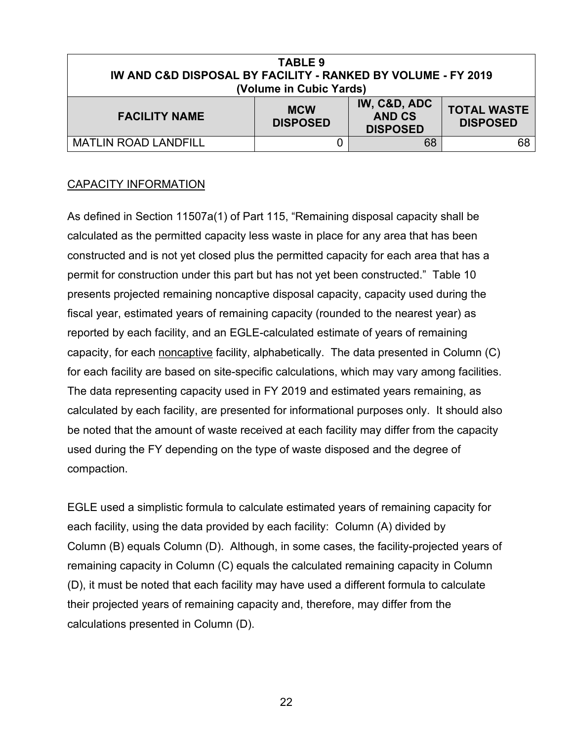| TABLE 9<br>IW AND C&D DISPOSAL BY FACILITY - RANKED BY VOLUME - FY 2019<br>(Volume in Cubic Yards) | | | |
|---|---|---|---|
| **FACILITY NAME** | **MCW DISPOSED** | **IW, C&D, ADC AND CS DISPOSED** | **TOTAL WASTE DISPOSED** |
| MATLIN ROAD LANDFILL | 0 | 68 | 68 |

CAPACITY INFORMATION

As defined in Section 11507a(1) of Part 115, "Remaining disposal capacity shall be calculated as the permitted capacity less waste in place for any area that has been constructed and is not yet closed plus the permitted capacity for each area that has a permit for construction under this part but has not yet been constructed." Table 10 presents projected remaining noncaptive disposal capacity, capacity used during the fiscal year, estimated years of remaining capacity (rounded to the nearest year) as reported by each facility, and an EGLE-calculated estimate of years of remaining capacity, for each noncaptive facility, alphabetically. The data presented in Column (C) for each facility are based on site-specific calculations, which may vary among facilities. The data representing capacity used in FY 2019 and estimated years remaining, as calculated by each facility, are presented for informational purposes only. It should also be noted that the amount of waste received at each facility may differ from the capacity used during the FY depending on the type of waste disposed and the degree of compaction.

EGLE used a simplistic formula to calculate estimated years of remaining capacity for each facility, using the data provided by each facility: Column (A) divided by Column (B) equals Column (D). Although, in some cases, the facility-projected years of remaining capacity in Column (C) equals the calculated remaining capacity in Column (D), it must be noted that each facility may have used a different formula to calculate their projected years of remaining capacity and, therefore, may differ from the calculations presented in Column (D).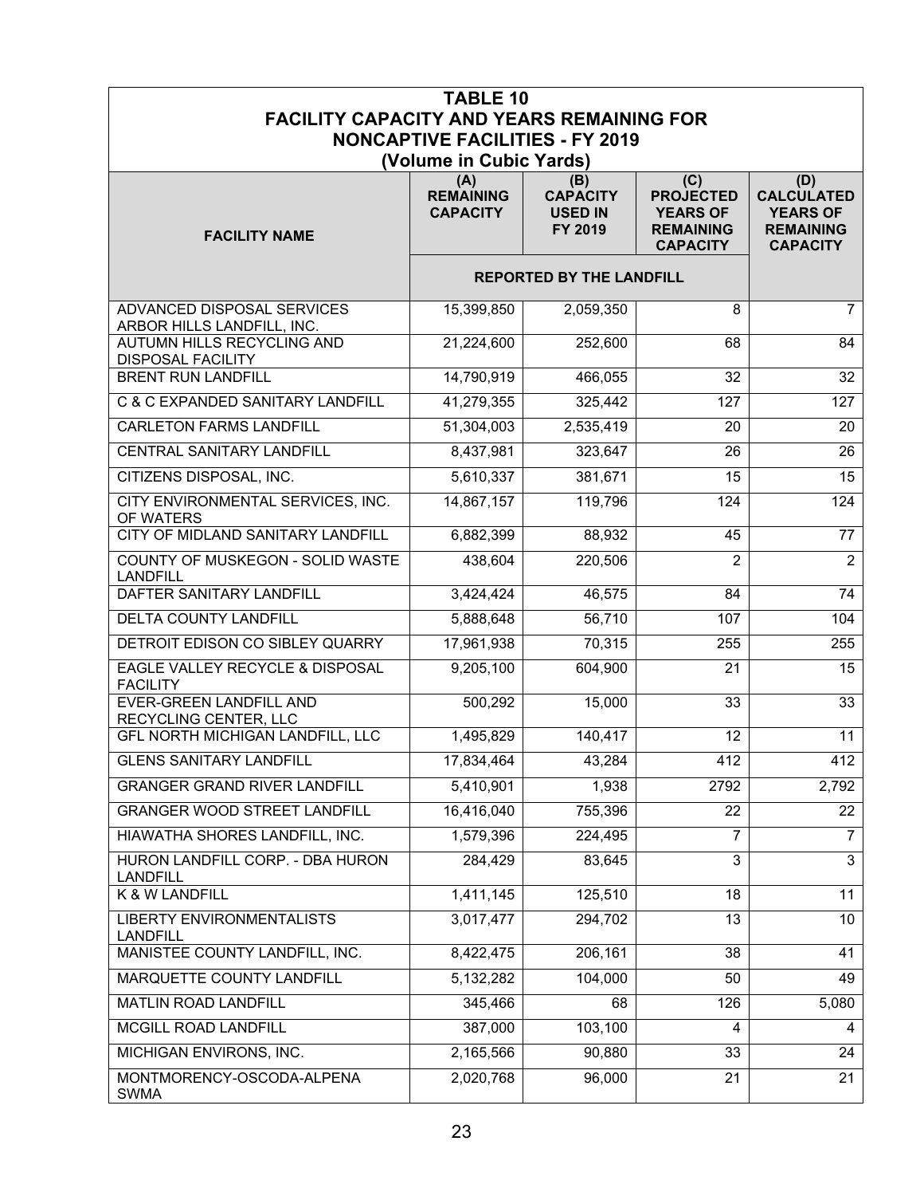**TABLE 10**
**FACILITY CAPACITY AND YEARS REMAINING FOR NONCAPTIVE FACILITIES - FY 2019**
**(Volume in Cubic Yards)**

| FACILITY NAME | (A) REMAINING CAPACITY | (B) CAPACITY USED IN FY 2019 | (C) PROJECTED YEARS OF REMAINING CAPACITY | (D) CALCULATED YEARS OF REMAINING CAPACITY |
|---|---|---|---|---|
| | REPORTED BY THE LANDFILL | | | |
| ADVANCED DISPOSAL SERVICES ARBOR HILLS LANDFILL, INC. | 15,399,850 | 2,059,350 | 8 | 7 |
| AUTUMN HILLS RECYCLING AND DISPOSAL FACILITY | 21,224,600 | 252,600 | 68 | 84 |
| BRENT RUN LANDFILL | 14,790,919 | 466,055 | 32 | 32 |
| C & C EXPANDED SANITARY LANDFILL | 41,279,355 | 325,442 | 127 | 127 |
| CARLETON FARMS LANDFILL | 51,304,003 | 2,535,419 | 20 | 20 |
| CENTRAL SANITARY LANDFILL | 8,437,981 | 323,647 | 26 | 26 |
| CITIZENS DISPOSAL, INC. | 5,610,337 | 381,671 | 15 | 15 |
| CITY ENVIRONMENTAL SERVICES, INC. OF WATERS | 14,867,157 | 119,796 | 124 | 124 |
| CITY OF MIDLAND SANITARY LANDFILL | 6,882,399 | 88,932 | 45 | 77 |
| COUNTY OF MUSKEGON - SOLID WASTE LANDFILL | 438,604 | 220,506 | 2 | 2 |
| DAFTER SANITARY LANDFILL | 3,424,424 | 46,575 | 84 | 74 |
| DELTA COUNTY LANDFILL | 5,888,648 | 56,710 | 107 | 104 |
| DETROIT EDISON CO SIBLEY QUARRY | 17,961,938 | 70,315 | 255 | 255 |
| EAGLE VALLEY RECYCLE & DISPOSAL FACILITY | 9,205,100 | 604,900 | 21 | 15 |
| EVER-GREEN LANDFILL AND RECYCLING CENTER, LLC | 500,292 | 15,000 | 33 | 33 |
| GFL NORTH MICHIGAN LANDFILL, LLC | 1,495,829 | 140,417 | 12 | 11 |
| GLENS SANITARY LANDFILL | 17,834,464 | 43,284 | 412 | 412 |
| GRANGER GRAND RIVER LANDFILL | 5,410,901 | 1,938 | 2792 | 2,792 |
| GRANGER WOOD STREET LANDFILL | 16,416,040 | 755,396 | 22 | 22 |
| HIAWATHA SHORES LANDFILL, INC. | 1,579,396 | 224,495 | 7 | 7 |
| HURON LANDFILL CORP. - DBA HURON LANDFILL | 284,429 | 83,645 | 3 | 3 |
| K & W LANDFILL | 1,411,145 | 125,510 | 18 | 11 |
| LIBERTY ENVIRONMENTALISTS LANDFILL | 3,017,477 | 294,702 | 13 | 10 |
| MANISTEE COUNTY LANDFILL, INC. | 8,422,475 | 206,161 | 38 | 41 |
| MARQUETTE COUNTY LANDFILL | 5,132,282 | 104,000 | 50 | 49 |
| MATLIN ROAD LANDFILL | 345,466 | 68 | 126 | 5,080 |
| MCGILL ROAD LANDFILL | 387,000 | 103,100 | 4 | 4 |
| MICHIGAN ENVIRONS, INC. | 2,165,566 | 90,880 | 33 | 24 |
| MONTMORENCY-OSCODA-ALPENA SWMA | 2,020,768 | 96,000 | 21 | 21 |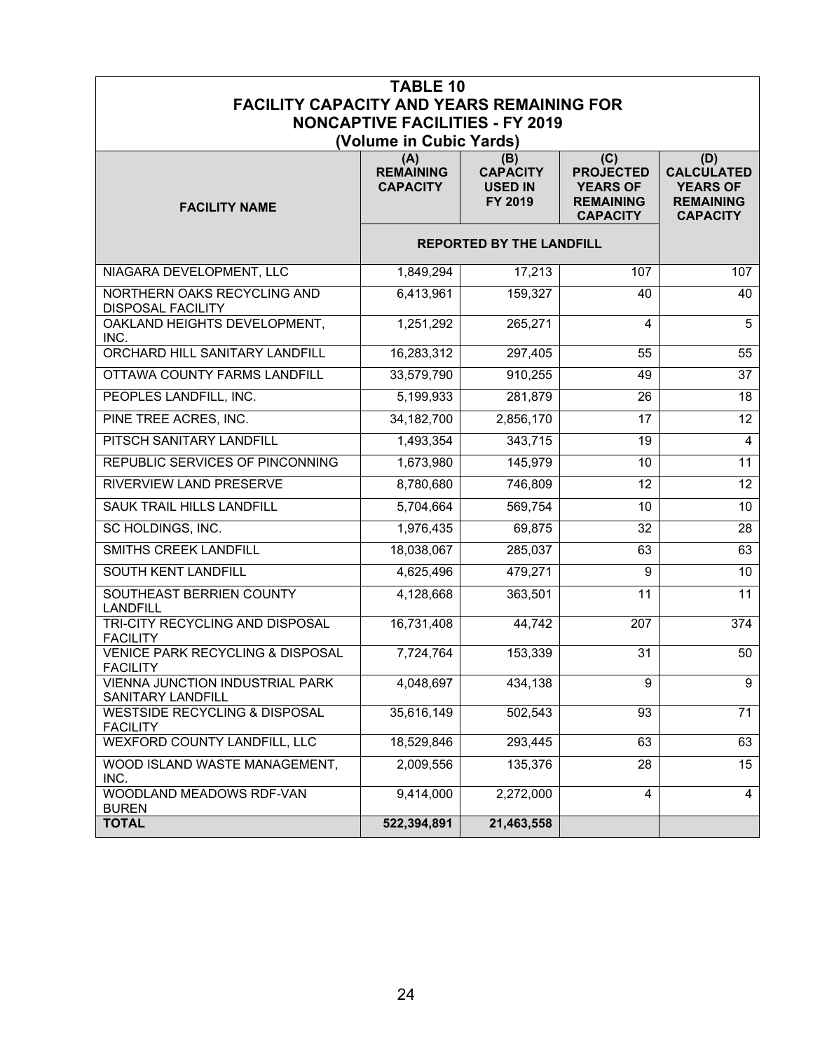| TABLE 10<br>FACILITY CAPACITY AND YEARS REMAINING FOR<br>NONCAPTIVE FACILITIES - FY 2019<br>(Volume in Cubic Yards) | | | | |
|---|---|---|---|---|
| **FACILITY NAME** | **(A) REMAINING CAPACITY** | **(B) CAPACITY USED IN FY 2019** | **(C) PROJECTED YEARS OF REMAINING CAPACITY** | **(D) CALCULATED YEARS OF REMAINING CAPACITY** |
| | **REPORTED BY THE LANDFILL** | | | |
| NIAGARA DEVELOPMENT, LLC | 1,849,294 | 17,213 | 107 | 107 |
| NORTHERN OAKS RECYCLING AND DISPOSAL FACILITY | 6,413,961 | 159,327 | 40 | 40 |
| OAKLAND HEIGHTS DEVELOPMENT, INC. | 1,251,292 | 265,271 | 4 | 5 |
| ORCHARD HILL SANITARY LANDFILL | 16,283,312 | 297,405 | 55 | 55 |
| OTTAWA COUNTY FARMS LANDFILL | 33,579,790 | 910,255 | 49 | 37 |
| PEOPLES LANDFILL, INC. | 5,199,933 | 281,879 | 26 | 18 |
| PINE TREE ACRES, INC. | 34,182,700 | 2,856,170 | 17 | 12 |
| PITSCH SANITARY LANDFILL | 1,493,354 | 343,715 | 19 | 4 |
| REPUBLIC SERVICES OF PINCONNING | 1,673,980 | 145,979 | 10 | 11 |
| RIVERVIEW LAND PRESERVE | 8,780,680 | 746,809 | 12 | 12 |
| SAUK TRAIL HILLS LANDFILL | 5,704,664 | 569,754 | 10 | 10 |
| SC HOLDINGS, INC. | 1,976,435 | 69,875 | 32 | 28 |
| SMITHS CREEK LANDFILL | 18,038,067 | 285,037 | 63 | 63 |
| SOUTH KENT LANDFILL | 4,625,496 | 479,271 | 9 | 10 |
| SOUTHEAST BERRIEN COUNTY LANDFILL | 4,128,668 | 363,501 | 11 | 11 |
| TRI-CITY RECYCLING AND DISPOSAL FACILITY | 16,731,408 | 44,742 | 207 | 374 |
| VENICE PARK RECYCLING & DISPOSAL FACILITY | 7,724,764 | 153,339 | 31 | 50 |
| VIENNA JUNCTION INDUSTRIAL PARK SANITARY LANDFILL | 4,048,697 | 434,138 | 9 | 9 |
| WESTSIDE RECYCLING & DISPOSAL FACILITY | 35,616,149 | 502,543 | 93 | 71 |
| WEXFORD COUNTY LANDFILL, LLC | 18,529,846 | 293,445 | 63 | 63 |
| WOOD ISLAND WASTE MANAGEMENT, INC. | 2,009,556 | 135,376 | 28 | 15 |
| WOODLAND MEADOWS RDF-VAN BUREN | 9,414,000 | 2,272,000 | 4 | 4 |
| **TOTAL** | **522,394,891** | **21,463,558** | | |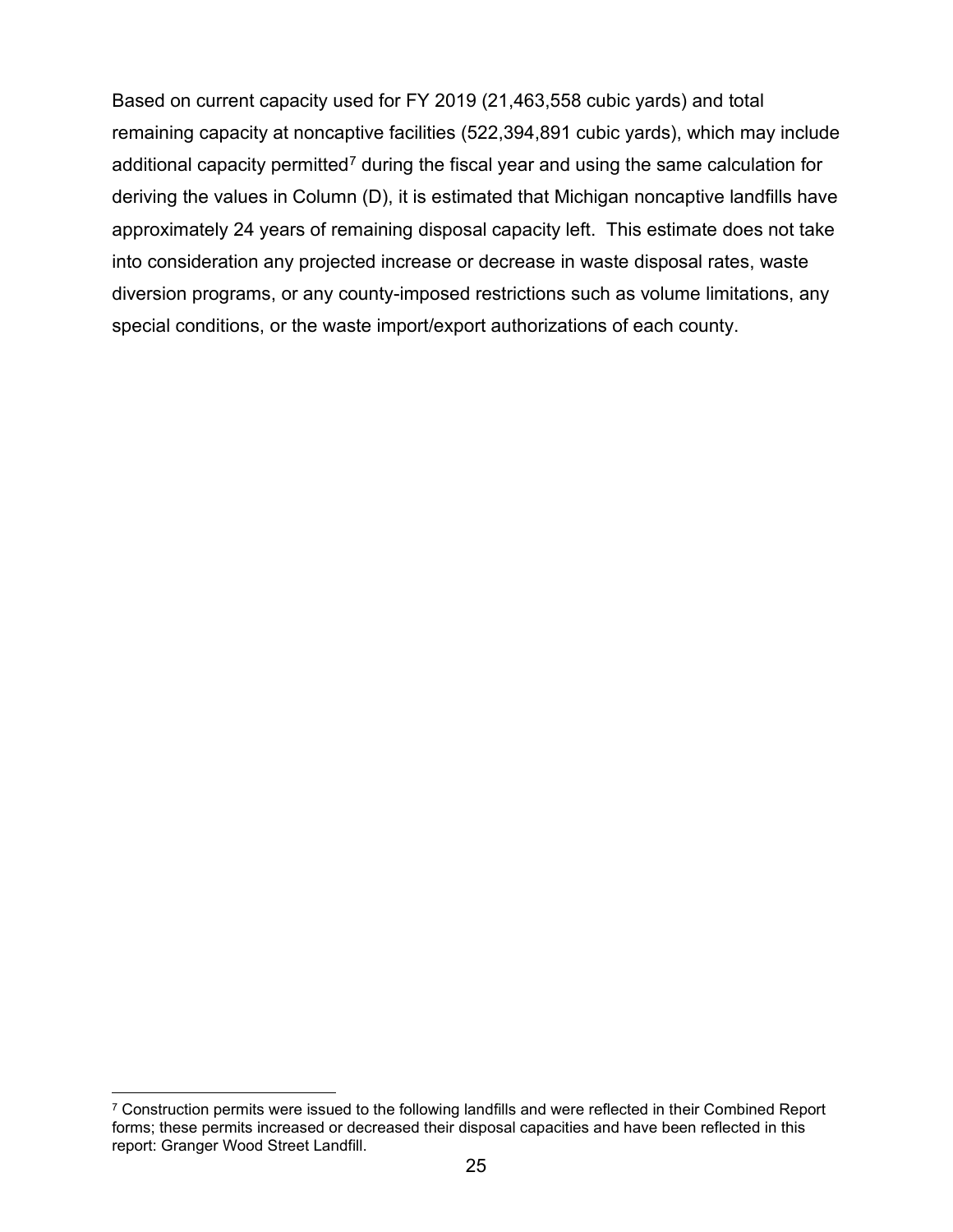Based on current capacity used for FY 2019 (21,463,558 cubic yards) and total remaining capacity at noncaptive facilities (522,394,891 cubic yards), which may include additional capacity permitted[7] during the fiscal year and using the same calculation for deriving the values in Column (D), it is estimated that Michigan noncaptive landfills have approximately 24 years of remaining disposal capacity left. This estimate does not take into consideration any projected increase or decrease in waste disposal rates, waste diversion programs, or any county-imposed restrictions such as volume limitations, any special conditions, or the waste import/export authorizations of each county.

---

[7] Construction permits were issued to the following landfills and were reflected in their Combined Report forms; these permits increased or decreased their disposal capacities and have been reflected in this report: Granger Wood Street Landfill.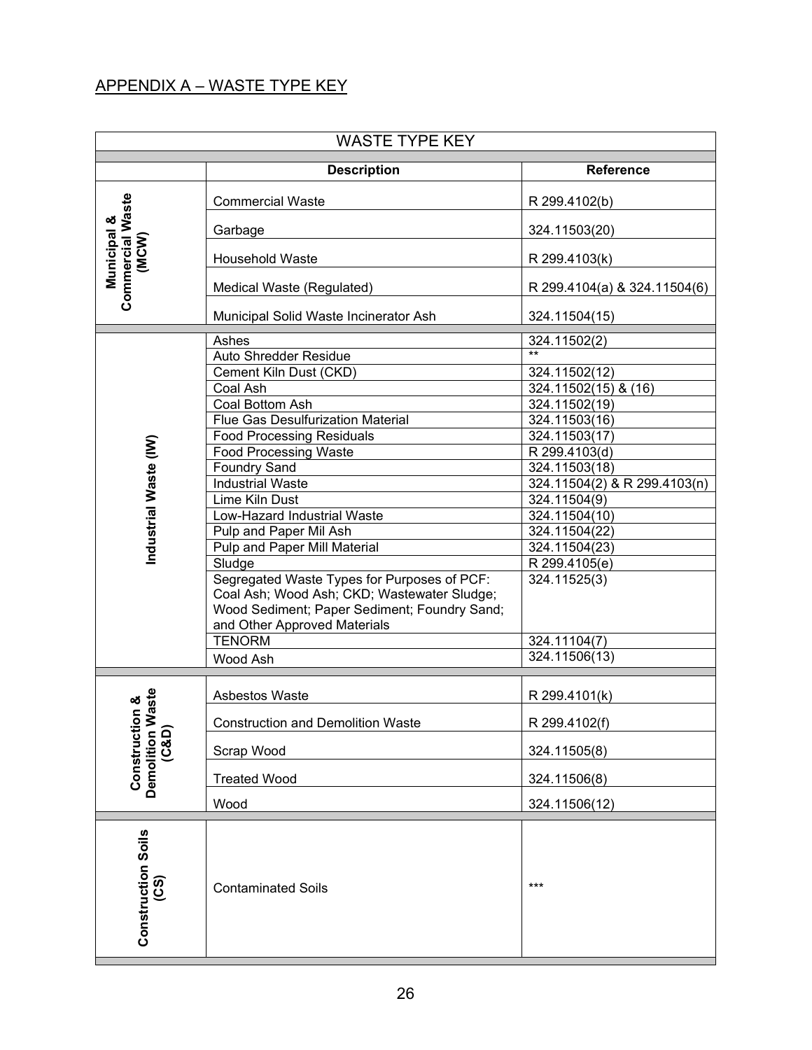## APPENDIX A – WASTE TYPE KEY

| WASTE TYPE KEY | | |
|---|---|---|
| | **Description** | **Reference** |
| **Municipal & Commercial Waste (MCW)** | Commercial Waste | R 299.4102(b) |
| | Garbage | 324.11503(20) |
| | Household Waste | R 299.4103(k) |
| | Medical Waste (Regulated) | R 299.4104(a) & 324.11504(6) |
| | Municipal Solid Waste Incinerator Ash | 324.11504(15) |
| **Industrial Waste (IW)** | Ashes | 324.11502(2) |
| | Auto Shredder Residue | ** |
| | Cement Kiln Dust (CKD) | 324.11502(12) |
| | Coal Ash | 324.11502(15) & (16) |
| | Coal Bottom Ash | 324.11502(19) |
| | Flue Gas Desulfurization Material | 324.11503(16) |
| | Food Processing Residuals | 324.11503(17) |
| | Food Processing Waste | R 299.4103(d) |
| | Foundry Sand | 324.11503(18) |
| | Industrial Waste | 324.11504(2) & R 299.4103(n) |
| | Lime Kiln Dust | 324.11504(9) |
| | Low-Hazard Industrial Waste | 324.11504(10) |
| | Pulp and Paper Mil Ash | 324.11504(22) |
| | Pulp and Paper Mill Material | 324.11504(23) |
| | Sludge | R 299.4105(e) |
| | Segregated Waste Types for Purposes of PCF: Coal Ash; Wood Ash; CKD; Wastewater Sludge; Wood Sediment; Paper Sediment; Foundry Sand; and Other Approved Materials | 324.11525(3) |
| | TENORM | 324.11104(7) |
| | Wood Ash | 324.11506(13) |
| **Construction & Demolition Waste (C&D)** | Asbestos Waste | R 299.4101(k) |
| | Construction and Demolition Waste | R 299.4102(f) |
| | Scrap Wood | 324.11505(8) |
| | Treated Wood | 324.11506(8) |
| | Wood | 324.11506(12) |
| **Construction Soils (CS)** | Contaminated Soils | *** |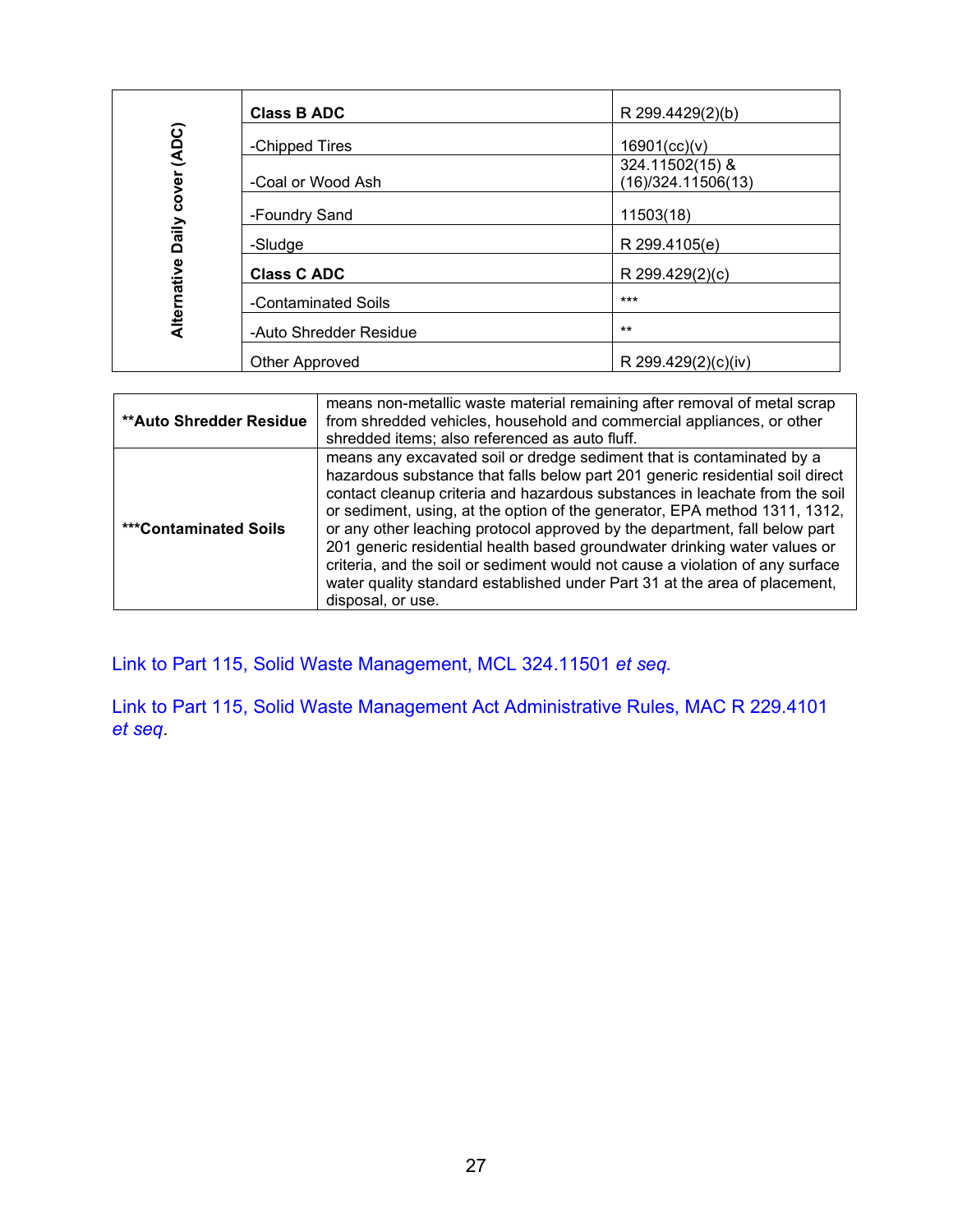| Alternative Daily cover (ADC) | | |
|---|---|---|
| | **Class B ADC** | R 299.4429(2)(b) |
| | -Chipped Tires | 16901(cc)(v) |
| | -Coal or Wood Ash | 324.11502(15) & (16)/324.11506(13) |
| | -Foundry Sand | 11503(18) |
| | -Sludge | R 299.4105(e) |
| | **Class C ADC** | R 299.429(2)(c) |
| | -Contaminated Soils | *** |
| | -Auto Shredder Residue | ** |
| | Other Approved | R 299.429(2)(c)(iv) |

| | |
|---|---|
| **\*\*Auto Shredder Residue** | means non-metallic waste material remaining after removal of metal scrap from shredded vehicles, household and commercial appliances, or other shredded items; also referenced as auto fluff. |
| **\*\*\*Contaminated Soils** | means any excavated soil or dredge sediment that is contaminated by a hazardous substance that falls below part 201 generic residential soil direct contact cleanup criteria and hazardous substances in leachate from the soil or sediment, using, at the option of the generator, EPA method 1311, 1312, or any other leaching protocol approved by the department, fall below part 201 generic residential health based groundwater drinking water values or criteria, and the soil or sediment would not cause a violation of any surface water quality standard established under Part 31 at the area of placement, disposal, or use. |

Link to Part 115, Solid Waste Management, MCL 324.11501 *et seq.*

Link to Part 115, Solid Waste Management Act Administrative Rules, MAC R 229.4101 *et seq*.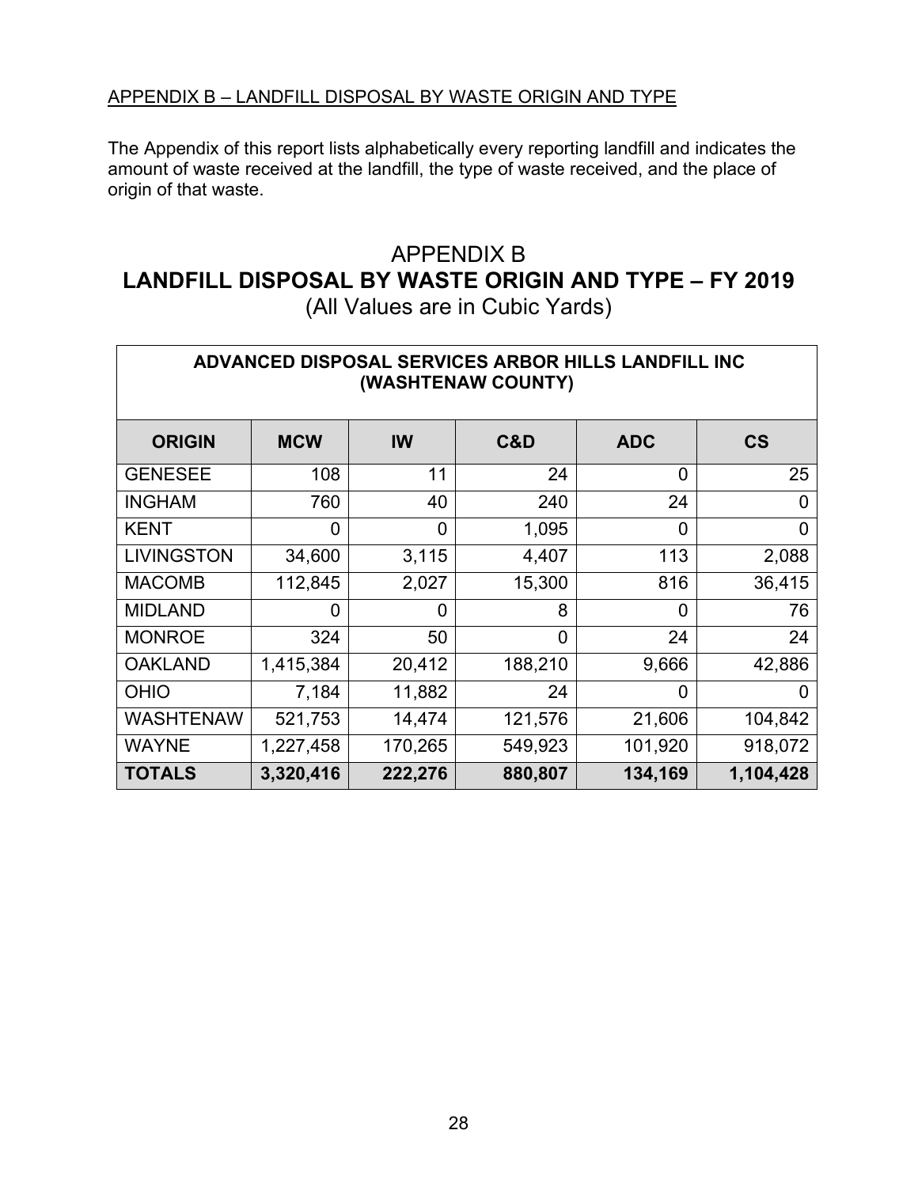APPENDIX B – LANDFILL DISPOSAL BY WASTE ORIGIN AND TYPE

The Appendix of this report lists alphabetically every reporting landfill and indicates the amount of waste received at the landfill, the type of waste received, and the place of origin of that waste.

# APPENDIX B
## LANDFILL DISPOSAL BY WASTE ORIGIN AND TYPE – FY 2019
(All Values are in Cubic Yards)

| ADVANCED DISPOSAL SERVICES ARBOR HILLS LANDFILL INC (WASHTENAW COUNTY) | | | | | |
|---|---|---|---|---|---|
| **ORIGIN** | **MCW** | **IW** | **C&D** | **ADC** | **CS** |
| GENESEE | 108 | 11 | 24 | 0 | 25 |
| INGHAM | 760 | 40 | 240 | 24 | 0 |
| KENT | 0 | 0 | 1,095 | 0 | 0 |
| LIVINGSTON | 34,600 | 3,115 | 4,407 | 113 | 2,088 |
| MACOMB | 112,845 | 2,027 | 15,300 | 816 | 36,415 |
| MIDLAND | 0 | 0 | 8 | 0 | 76 |
| MONROE | 324 | 50 | 0 | 24 | 24 |
| OAKLAND | 1,415,384 | 20,412 | 188,210 | 9,666 | 42,886 |
| OHIO | 7,184 | 11,882 | 24 | 0 | 0 |
| WASHTENAW | 521,753 | 14,474 | 121,576 | 21,606 | 104,842 |
| WAYNE | 1,227,458 | 170,265 | 549,923 | 101,920 | 918,072 |
| **TOTALS** | **3,320,416** | **222,276** | **880,807** | **134,169** | **1,104,428** |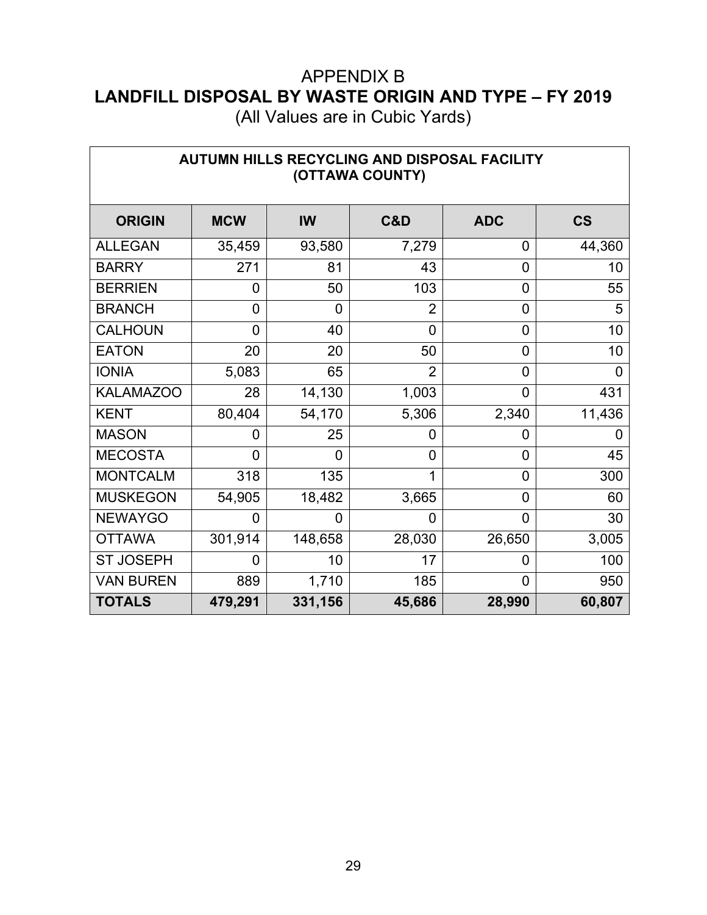# APPENDIX B
## LANDFILL DISPOSAL BY WASTE ORIGIN AND TYPE – FY 2019
(All Values are in Cubic Yards)

| AUTUMN HILLS RECYCLING AND DISPOSAL FACILITY (OTTAWA COUNTY) | | | | | |
|---|---|---|---|---|---|
| **ORIGIN** | **MCW** | **IW** | **C&D** | **ADC** | **CS** |
| ALLEGAN | 35,459 | 93,580 | 7,279 | 0 | 44,360 |
| BARRY | 271 | 81 | 43 | 0 | 10 |
| BERRIEN | 0 | 50 | 103 | 0 | 55 |
| BRANCH | 0 | 0 | 2 | 0 | 5 |
| CALHOUN | 0 | 40 | 0 | 0 | 10 |
| EATON | 20 | 20 | 50 | 0 | 10 |
| IONIA | 5,083 | 65 | 2 | 0 | 0 |
| KALAMAZOO | 28 | 14,130 | 1,003 | 0 | 431 |
| KENT | 80,404 | 54,170 | 5,306 | 2,340 | 11,436 |
| MASON | 0 | 25 | 0 | 0 | 0 |
| MECOSTA | 0 | 0 | 0 | 0 | 45 |
| MONTCALM | 318 | 135 | 1 | 0 | 300 |
| MUSKEGON | 54,905 | 18,482 | 3,665 | 0 | 60 |
| NEWAYGO | 0 | 0 | 0 | 0 | 30 |
| OTTAWA | 301,914 | 148,658 | 28,030 | 26,650 | 3,005 |
| ST JOSEPH | 0 | 10 | 17 | 0 | 100 |
| VAN BUREN | 889 | 1,710 | 185 | 0 | 950 |
| **TOTALS** | **479,291** | **331,156** | **45,686** | **28,990** | **60,807** |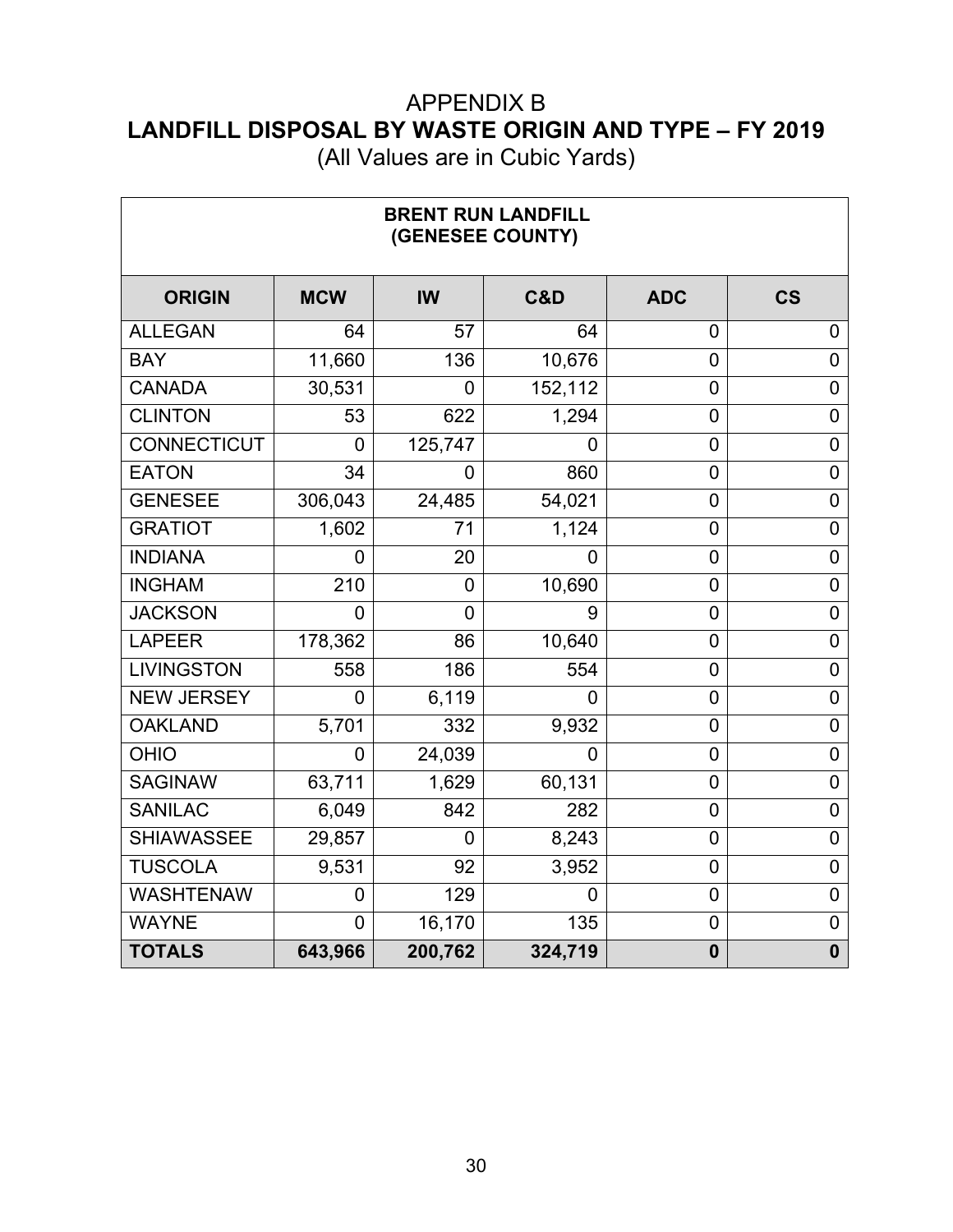# APPENDIX B
# LANDFILL DISPOSAL BY WASTE ORIGIN AND TYPE – FY 2019
(All Values are in Cubic Yards)

| BRENT RUN LANDFILL (GENESEE COUNTY) | | | | | |
|---|---|---|---|---|---|
| **ORIGIN** | **MCW** | **IW** | **C&D** | **ADC** | **CS** |
| ALLEGAN | 64 | 57 | 64 | 0 | 0 |
| BAY | 11,660 | 136 | 10,676 | 0 | 0 |
| CANADA | 30,531 | 0 | 152,112 | 0 | 0 |
| CLINTON | 53 | 622 | 1,294 | 0 | 0 |
| CONNECTICUT | 0 | 125,747 | 0 | 0 | 0 |
| EATON | 34 | 0 | 860 | 0 | 0 |
| GENESEE | 306,043 | 24,485 | 54,021 | 0 | 0 |
| GRATIOT | 1,602 | 71 | 1,124 | 0 | 0 |
| INDIANA | 0 | 20 | 0 | 0 | 0 |
| INGHAM | 210 | 0 | 10,690 | 0 | 0 |
| JACKSON | 0 | 0 | 9 | 0 | 0 |
| LAPEER | 178,362 | 86 | 10,640 | 0 | 0 |
| LIVINGSTON | 558 | 186 | 554 | 0 | 0 |
| NEW JERSEY | 0 | 6,119 | 0 | 0 | 0 |
| OAKLAND | 5,701 | 332 | 9,932 | 0 | 0 |
| OHIO | 0 | 24,039 | 0 | 0 | 0 |
| SAGINAW | 63,711 | 1,629 | 60,131 | 0 | 0 |
| SANILAC | 6,049 | 842 | 282 | 0 | 0 |
| SHIAWASSEE | 29,857 | 0 | 8,243 | 0 | 0 |
| TUSCOLA | 9,531 | 92 | 3,952 | 0 | 0 |
| WASHTENAW | 0 | 129 | 0 | 0 | 0 |
| WAYNE | 0 | 16,170 | 135 | 0 | 0 |
| **TOTALS** | **643,966** | **200,762** | **324,719** | **0** | **0** |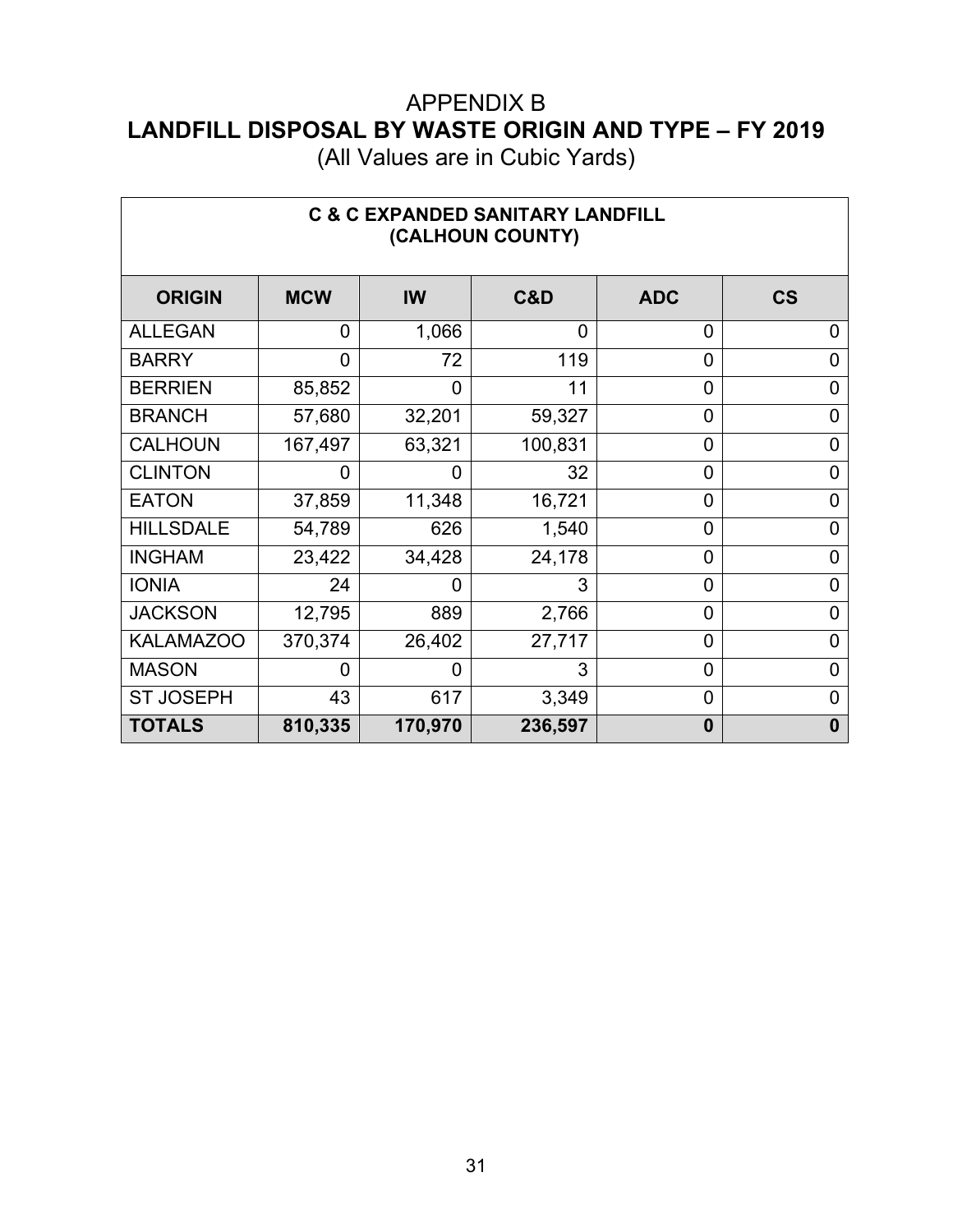# APPENDIX B
# LANDFILL DISPOSAL BY WASTE ORIGIN AND TYPE – FY 2019
(All Values are in Cubic Yards)

| C & C EXPANDED SANITARY LANDFILL (CALHOUN COUNTY) | | | | | |
|---|---|---|---|---|---|
| **ORIGIN** | **MCW** | **IW** | **C&D** | **ADC** | **CS** |
| ALLEGAN | 0 | 1,066 | 0 | 0 | 0 |
| BARRY | 0 | 72 | 119 | 0 | 0 |
| BERRIEN | 85,852 | 0 | 11 | 0 | 0 |
| BRANCH | 57,680 | 32,201 | 59,327 | 0 | 0 |
| CALHOUN | 167,497 | 63,321 | 100,831 | 0 | 0 |
| CLINTON | 0 | 0 | 32 | 0 | 0 |
| EATON | 37,859 | 11,348 | 16,721 | 0 | 0 |
| HILLSDALE | 54,789 | 626 | 1,540 | 0 | 0 |
| INGHAM | 23,422 | 34,428 | 24,178 | 0 | 0 |
| IONIA | 24 | 0 | 3 | 0 | 0 |
| JACKSON | 12,795 | 889 | 2,766 | 0 | 0 |
| KALAMAZOO | 370,374 | 26,402 | 27,717 | 0 | 0 |
| MASON | 0 | 0 | 3 | 0 | 0 |
| ST JOSEPH | 43 | 617 | 3,349 | 0 | 0 |
| **TOTALS** | **810,335** | **170,970** | **236,597** | **0** | **0** |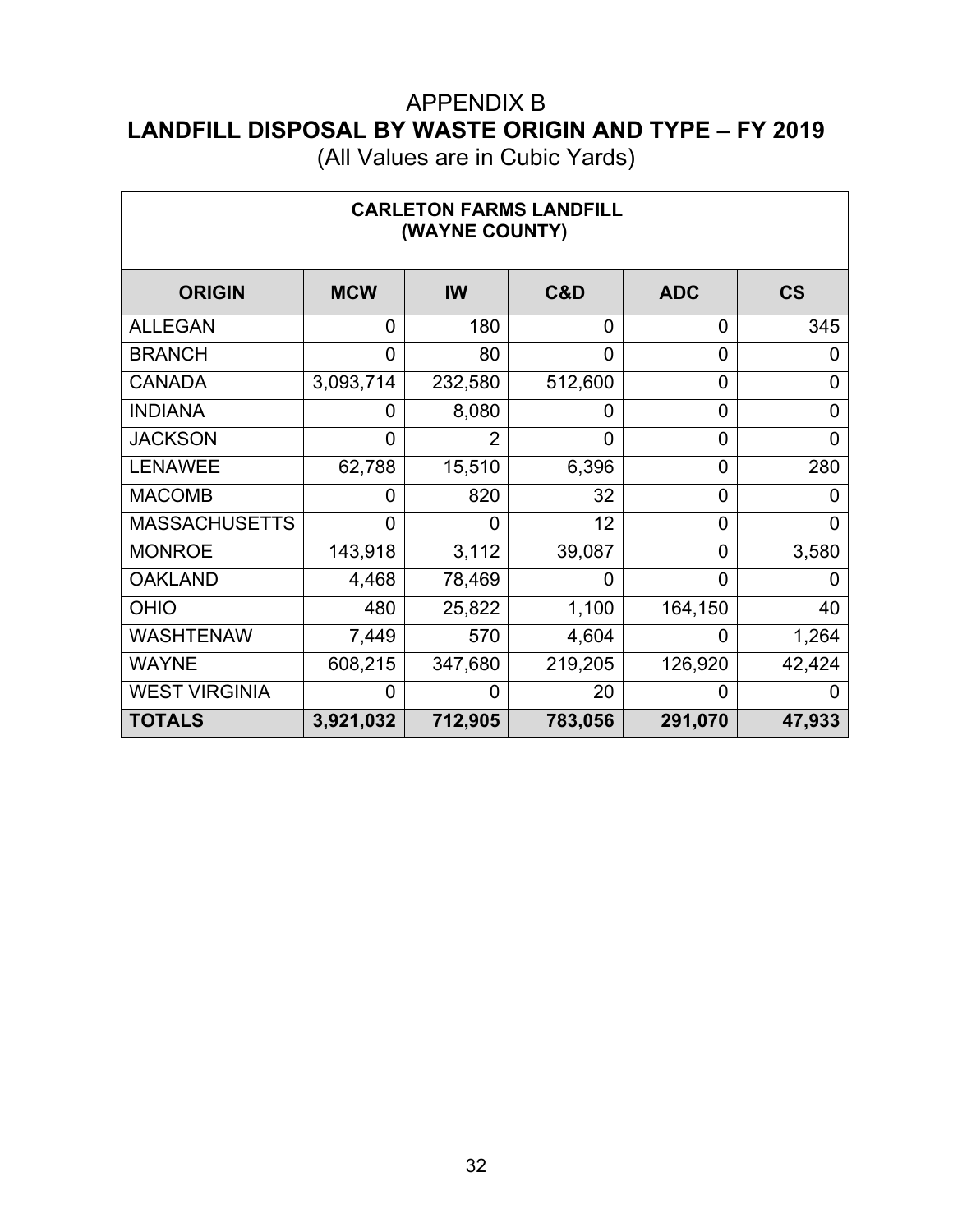# APPENDIX B
# LANDFILL DISPOSAL BY WASTE ORIGIN AND TYPE – FY 2019
(All Values are in Cubic Yards)

| **CARLETON FARMS LANDFILL (WAYNE COUNTY)** | | | | | |
|---|---|---|---|---|---|
| **ORIGIN** | **MCW** | **IW** | **C&D** | **ADC** | **CS** |
| ALLEGAN | 0 | 180 | 0 | 0 | 345 |
| BRANCH | 0 | 80 | 0 | 0 | 0 |
| CANADA | 3,093,714 | 232,580 | 512,600 | 0 | 0 |
| INDIANA | 0 | 8,080 | 0 | 0 | 0 |
| JACKSON | 0 | 2 | 0 | 0 | 0 |
| LENAWEE | 62,788 | 15,510 | 6,396 | 0 | 280 |
| MACOMB | 0 | 820 | 32 | 0 | 0 |
| MASSACHUSETTS | 0 | 0 | 12 | 0 | 0 |
| MONROE | 143,918 | 3,112 | 39,087 | 0 | 3,580 |
| OAKLAND | 4,468 | 78,469 | 0 | 0 | 0 |
| OHIO | 480 | 25,822 | 1,100 | 164,150 | 40 |
| WASHTENAW | 7,449 | 570 | 4,604 | 0 | 1,264 |
| WAYNE | 608,215 | 347,680 | 219,205 | 126,920 | 42,424 |
| WEST VIRGINIA | 0 | 0 | 20 | 0 | 0 |
| **TOTALS** | **3,921,032** | **712,905** | **783,056** | **291,070** | **47,933** |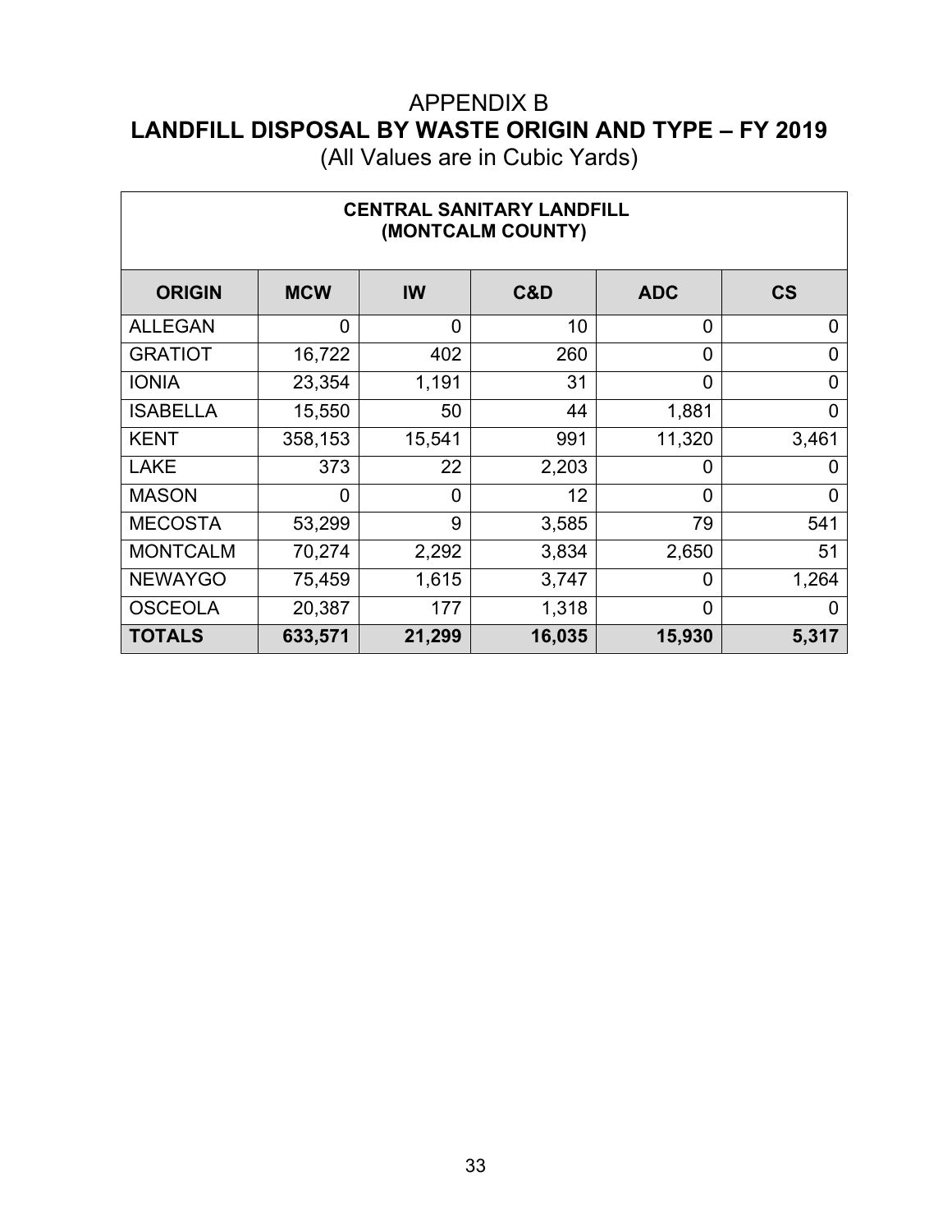# APPENDIX B
## LANDFILL DISPOSAL BY WASTE ORIGIN AND TYPE – FY 2019
(All Values are in Cubic Yards)

| CENTRAL SANITARY LANDFILL (MONTCALM COUNTY) | | | | | |
|---|---|---|---|---|---|
| **ORIGIN** | **MCW** | **IW** | **C&D** | **ADC** | **CS** |
| ALLEGAN | 0 | 0 | 10 | 0 | 0 |
| GRATIOT | 16,722 | 402 | 260 | 0 | 0 |
| IONIA | 23,354 | 1,191 | 31 | 0 | 0 |
| ISABELLA | 15,550 | 50 | 44 | 1,881 | 0 |
| KENT | 358,153 | 15,541 | 991 | 11,320 | 3,461 |
| LAKE | 373 | 22 | 2,203 | 0 | 0 |
| MASON | 0 | 0 | 12 | 0 | 0 |
| MECOSTA | 53,299 | 9 | 3,585 | 79 | 541 |
| MONTCALM | 70,274 | 2,292 | 3,834 | 2,650 | 51 |
| NEWAYGO | 75,459 | 1,615 | 3,747 | 0 | 1,264 |
| OSCEOLA | 20,387 | 177 | 1,318 | 0 | 0 |
| **TOTALS** | **633,571** | **21,299** | **16,035** | **15,930** | **5,317** |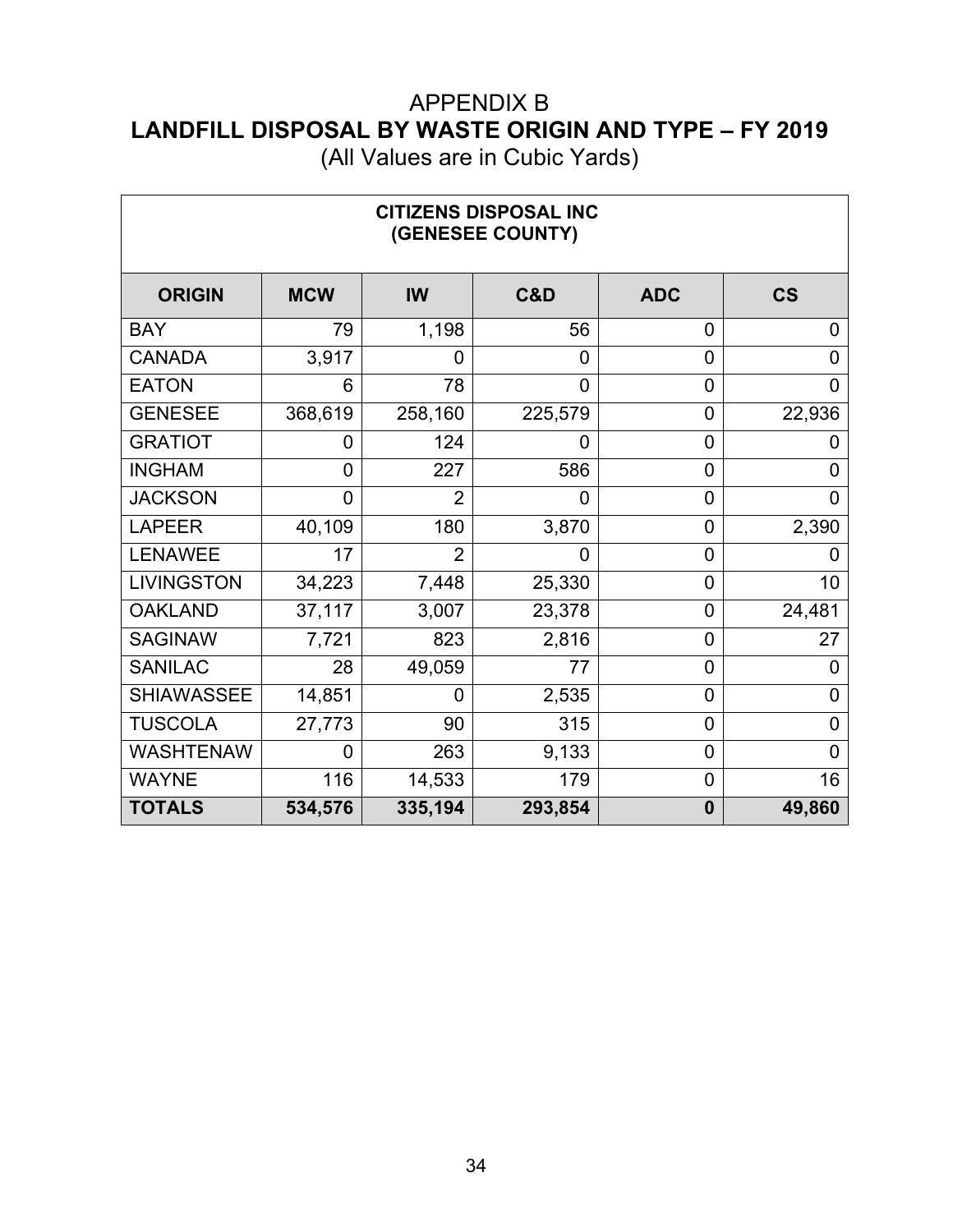# APPENDIX B
## LANDFILL DISPOSAL BY WASTE ORIGIN AND TYPE – FY 2019
(All Values are in Cubic Yards)

| CITIZENS DISPOSAL INC (GENESEE COUNTY) | | | | | |
|---|---|---|---|---|---|
| **ORIGIN** | **MCW** | **IW** | **C&D** | **ADC** | **CS** |
| BAY | 79 | 1,198 | 56 | 0 | 0 |
| CANADA | 3,917 | 0 | 0 | 0 | 0 |
| EATON | 6 | 78 | 0 | 0 | 0 |
| GENESEE | 368,619 | 258,160 | 225,579 | 0 | 22,936 |
| GRATIOT | 0 | 124 | 0 | 0 | 0 |
| INGHAM | 0 | 227 | 586 | 0 | 0 |
| JACKSON | 0 | 2 | 0 | 0 | 0 |
| LAPEER | 40,109 | 180 | 3,870 | 0 | 2,390 |
| LENAWEE | 17 | 2 | 0 | 0 | 0 |
| LIVINGSTON | 34,223 | 7,448 | 25,330 | 0 | 10 |
| OAKLAND | 37,117 | 3,007 | 23,378 | 0 | 24,481 |
| SAGINAW | 7,721 | 823 | 2,816 | 0 | 27 |
| SANILAC | 28 | 49,059 | 77 | 0 | 0 |
| SHIAWASSEE | 14,851 | 0 | 2,535 | 0 | 0 |
| TUSCOLA | 27,773 | 90 | 315 | 0 | 0 |
| WASHTENAW | 0 | 263 | 9,133 | 0 | 0 |
| WAYNE | 116 | 14,533 | 179 | 0 | 16 |
| **TOTALS** | **534,576** | **335,194** | **293,854** | **0** | **49,860** |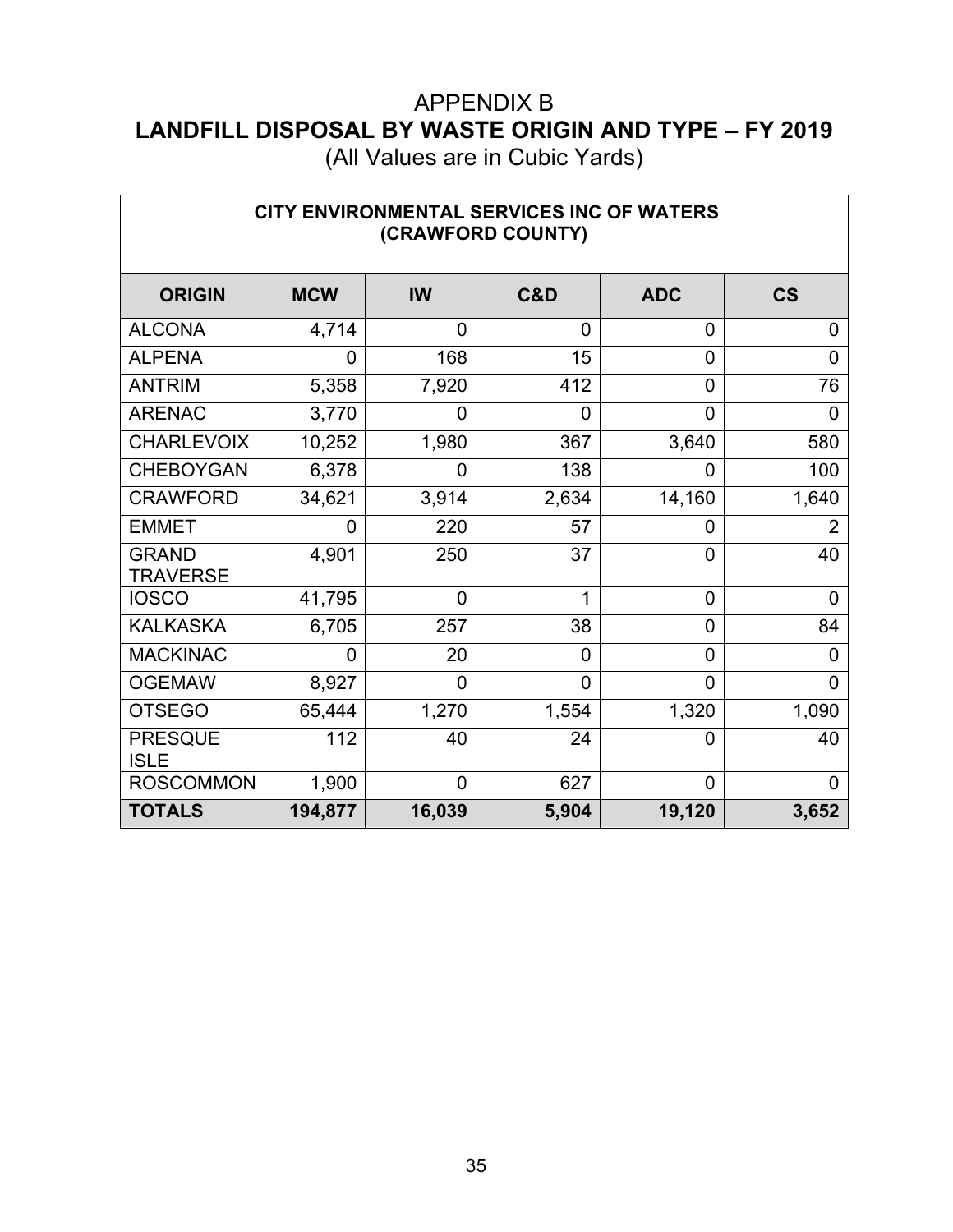# APPENDIX B
## LANDFILL DISPOSAL BY WASTE ORIGIN AND TYPE – FY 2019
(All Values are in Cubic Yards)

| CITY ENVIRONMENTAL SERVICES INC OF WATERS (CRAWFORD COUNTY) | | | | | |
|---|---|---|---|---|---|
| **ORIGIN** | **MCW** | **IW** | **C&D** | **ADC** | **CS** |
| ALCONA | 4,714 | 0 | 0 | 0 | 0 |
| ALPENA | 0 | 168 | 15 | 0 | 0 |
| ANTRIM | 5,358 | 7,920 | 412 | 0 | 76 |
| ARENAC | 3,770 | 0 | 0 | 0 | 0 |
| CHARLEVOIX | 10,252 | 1,980 | 367 | 3,640 | 580 |
| CHEBOYGAN | 6,378 | 0 | 138 | 0 | 100 |
| CRAWFORD | 34,621 | 3,914 | 2,634 | 14,160 | 1,640 |
| EMMET | 0 | 220 | 57 | 0 | 2 |
| GRAND TRAVERSE | 4,901 | 250 | 37 | 0 | 40 |
| IOSCO | 41,795 | 0 | 1 | 0 | 0 |
| KALKASKA | 6,705 | 257 | 38 | 0 | 84 |
| MACKINAC | 0 | 20 | 0 | 0 | 0 |
| OGEMAW | 8,927 | 0 | 0 | 0 | 0 |
| OTSEGO | 65,444 | 1,270 | 1,554 | 1,320 | 1,090 |
| PRESQUE ISLE | 112 | 40 | 24 | 0 | 40 |
| ROSCOMMON | 1,900 | 0 | 627 | 0 | 0 |
| **TOTALS** | **194,877** | **16,039** | **5,904** | **19,120** | **3,652** |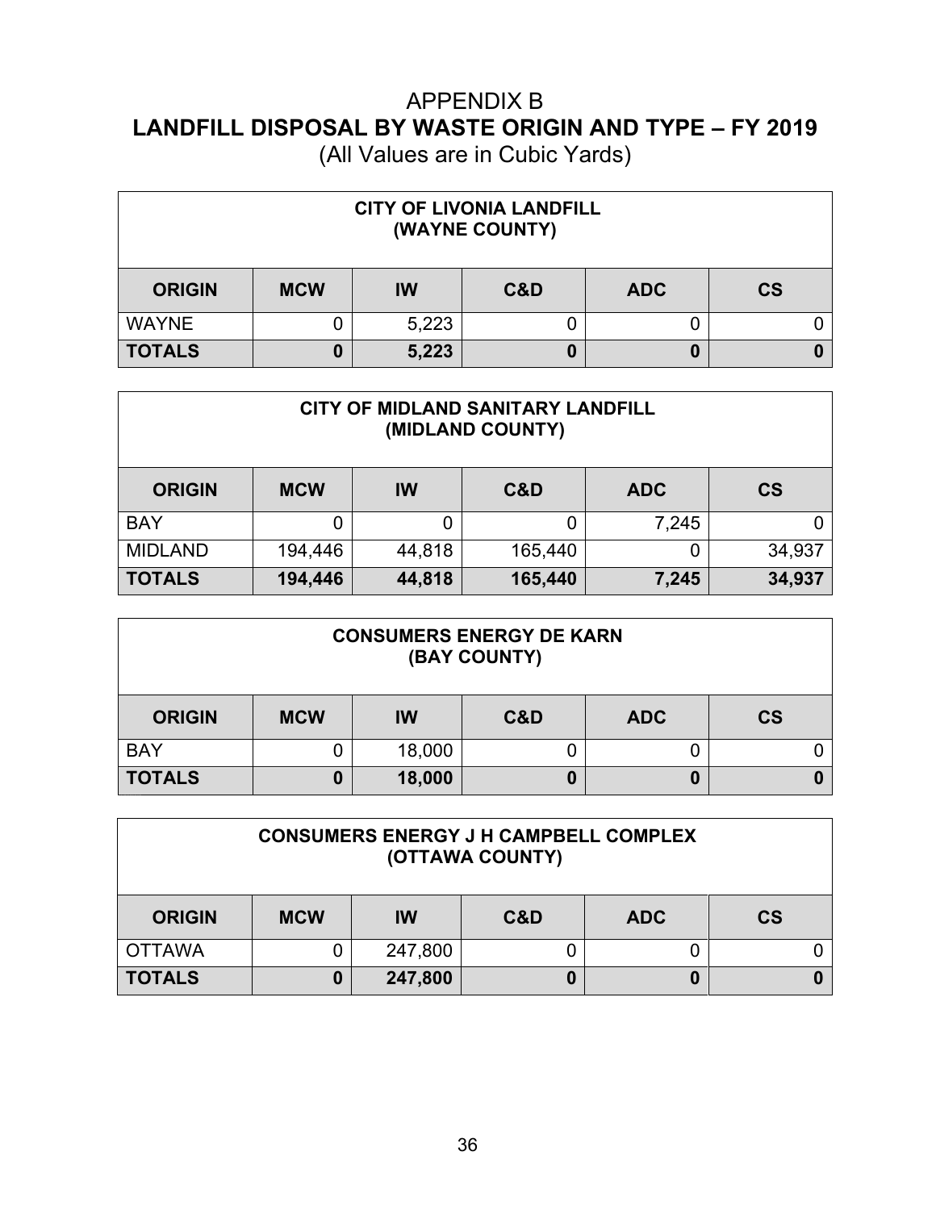# APPENDIX B
## LANDFILL DISPOSAL BY WASTE ORIGIN AND TYPE – FY 2019
(All Values are in Cubic Yards)

| CITY OF LIVONIA LANDFILL (WAYNE COUNTY) | | | | | |
|---|---|---|---|---|---|
| **ORIGIN** | **MCW** | **IW** | **C&D** | **ADC** | **CS** |
| WAYNE | 0 | 5,223 | 0 | 0 | 0 |
| **TOTALS** | **0** | **5,223** | **0** | **0** | **0** |

| CITY OF MIDLAND SANITARY LANDFILL (MIDLAND COUNTY) | | | | | |
|---|---|---|---|---|---|
| **ORIGIN** | **MCW** | **IW** | **C&D** | **ADC** | **CS** |
| BAY | 0 | 0 | 0 | 7,245 | 0 |
| MIDLAND | 194,446 | 44,818 | 165,440 | 0 | 34,937 |
| **TOTALS** | **194,446** | **44,818** | **165,440** | **7,245** | **34,937** |

| CONSUMERS ENERGY DE KARN (BAY COUNTY) | | | | | |
|---|---|---|---|---|---|
| **ORIGIN** | **MCW** | **IW** | **C&D** | **ADC** | **CS** |
| BAY | 0 | 18,000 | 0 | 0 | 0 |
| **TOTALS** | **0** | **18,000** | **0** | **0** | **0** |

| CONSUMERS ENERGY J H CAMPBELL COMPLEX (OTTAWA COUNTY) | | | | | |
|---|---|---|---|---|---|
| **ORIGIN** | **MCW** | **IW** | **C&D** | **ADC** | **CS** |
| OTTAWA | 0 | 247,800 | 0 | 0 | 0 |
| **TOTALS** | **0** | **247,800** | **0** | **0** | **0** |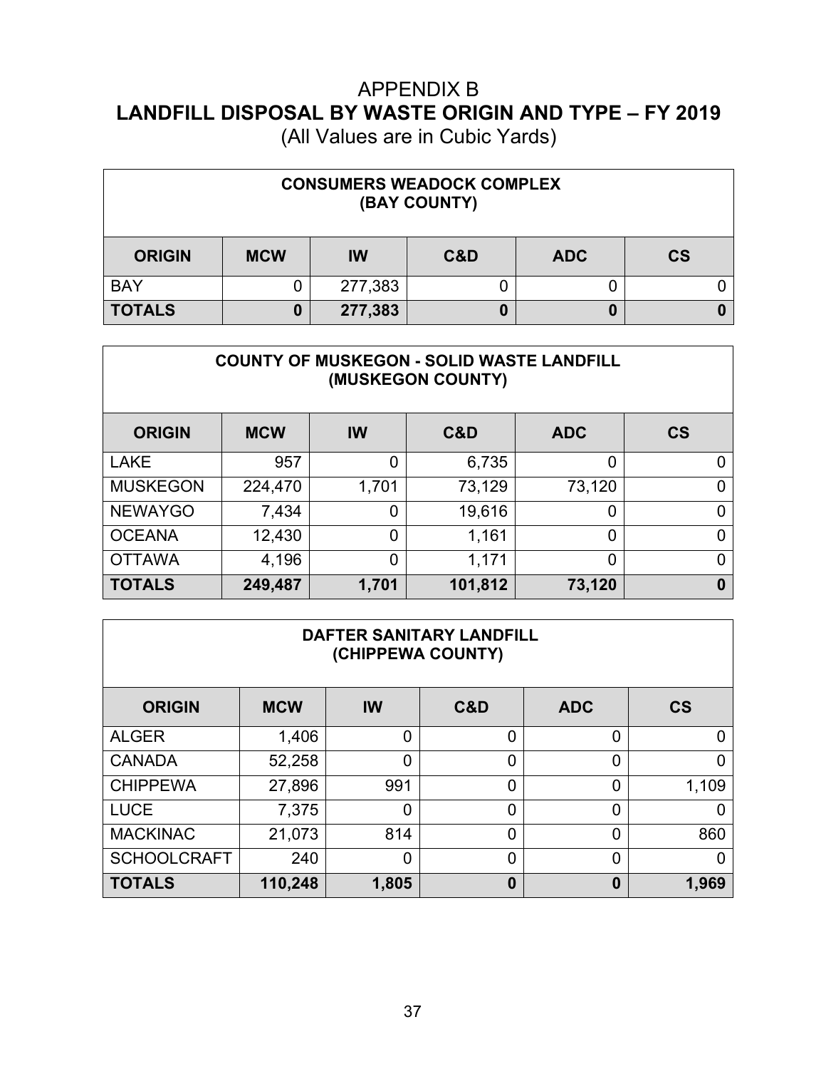# APPENDIX B
# LANDFILL DISPOSAL BY WASTE ORIGIN AND TYPE – FY 2019

(All Values are in Cubic Yards)

| CONSUMERS WEADOCK COMPLEX (BAY COUNTY) | | | | | |
|---|---|---|---|---|---|
| **ORIGIN** | **MCW** | **IW** | **C&D** | **ADC** | **CS** |
| BAY | 0 | 277,383 | 0 | 0 | 0 |
| **TOTALS** | **0** | **277,383** | **0** | **0** | **0** |

| COUNTY OF MUSKEGON - SOLID WASTE LANDFILL (MUSKEGON COUNTY) | | | | | |
|---|---|---|---|---|---|
| **ORIGIN** | **MCW** | **IW** | **C&D** | **ADC** | **CS** |
| LAKE | 957 | 0 | 6,735 | 0 | 0 |
| MUSKEGON | 224,470 | 1,701 | 73,129 | 73,120 | 0 |
| NEWAYGO | 7,434 | 0 | 19,616 | 0 | 0 |
| OCEANA | 12,430 | 0 | 1,161 | 0 | 0 |
| OTTAWA | 4,196 | 0 | 1,171 | 0 | 0 |
| **TOTALS** | **249,487** | **1,701** | **101,812** | **73,120** | **0** |

| DAFTER SANITARY LANDFILL (CHIPPEWA COUNTY) | | | | | |
|---|---|---|---|---|---|
| **ORIGIN** | **MCW** | **IW** | **C&D** | **ADC** | **CS** |
| ALGER | 1,406 | 0 | 0 | 0 | 0 |
| CANADA | 52,258 | 0 | 0 | 0 | 0 |
| CHIPPEWA | 27,896 | 991 | 0 | 0 | 1,109 |
| LUCE | 7,375 | 0 | 0 | 0 | 0 |
| MACKINAC | 21,073 | 814 | 0 | 0 | 860 |
| SCHOOLCRAFT | 240 | 0 | 0 | 0 | 0 |
| **TOTALS** | **110,248** | **1,805** | **0** | **0** | **1,969** |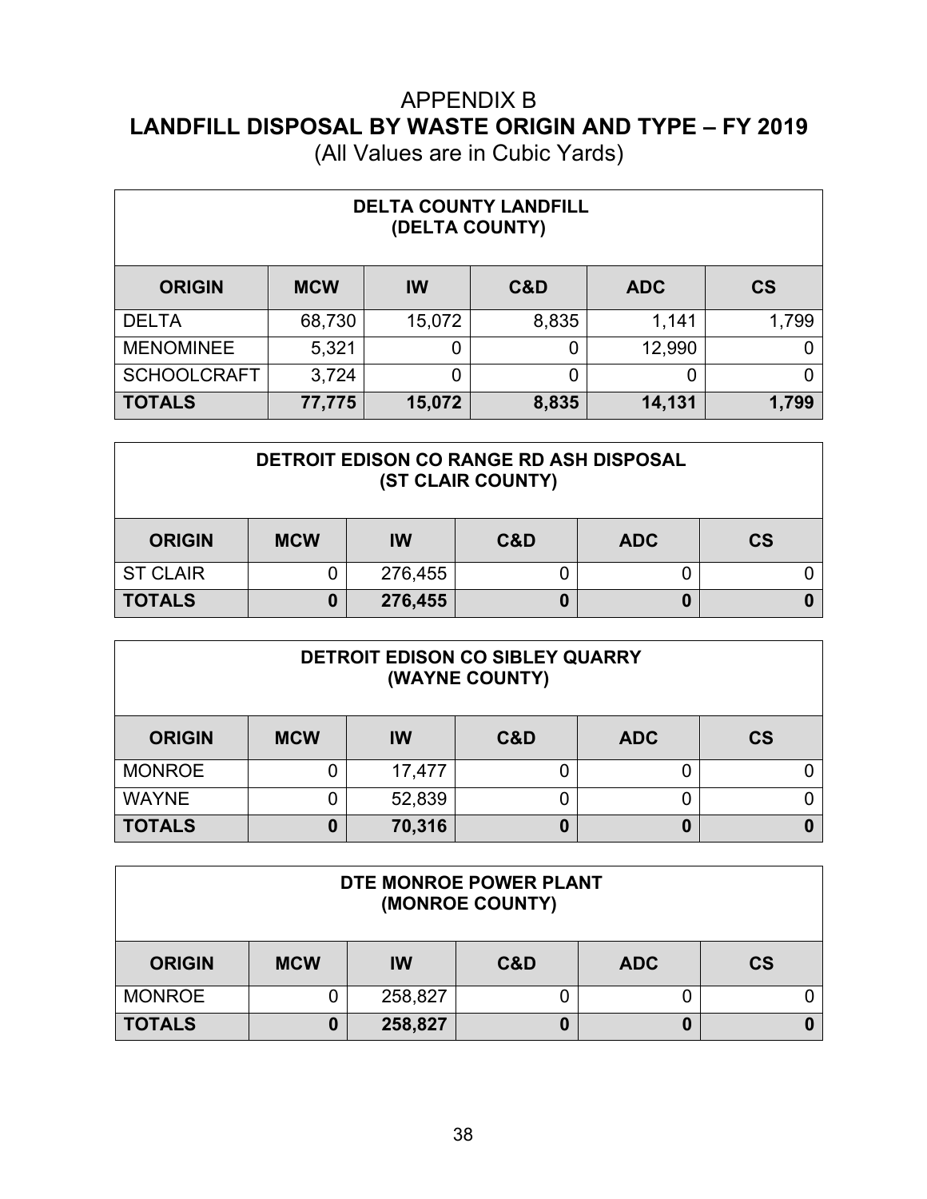# APPENDIX B
# LANDFILL DISPOSAL BY WASTE ORIGIN AND TYPE – FY 2019

(All Values are in Cubic Yards)

| **DELTA COUNTY LANDFILL (DELTA COUNTY)** | | | | | |
|---|---|---|---|---|---|
| **ORIGIN** | **MCW** | **IW** | **C&D** | **ADC** | **CS** |
| DELTA | 68,730 | 15,072 | 8,835 | 1,141 | 1,799 |
| MENOMINEE | 5,321 | 0 | 0 | 12,990 | 0 |
| SCHOOLCRAFT | 3,724 | 0 | 0 | 0 | 0 |
| **TOTALS** | **77,775** | **15,072** | **8,835** | **14,131** | **1,799** |

| **DETROIT EDISON CO RANGE RD ASH DISPOSAL (ST CLAIR COUNTY)** | | | | | |
|---|---|---|---|---|---|
| **ORIGIN** | **MCW** | **IW** | **C&D** | **ADC** | **CS** |
| ST CLAIR | 0 | 276,455 | 0 | 0 | 0 |
| **TOTALS** | **0** | **276,455** | **0** | **0** | **0** |

| **DETROIT EDISON CO SIBLEY QUARRY (WAYNE COUNTY)** | | | | | |
|---|---|---|---|---|---|
| **ORIGIN** | **MCW** | **IW** | **C&D** | **ADC** | **CS** |
| MONROE | 0 | 17,477 | 0 | 0 | 0 |
| WAYNE | 0 | 52,839 | 0 | 0 | 0 |
| **TOTALS** | **0** | **70,316** | **0** | **0** | **0** |

| **DTE MONROE POWER PLANT (MONROE COUNTY)** | | | | | |
|---|---|---|---|---|---|
| **ORIGIN** | **MCW** | **IW** | **C&D** | **ADC** | **CS** |
| MONROE | 0 | 258,827 | 0 | 0 | 0 |
| **TOTALS** | **0** | **258,827** | **0** | **0** | **0** |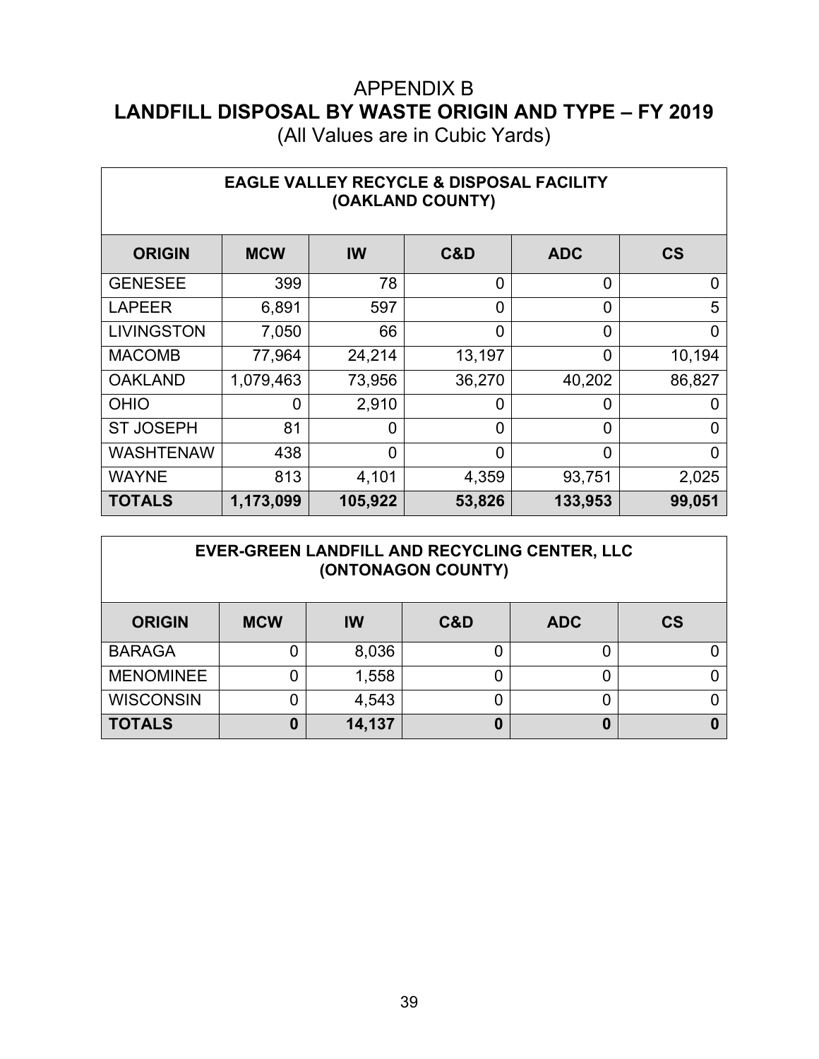# APPENDIX B
## LANDFILL DISPOSAL BY WASTE ORIGIN AND TYPE – FY 2019
(All Values are in Cubic Yards)

| EAGLE VALLEY RECYCLE & DISPOSAL FACILITY (OAKLAND COUNTY) | | | | | |
|---|---|---|---|---|---|
| **ORIGIN** | **MCW** | **IW** | **C&D** | **ADC** | **CS** |
| GENESEE | 399 | 78 | 0 | 0 | 0 |
| LAPEER | 6,891 | 597 | 0 | 0 | 5 |
| LIVINGSTON | 7,050 | 66 | 0 | 0 | 0 |
| MACOMB | 77,964 | 24,214 | 13,197 | 0 | 10,194 |
| OAKLAND | 1,079,463 | 73,956 | 36,270 | 40,202 | 86,827 |
| OHIO | 0 | 2,910 | 0 | 0 | 0 |
| ST JOSEPH | 81 | 0 | 0 | 0 | 0 |
| WASHTENAW | 438 | 0 | 0 | 0 | 0 |
| WAYNE | 813 | 4,101 | 4,359 | 93,751 | 2,025 |
| **TOTALS** | **1,173,099** | **105,922** | **53,826** | **133,953** | **99,051** |

| EVER-GREEN LANDFILL AND RECYCLING CENTER, LLC (ONTONAGON COUNTY) | | | | | |
|---|---|---|---|---|---|
| **ORIGIN** | **MCW** | **IW** | **C&D** | **ADC** | **CS** |
| BARAGA | 0 | 8,036 | 0 | 0 | 0 |
| MENOMINEE | 0 | 1,558 | 0 | 0 | 0 |
| WISCONSIN | 0 | 4,543 | 0 | 0 | 0 |
| **TOTALS** | **0** | **14,137** | **0** | **0** | **0** |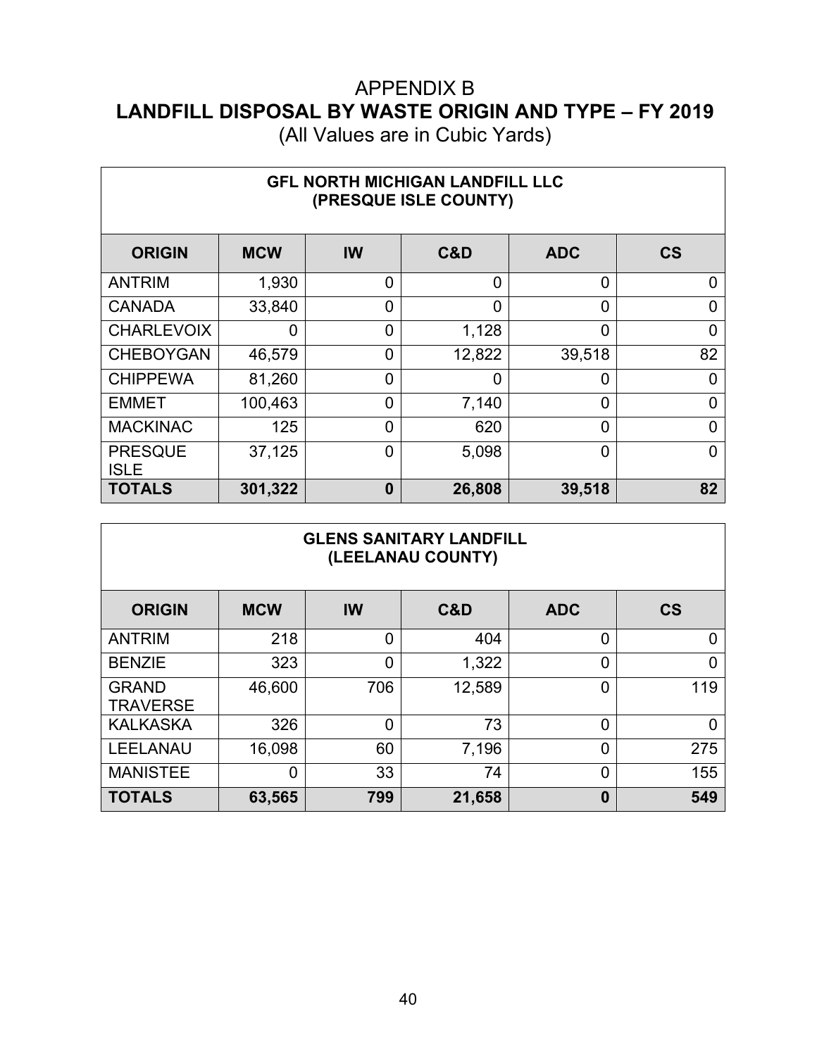# APPENDIX B
## LANDFILL DISPOSAL BY WASTE ORIGIN AND TYPE – FY 2019
(All Values are in Cubic Yards)

| GFL NORTH MICHIGAN LANDFILL LLC (PRESQUE ISLE COUNTY) | | | | | |
|---|---|---|---|---|---|
| **ORIGIN** | **MCW** | **IW** | **C&D** | **ADC** | **CS** |
| ANTRIM | 1,930 | 0 | 0 | 0 | 0 |
| CANADA | 33,840 | 0 | 0 | 0 | 0 |
| CHARLEVOIX | 0 | 0 | 1,128 | 0 | 0 |
| CHEBOYGAN | 46,579 | 0 | 12,822 | 39,518 | 82 |
| CHIPPEWA | 81,260 | 0 | 0 | 0 | 0 |
| EMMET | 100,463 | 0 | 7,140 | 0 | 0 |
| MACKINAC | 125 | 0 | 620 | 0 | 0 |
| PRESQUE ISLE | 37,125 | 0 | 5,098 | 0 | 0 |
| **TOTALS** | **301,322** | **0** | **26,808** | **39,518** | **82** |

| GLENS SANITARY LANDFILL (LEELANAU COUNTY) | | | | | |
|---|---|---|---|---|---|
| **ORIGIN** | **MCW** | **IW** | **C&D** | **ADC** | **CS** |
| ANTRIM | 218 | 0 | 404 | 0 | 0 |
| BENZIE | 323 | 0 | 1,322 | 0 | 0 |
| GRAND TRAVERSE | 46,600 | 706 | 12,589 | 0 | 119 |
| KALKASKA | 326 | 0 | 73 | 0 | 0 |
| LEELANAU | 16,098 | 60 | 7,196 | 0 | 275 |
| MANISTEE | 0 | 33 | 74 | 0 | 155 |
| **TOTALS** | **63,565** | **799** | **21,658** | **0** | **549** |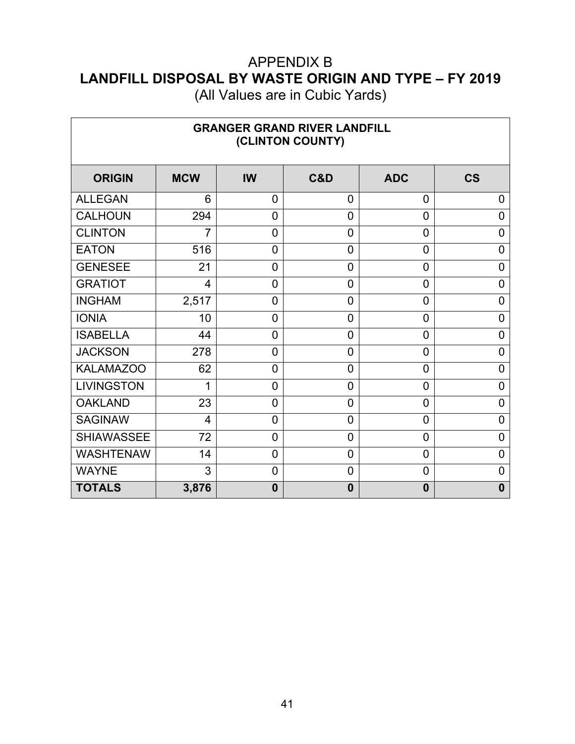# APPENDIX B
## LANDFILL DISPOSAL BY WASTE ORIGIN AND TYPE – FY 2019
(All Values are in Cubic Yards)

| GRANGER GRAND RIVER LANDFILL (CLINTON COUNTY) | | | | | |
|---|---|---|---|---|---|
| **ORIGIN** | **MCW** | **IW** | **C&D** | **ADC** | **CS** |
| ALLEGAN | 6 | 0 | 0 | 0 | 0 |
| CALHOUN | 294 | 0 | 0 | 0 | 0 |
| CLINTON | 7 | 0 | 0 | 0 | 0 |
| EATON | 516 | 0 | 0 | 0 | 0 |
| GENESEE | 21 | 0 | 0 | 0 | 0 |
| GRATIOT | 4 | 0 | 0 | 0 | 0 |
| INGHAM | 2,517 | 0 | 0 | 0 | 0 |
| IONIA | 10 | 0 | 0 | 0 | 0 |
| ISABELLA | 44 | 0 | 0 | 0 | 0 |
| JACKSON | 278 | 0 | 0 | 0 | 0 |
| KALAMAZOO | 62 | 0 | 0 | 0 | 0 |
| LIVINGSTON | 1 | 0 | 0 | 0 | 0 |
| OAKLAND | 23 | 0 | 0 | 0 | 0 |
| SAGINAW | 4 | 0 | 0 | 0 | 0 |
| SHIAWASSEE | 72 | 0 | 0 | 0 | 0 |
| WASHTENAW | 14 | 0 | 0 | 0 | 0 |
| WAYNE | 3 | 0 | 0 | 0 | 0 |
| **TOTALS** | **3,876** | **0** | **0** | **0** | **0** |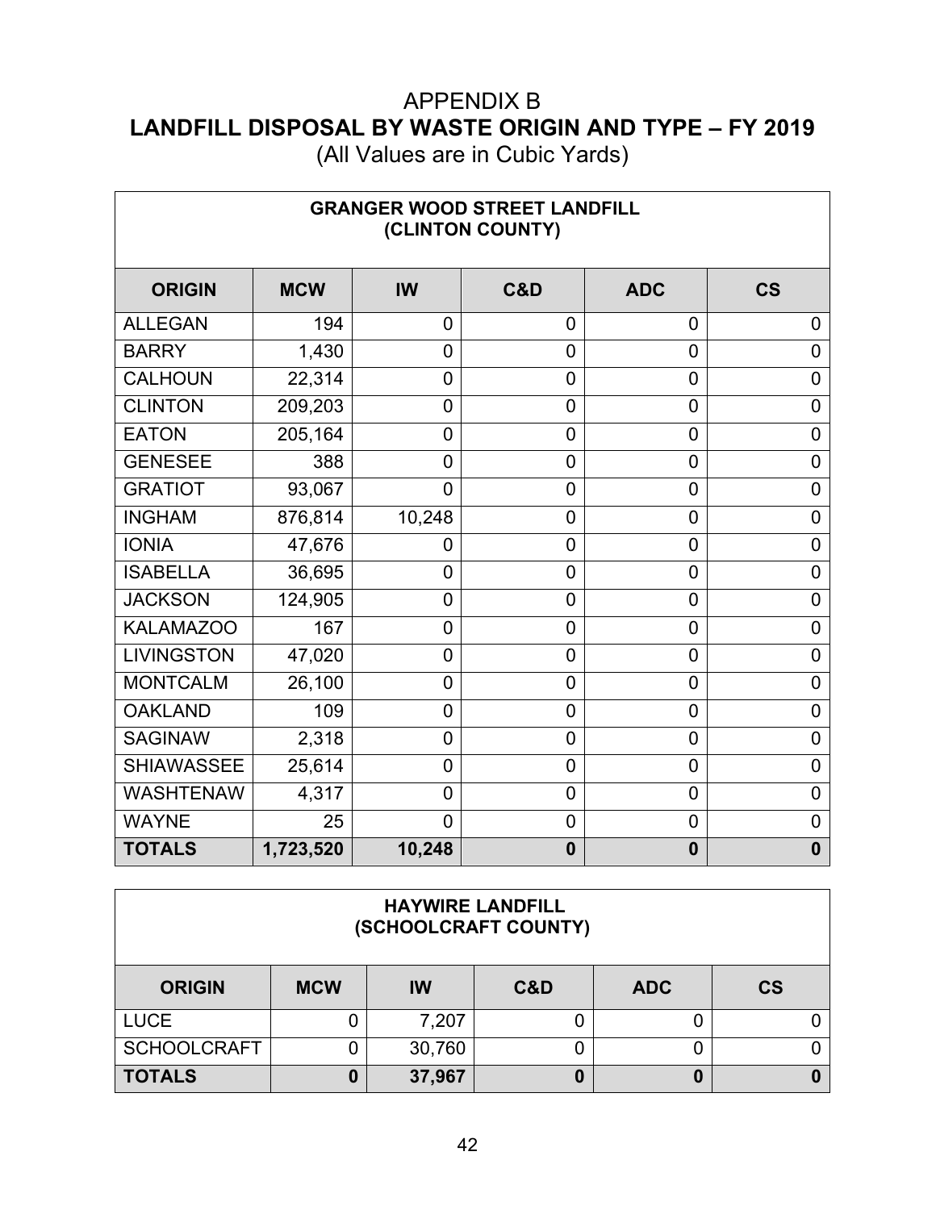# APPENDIX B
## LANDFILL DISPOSAL BY WASTE ORIGIN AND TYPE – FY 2019
(All Values are in Cubic Yards)

| GRANGER WOOD STREET LANDFILL (CLINTON COUNTY) | | | | | |
|---|---|---|---|---|---|
| **ORIGIN** | **MCW** | **IW** | **C&D** | **ADC** | **CS** |
| ALLEGAN | 194 | 0 | 0 | 0 | 0 |
| BARRY | 1,430 | 0 | 0 | 0 | 0 |
| CALHOUN | 22,314 | 0 | 0 | 0 | 0 |
| CLINTON | 209,203 | 0 | 0 | 0 | 0 |
| EATON | 205,164 | 0 | 0 | 0 | 0 |
| GENESEE | 388 | 0 | 0 | 0 | 0 |
| GRATIOT | 93,067 | 0 | 0 | 0 | 0 |
| INGHAM | 876,814 | 10,248 | 0 | 0 | 0 |
| IONIA | 47,676 | 0 | 0 | 0 | 0 |
| ISABELLA | 36,695 | 0 | 0 | 0 | 0 |
| JACKSON | 124,905 | 0 | 0 | 0 | 0 |
| KALAMAZOO | 167 | 0 | 0 | 0 | 0 |
| LIVINGSTON | 47,020 | 0 | 0 | 0 | 0 |
| MONTCALM | 26,100 | 0 | 0 | 0 | 0 |
| OAKLAND | 109 | 0 | 0 | 0 | 0 |
| SAGINAW | 2,318 | 0 | 0 | 0 | 0 |
| SHIAWASSEE | 25,614 | 0 | 0 | 0 | 0 |
| WASHTENAW | 4,317 | 0 | 0 | 0 | 0 |
| WAYNE | 25 | 0 | 0 | 0 | 0 |
| **TOTALS** | **1,723,520** | **10,248** | **0** | **0** | **0** |

| HAYWIRE LANDFILL (SCHOOLCRAFT COUNTY) | | | | | |
|---|---|---|---|---|---|
| **ORIGIN** | **MCW** | **IW** | **C&D** | **ADC** | **CS** |
| LUCE | 0 | 7,207 | 0 | 0 | 0 |
| SCHOOLCRAFT | 0 | 30,760 | 0 | 0 | 0 |
| **TOTALS** | **0** | **37,967** | **0** | **0** | **0** |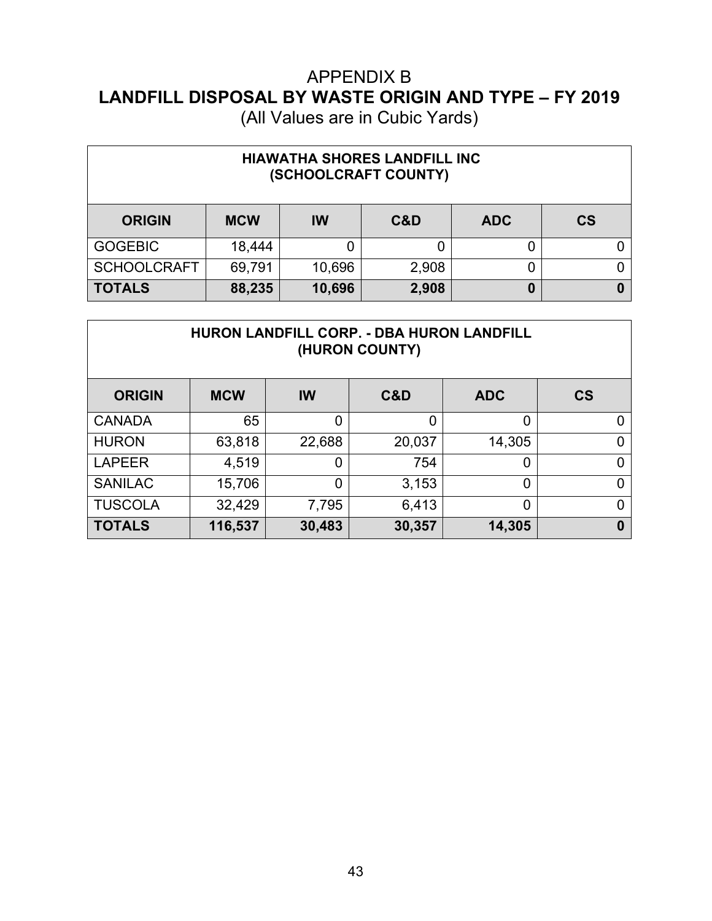# APPENDIX B
# LANDFILL DISPOSAL BY WASTE ORIGIN AND TYPE – FY 2019
(All Values are in Cubic Yards)

| HIAWATHA SHORES LANDFILL INC (SCHOOLCRAFT COUNTY) | | | | | |
|---|---|---|---|---|---|
| **ORIGIN** | **MCW** | **IW** | **C&D** | **ADC** | **CS** |
| GOGEBIC | 18,444 | 0 | 0 | 0 | 0 |
| SCHOOLCRAFT | 69,791 | 10,696 | 2,908 | 0 | 0 |
| **TOTALS** | **88,235** | **10,696** | **2,908** | **0** | **0** |

| HURON LANDFILL CORP. - DBA HURON LANDFILL (HURON COUNTY) | | | | | |
|---|---|---|---|---|---|
| **ORIGIN** | **MCW** | **IW** | **C&D** | **ADC** | **CS** |
| CANADA | 65 | 0 | 0 | 0 | 0 |
| HURON | 63,818 | 22,688 | 20,037 | 14,305 | 0 |
| LAPEER | 4,519 | 0 | 754 | 0 | 0 |
| SANILAC | 15,706 | 0 | 3,153 | 0 | 0 |
| TUSCOLA | 32,429 | 7,795 | 6,413 | 0 | 0 |
| **TOTALS** | **116,537** | **30,483** | **30,357** | **14,305** | **0** |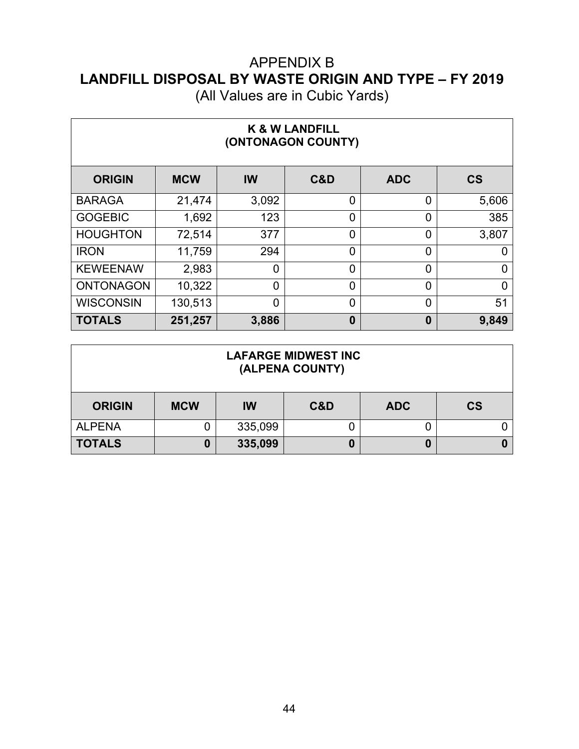# APPENDIX B
# LANDFILL DISPOSAL BY WASTE ORIGIN AND TYPE – FY 2019
(All Values are in Cubic Yards)

| K & W LANDFILL (ONTONAGON COUNTY) | | | | | |
|---|---|---|---|---|---|
| **ORIGIN** | **MCW** | **IW** | **C&D** | **ADC** | **CS** |
| BARAGA | 21,474 | 3,092 | 0 | 0 | 5,606 |
| GOGEBIC | 1,692 | 123 | 0 | 0 | 385 |
| HOUGHTON | 72,514 | 377 | 0 | 0 | 3,807 |
| IRON | 11,759 | 294 | 0 | 0 | 0 |
| KEWEENAW | 2,983 | 0 | 0 | 0 | 0 |
| ONTONAGON | 10,322 | 0 | 0 | 0 | 0 |
| WISCONSIN | 130,513 | 0 | 0 | 0 | 51 |
| **TOTALS** | **251,257** | **3,886** | **0** | **0** | **9,849** |

| LAFARGE MIDWEST INC (ALPENA COUNTY) | | | | | |
|---|---|---|---|---|---|
| **ORIGIN** | **MCW** | **IW** | **C&D** | **ADC** | **CS** |
| ALPENA | 0 | 335,099 | 0 | 0 | 0 |
| **TOTALS** | **0** | **335,099** | **0** | **0** | **0** |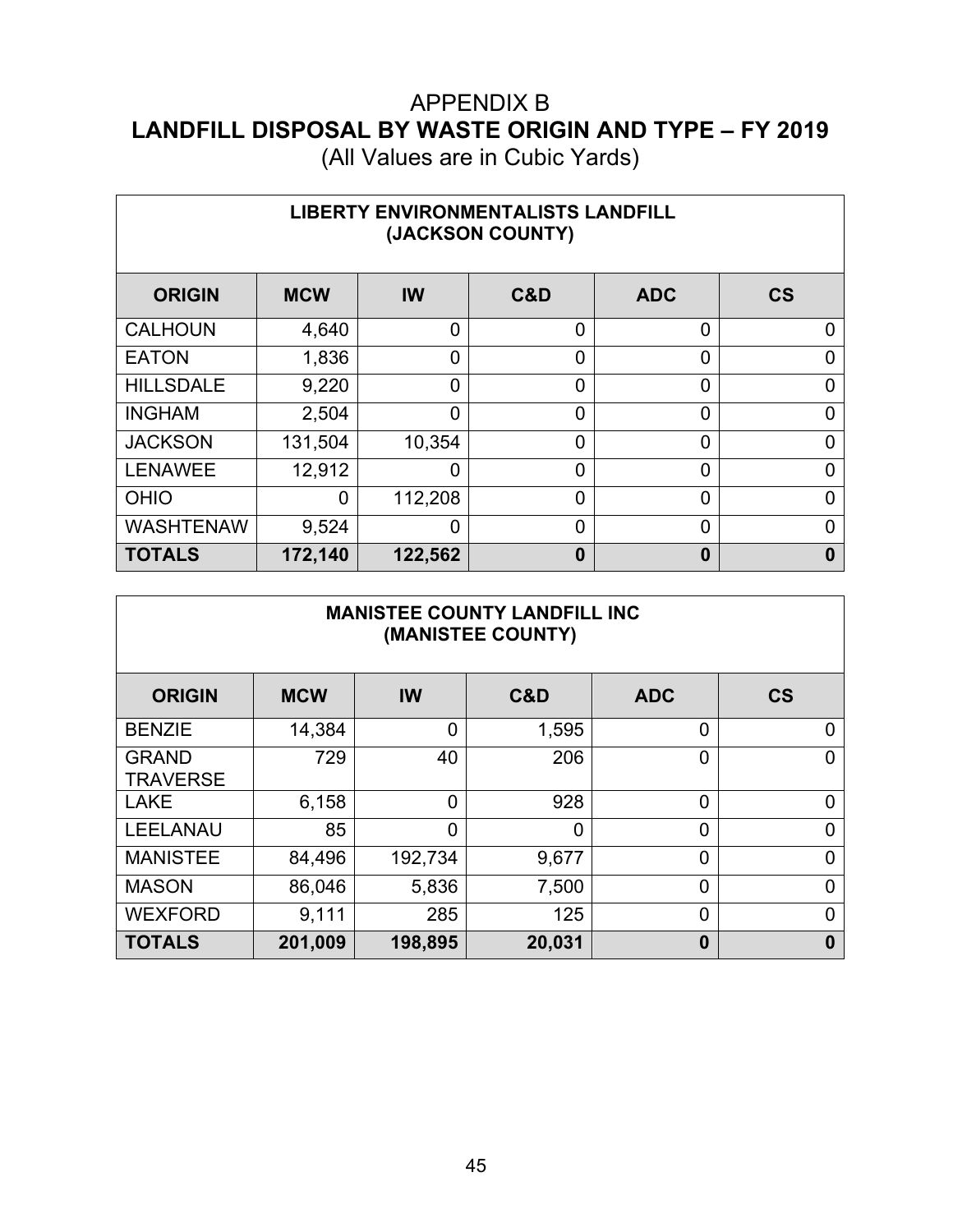# APPENDIX B
# LANDFILL DISPOSAL BY WASTE ORIGIN AND TYPE – FY 2019
(All Values are in Cubic Yards)

| LIBERTY ENVIRONMENTALISTS LANDFILL (JACKSON COUNTY) | | | | | |
|---|---|---|---|---|---|
| **ORIGIN** | **MCW** | **IW** | **C&D** | **ADC** | **CS** |
| CALHOUN | 4,640 | 0 | 0 | 0 | 0 |
| EATON | 1,836 | 0 | 0 | 0 | 0 |
| HILLSDALE | 9,220 | 0 | 0 | 0 | 0 |
| INGHAM | 2,504 | 0 | 0 | 0 | 0 |
| JACKSON | 131,504 | 10,354 | 0 | 0 | 0 |
| LENAWEE | 12,912 | 0 | 0 | 0 | 0 |
| OHIO | 0 | 112,208 | 0 | 0 | 0 |
| WASHTENAW | 9,524 | 0 | 0 | 0 | 0 |
| **TOTALS** | **172,140** | **122,562** | **0** | **0** | **0** |

| MANISTEE COUNTY LANDFILL INC (MANISTEE COUNTY) | | | | | |
|---|---|---|---|---|---|
| **ORIGIN** | **MCW** | **IW** | **C&D** | **ADC** | **CS** |
| BENZIE | 14,384 | 0 | 1,595 | 0 | 0 |
| GRAND TRAVERSE | 729 | 40 | 206 | 0 | 0 |
| LAKE | 6,158 | 0 | 928 | 0 | 0 |
| LEELANAU | 85 | 0 | 0 | 0 | 0 |
| MANISTEE | 84,496 | 192,734 | 9,677 | 0 | 0 |
| MASON | 86,046 | 5,836 | 7,500 | 0 | 0 |
| WEXFORD | 9,111 | 285 | 125 | 0 | 0 |
| **TOTALS** | **201,009** | **198,895** | **20,031** | **0** | **0** |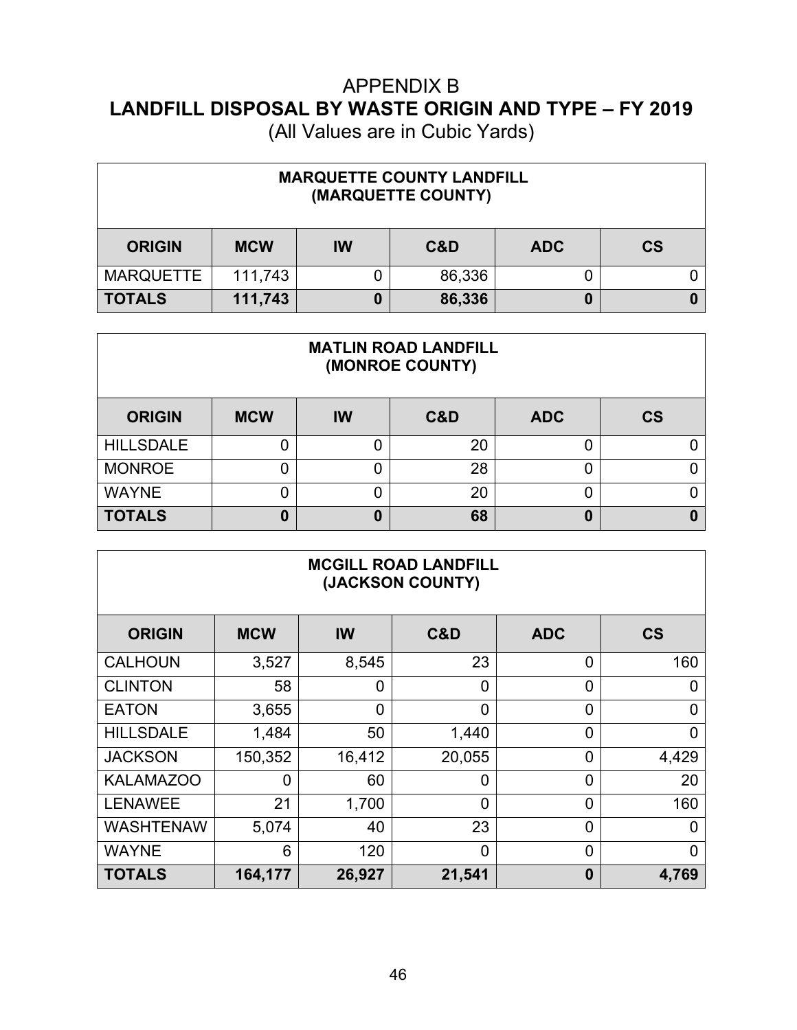# APPENDIX B
# LANDFILL DISPOSAL BY WASTE ORIGIN AND TYPE – FY 2019
(All Values are in Cubic Yards)

| MARQUETTE COUNTY LANDFILL (MARQUETTE COUNTY) | | | | | |
|---|---|---|---|---|---|
| **ORIGIN** | **MCW** | **IW** | **C&D** | **ADC** | **CS** |
| MARQUETTE | 111,743 | 0 | 86,336 | 0 | 0 |
| **TOTALS** | **111,743** | **0** | **86,336** | **0** | **0** |

| MATLIN ROAD LANDFILL (MONROE COUNTY) | | | | | |
|---|---|---|---|---|---|
| **ORIGIN** | **MCW** | **IW** | **C&D** | **ADC** | **CS** |
| HILLSDALE | 0 | 0 | 20 | 0 | 0 |
| MONROE | 0 | 0 | 28 | 0 | 0 |
| WAYNE | 0 | 0 | 20 | 0 | 0 |
| **TOTALS** | **0** | **0** | **68** | **0** | **0** |

| MCGILL ROAD LANDFILL (JACKSON COUNTY) | | | | | |
|---|---|---|---|---|---|
| **ORIGIN** | **MCW** | **IW** | **C&D** | **ADC** | **CS** |
| CALHOUN | 3,527 | 8,545 | 23 | 0 | 160 |
| CLINTON | 58 | 0 | 0 | 0 | 0 |
| EATON | 3,655 | 0 | 0 | 0 | 0 |
| HILLSDALE | 1,484 | 50 | 1,440 | 0 | 0 |
| JACKSON | 150,352 | 16,412 | 20,055 | 0 | 4,429 |
| KALAMAZOO | 0 | 60 | 0 | 0 | 20 |
| LENAWEE | 21 | 1,700 | 0 | 0 | 160 |
| WASHTENAW | 5,074 | 40 | 23 | 0 | 0 |
| WAYNE | 6 | 120 | 0 | 0 | 0 |
| **TOTALS** | **164,177** | **26,927** | **21,541** | **0** | **4,769** |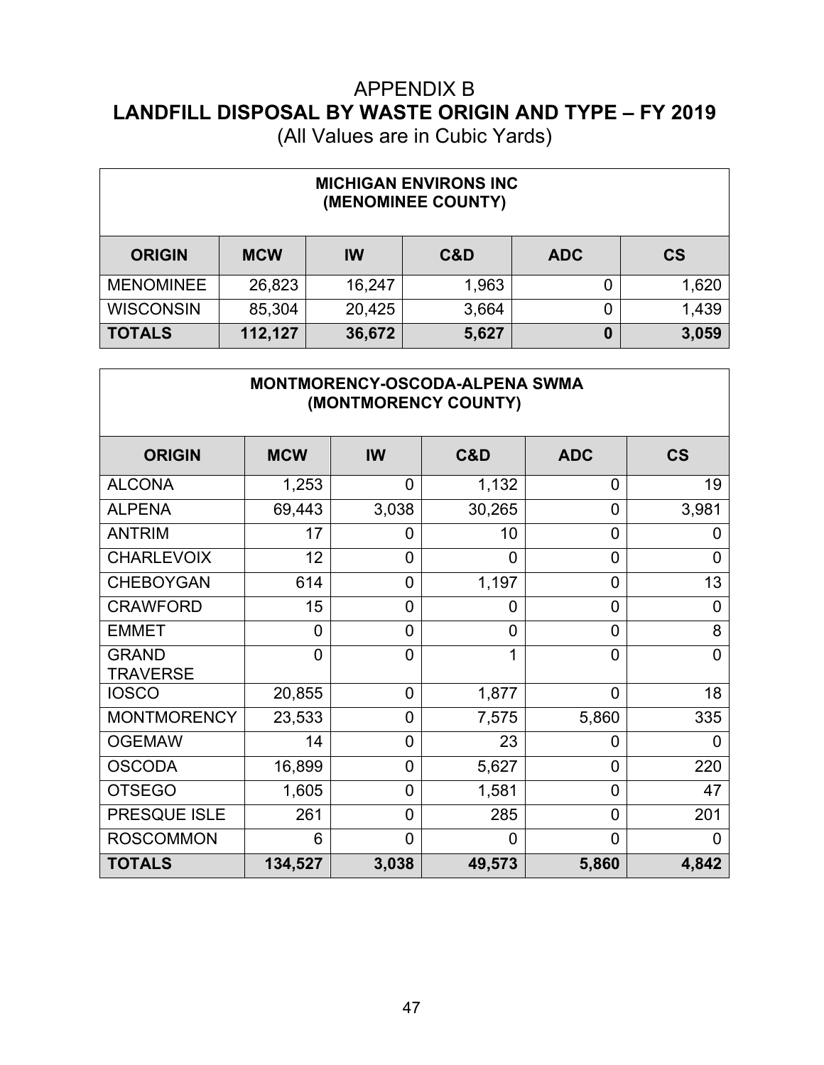# APPENDIX B
# LANDFILL DISPOSAL BY WASTE ORIGIN AND TYPE – FY 2019
(All Values are in Cubic Yards)

| MICHIGAN ENVIRONS INC (MENOMINEE COUNTY) | | | | | |
|---|---|---|---|---|---|
| **ORIGIN** | **MCW** | **IW** | **C&D** | **ADC** | **CS** |
| MENOMINEE | 26,823 | 16,247 | 1,963 | 0 | 1,620 |
| WISCONSIN | 85,304 | 20,425 | 3,664 | 0 | 1,439 |
| **TOTALS** | **112,127** | **36,672** | **5,627** | **0** | **3,059** |

| MONTMORENCY-OSCODA-ALPENA SWMA (MONTMORENCY COUNTY) | | | | | |
|---|---|---|---|---|---|
| **ORIGIN** | **MCW** | **IW** | **C&D** | **ADC** | **CS** |
| ALCONA | 1,253 | 0 | 1,132 | 0 | 19 |
| ALPENA | 69,443 | 3,038 | 30,265 | 0 | 3,981 |
| ANTRIM | 17 | 0 | 10 | 0 | 0 |
| CHARLEVOIX | 12 | 0 | 0 | 0 | 0 |
| CHEBOYGAN | 614 | 0 | 1,197 | 0 | 13 |
| CRAWFORD | 15 | 0 | 0 | 0 | 0 |
| EMMET | 0 | 0 | 0 | 0 | 8 |
| GRAND TRAVERSE | 0 | 0 | 1 | 0 | 0 |
| IOSCO | 20,855 | 0 | 1,877 | 0 | 18 |
| MONTMORENCY | 23,533 | 0 | 7,575 | 5,860 | 335 |
| OGEMAW | 14 | 0 | 23 | 0 | 0 |
| OSCODA | 16,899 | 0 | 5,627 | 0 | 220 |
| OTSEGO | 1,605 | 0 | 1,581 | 0 | 47 |
| PRESQUE ISLE | 261 | 0 | 285 | 0 | 201 |
| ROSCOMMON | 6 | 0 | 0 | 0 | 0 |
| **TOTALS** | **134,527** | **3,038** | **49,573** | **5,860** | **4,842** |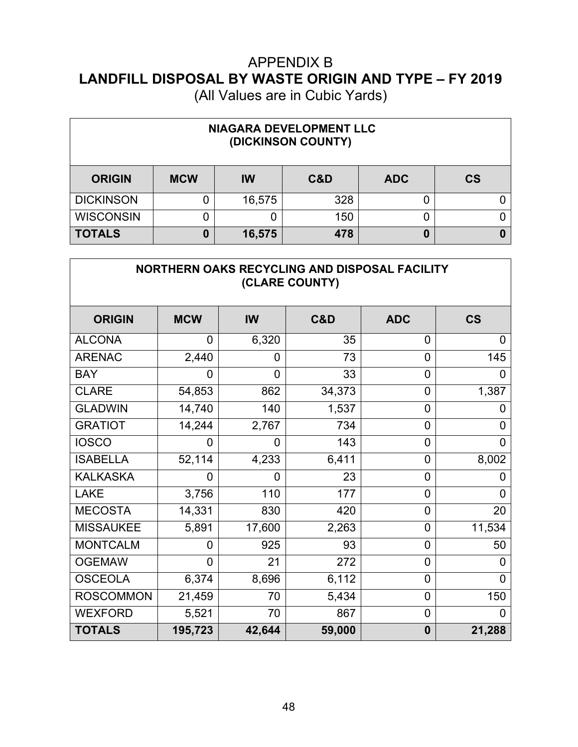# APPENDIX B
# LANDFILL DISPOSAL BY WASTE ORIGIN AND TYPE – FY 2019
(All Values are in Cubic Yards)

| NIAGARA DEVELOPMENT LLC (DICKINSON COUNTY) | | | | | |
|---|---|---|---|---|---|
| **ORIGIN** | **MCW** | **IW** | **C&D** | **ADC** | **CS** |
| DICKINSON | 0 | 16,575 | 328 | 0 | 0 |
| WISCONSIN | 0 | 0 | 150 | 0 | 0 |
| **TOTALS** | **0** | **16,575** | **478** | **0** | **0** |

| NORTHERN OAKS RECYCLING AND DISPOSAL FACILITY (CLARE COUNTY) | | | | | |
|---|---|---|---|---|---|
| **ORIGIN** | **MCW** | **IW** | **C&D** | **ADC** | **CS** |
| ALCONA | 0 | 6,320 | 35 | 0 | 0 |
| ARENAC | 2,440 | 0 | 73 | 0 | 145 |
| BAY | 0 | 0 | 33 | 0 | 0 |
| CLARE | 54,853 | 862 | 34,373 | 0 | 1,387 |
| GLADWIN | 14,740 | 140 | 1,537 | 0 | 0 |
| GRATIOT | 14,244 | 2,767 | 734 | 0 | 0 |
| IOSCO | 0 | 0 | 143 | 0 | 0 |
| ISABELLA | 52,114 | 4,233 | 6,411 | 0 | 8,002 |
| KALKASKA | 0 | 0 | 23 | 0 | 0 |
| LAKE | 3,756 | 110 | 177 | 0 | 0 |
| MECOSTA | 14,331 | 830 | 420 | 0 | 20 |
| MISSAUKEE | 5,891 | 17,600 | 2,263 | 0 | 11,534 |
| MONTCALM | 0 | 925 | 93 | 0 | 50 |
| OGEMAW | 0 | 21 | 272 | 0 | 0 |
| OSCEOLA | 6,374 | 8,696 | 6,112 | 0 | 0 |
| ROSCOMMON | 21,459 | 70 | 5,434 | 0 | 150 |
| WEXFORD | 5,521 | 70 | 867 | 0 | 0 |
| **TOTALS** | **195,723** | **42,644** | **59,000** | **0** | **21,288** |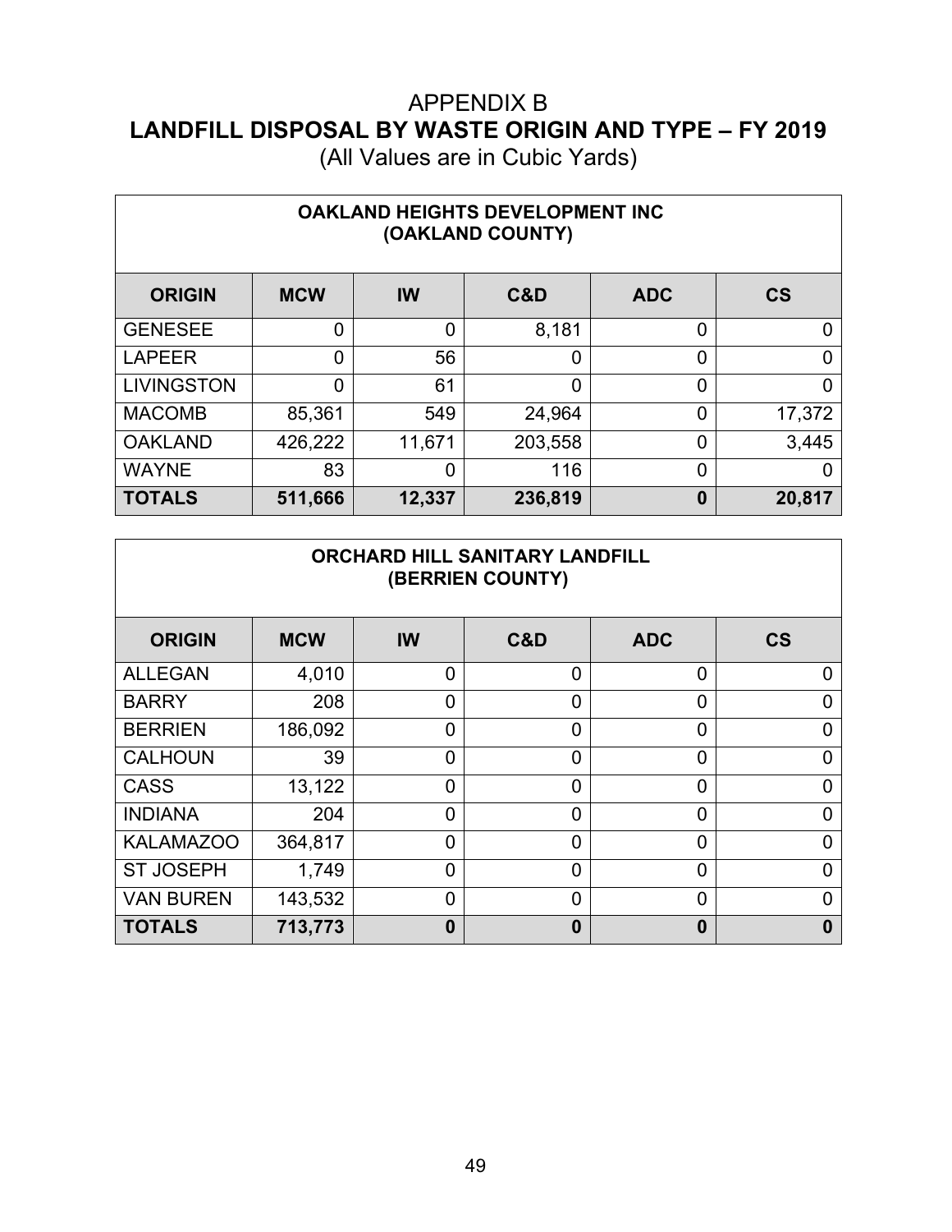# APPENDIX B

## LANDFILL DISPOSAL BY WASTE ORIGIN AND TYPE – FY 2019

(All Values are in Cubic Yards)

| OAKLAND HEIGHTS DEVELOPMENT INC (OAKLAND COUNTY) | | | | | |
|---|---|---|---|---|---|
| **ORIGIN** | **MCW** | **IW** | **C&D** | **ADC** | **CS** |
| GENESEE | 0 | 0 | 8,181 | 0 | 0 |
| LAPEER | 0 | 56 | 0 | 0 | 0 |
| LIVINGSTON | 0 | 61 | 0 | 0 | 0 |
| MACOMB | 85,361 | 549 | 24,964 | 0 | 17,372 |
| OAKLAND | 426,222 | 11,671 | 203,558 | 0 | 3,445 |
| WAYNE | 83 | 0 | 116 | 0 | 0 |
| **TOTALS** | **511,666** | **12,337** | **236,819** | **0** | **20,817** |

| ORCHARD HILL SANITARY LANDFILL (BERRIEN COUNTY) | | | | | |
|---|---|---|---|---|---|
| **ORIGIN** | **MCW** | **IW** | **C&D** | **ADC** | **CS** |
| ALLEGAN | 4,010 | 0 | 0 | 0 | 0 |
| BARRY | 208 | 0 | 0 | 0 | 0 |
| BERRIEN | 186,092 | 0 | 0 | 0 | 0 |
| CALHOUN | 39 | 0 | 0 | 0 | 0 |
| CASS | 13,122 | 0 | 0 | 0 | 0 |
| INDIANA | 204 | 0 | 0 | 0 | 0 |
| KALAMAZOO | 364,817 | 0 | 0 | 0 | 0 |
| ST JOSEPH | 1,749 | 0 | 0 | 0 | 0 |
| VAN BUREN | 143,532 | 0 | 0 | 0 | 0 |
| **TOTALS** | **713,773** | **0** | **0** | **0** | **0** |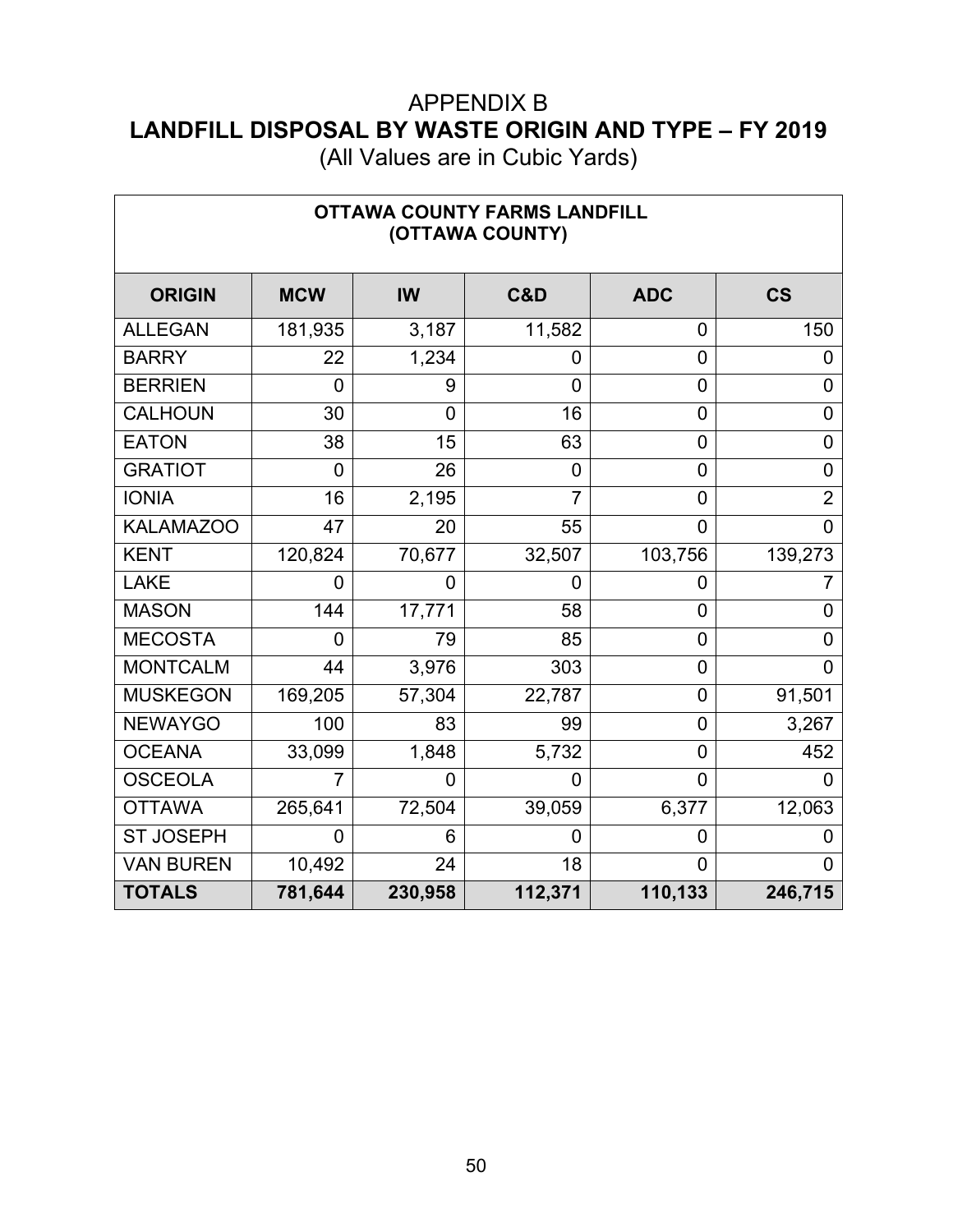# APPENDIX B
## LANDFILL DISPOSAL BY WASTE ORIGIN AND TYPE – FY 2019
(All Values are in Cubic Yards)

| OTTAWA COUNTY FARMS LANDFILL (OTTAWA COUNTY) | | | | | |
|---|---|---|---|---|---|
| **ORIGIN** | **MCW** | **IW** | **C&D** | **ADC** | **CS** |
| ALLEGAN | 181,935 | 3,187 | 11,582 | 0 | 150 |
| BARRY | 22 | 1,234 | 0 | 0 | 0 |
| BERRIEN | 0 | 9 | 0 | 0 | 0 |
| CALHOUN | 30 | 0 | 16 | 0 | 0 |
| EATON | 38 | 15 | 63 | 0 | 0 |
| GRATIOT | 0 | 26 | 0 | 0 | 0 |
| IONIA | 16 | 2,195 | 7 | 0 | 2 |
| KALAMAZOO | 47 | 20 | 55 | 0 | 0 |
| KENT | 120,824 | 70,677 | 32,507 | 103,756 | 139,273 |
| LAKE | 0 | 0 | 0 | 0 | 7 |
| MASON | 144 | 17,771 | 58 | 0 | 0 |
| MECOSTA | 0 | 79 | 85 | 0 | 0 |
| MONTCALM | 44 | 3,976 | 303 | 0 | 0 |
| MUSKEGON | 169,205 | 57,304 | 22,787 | 0 | 91,501 |
| NEWAYGO | 100 | 83 | 99 | 0 | 3,267 |
| OCEANA | 33,099 | 1,848 | 5,732 | 0 | 452 |
| OSCEOLA | 7 | 0 | 0 | 0 | 0 |
| OTTAWA | 265,641 | 72,504 | 39,059 | 6,377 | 12,063 |
| ST JOSEPH | 0 | 6 | 0 | 0 | 0 |
| VAN BUREN | 10,492 | 24 | 18 | 0 | 0 |
| **TOTALS** | **781,644** | **230,958** | **112,371** | **110,133** | **246,715** |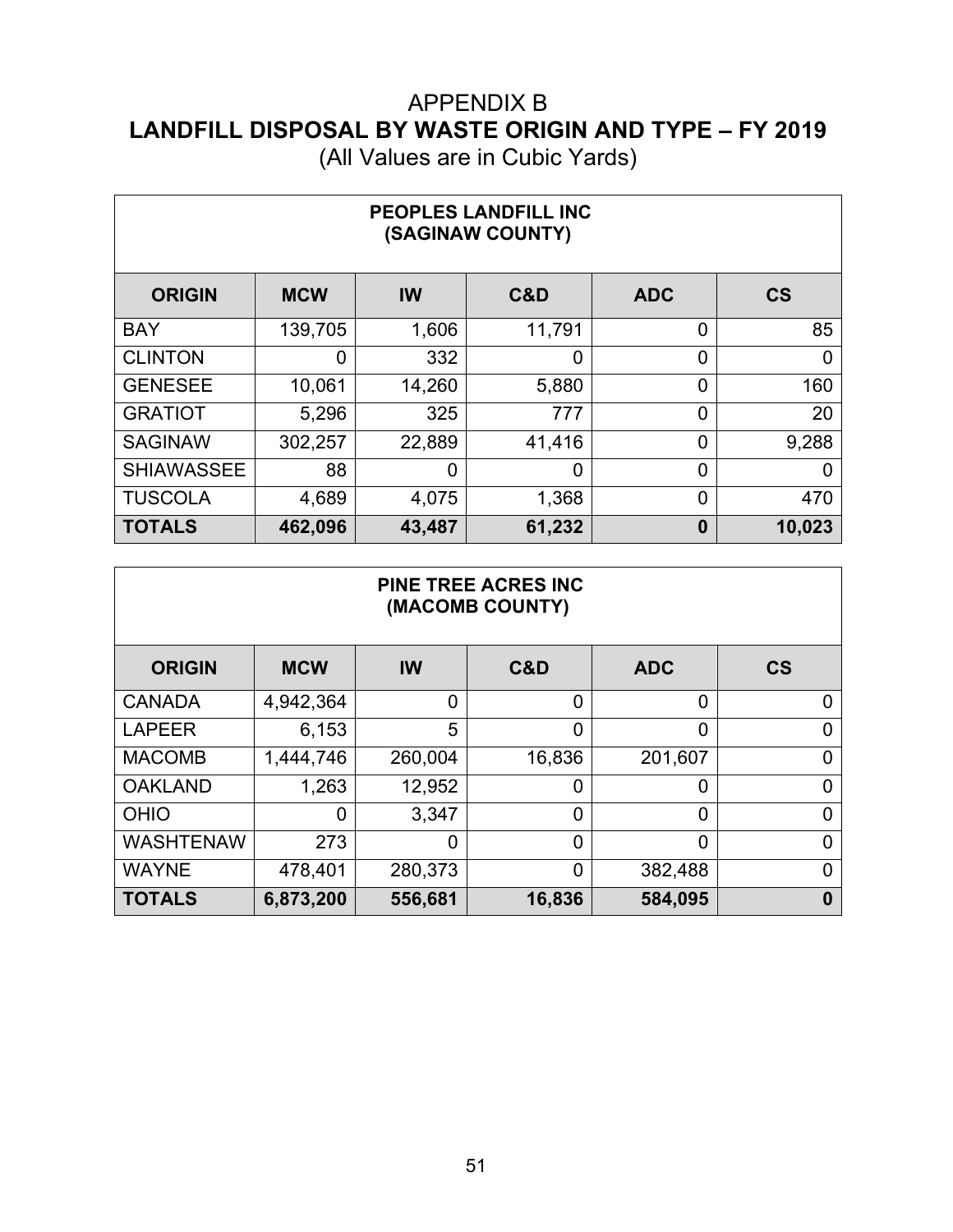# APPENDIX B
## LANDFILL DISPOSAL BY WASTE ORIGIN AND TYPE – FY 2019
(All Values are in Cubic Yards)

| PEOPLES LANDFILL INC (SAGINAW COUNTY) | | | | | |
|---|---|---|---|---|---|
| **ORIGIN** | **MCW** | **IW** | **C&D** | **ADC** | **CS** |
| BAY | 139,705 | 1,606 | 11,791 | 0 | 85 |
| CLINTON | 0 | 332 | 0 | 0 | 0 |
| GENESEE | 10,061 | 14,260 | 5,880 | 0 | 160 |
| GRATIOT | 5,296 | 325 | 777 | 0 | 20 |
| SAGINAW | 302,257 | 22,889 | 41,416 | 0 | 9,288 |
| SHIAWASSEE | 88 | 0 | 0 | 0 | 0 |
| TUSCOLA | 4,689 | 4,075 | 1,368 | 0 | 470 |
| **TOTALS** | **462,096** | **43,487** | **61,232** | **0** | **10,023** |

| PINE TREE ACRES INC (MACOMB COUNTY) | | | | | |
|---|---|---|---|---|---|
| **ORIGIN** | **MCW** | **IW** | **C&D** | **ADC** | **CS** |
| CANADA | 4,942,364 | 0 | 0 | 0 | 0 |
| LAPEER | 6,153 | 5 | 0 | 0 | 0 |
| MACOMB | 1,444,746 | 260,004 | 16,836 | 201,607 | 0 |
| OAKLAND | 1,263 | 12,952 | 0 | 0 | 0 |
| OHIO | 0 | 3,347 | 0 | 0 | 0 |
| WASHTENAW | 273 | 0 | 0 | 0 | 0 |
| WAYNE | 478,401 | 280,373 | 0 | 382,488 | 0 |
| **TOTALS** | **6,873,200** | **556,681** | **16,836** | **584,095** | **0** |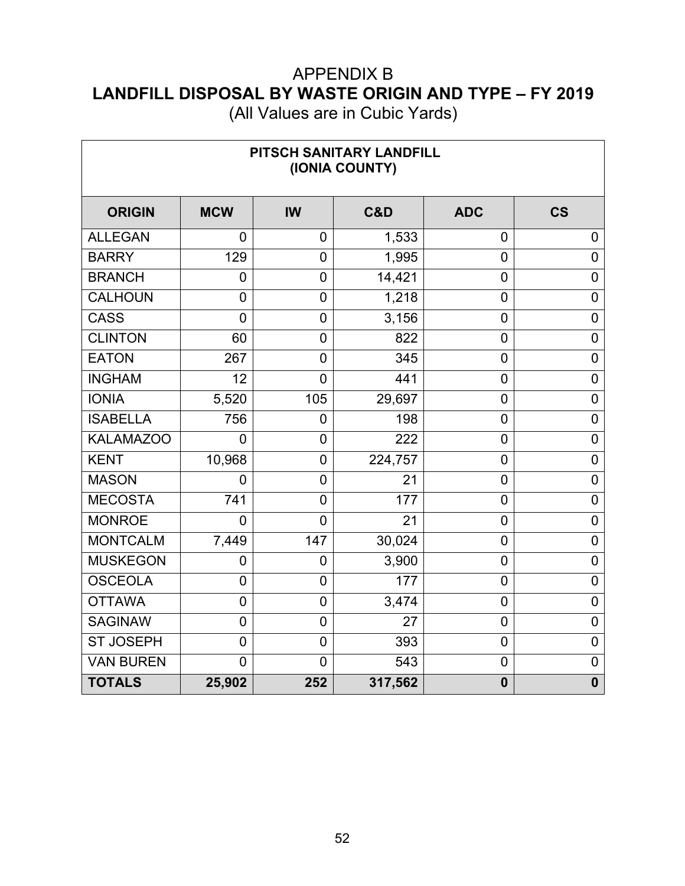# APPENDIX B
## LANDFILL DISPOSAL BY WASTE ORIGIN AND TYPE – FY 2019
(All Values are in Cubic Yards)

| PITSCH SANITARY LANDFILL (IONIA COUNTY) | | | | | |
|---|---|---|---|---|---|
| **ORIGIN** | **MCW** | **IW** | **C&D** | **ADC** | **CS** |
| ALLEGAN | 0 | 0 | 1,533 | 0 | 0 |
| BARRY | 129 | 0 | 1,995 | 0 | 0 |
| BRANCH | 0 | 0 | 14,421 | 0 | 0 |
| CALHOUN | 0 | 0 | 1,218 | 0 | 0 |
| CASS | 0 | 0 | 3,156 | 0 | 0 |
| CLINTON | 60 | 0 | 822 | 0 | 0 |
| EATON | 267 | 0 | 345 | 0 | 0 |
| INGHAM | 12 | 0 | 441 | 0 | 0 |
| IONIA | 5,520 | 105 | 29,697 | 0 | 0 |
| ISABELLA | 756 | 0 | 198 | 0 | 0 |
| KALAMAZOO | 0 | 0 | 222 | 0 | 0 |
| KENT | 10,968 | 0 | 224,757 | 0 | 0 |
| MASON | 0 | 0 | 21 | 0 | 0 |
| MECOSTA | 741 | 0 | 177 | 0 | 0 |
| MONROE | 0 | 0 | 21 | 0 | 0 |
| MONTCALM | 7,449 | 147 | 30,024 | 0 | 0 |
| MUSKEGON | 0 | 0 | 3,900 | 0 | 0 |
| OSCEOLA | 0 | 0 | 177 | 0 | 0 |
| OTTAWA | 0 | 0 | 3,474 | 0 | 0 |
| SAGINAW | 0 | 0 | 27 | 0 | 0 |
| ST JOSEPH | 0 | 0 | 393 | 0 | 0 |
| VAN BUREN | 0 | 0 | 543 | 0 | 0 |
| **TOTALS** | **25,902** | **252** | **317,562** | **0** | **0** |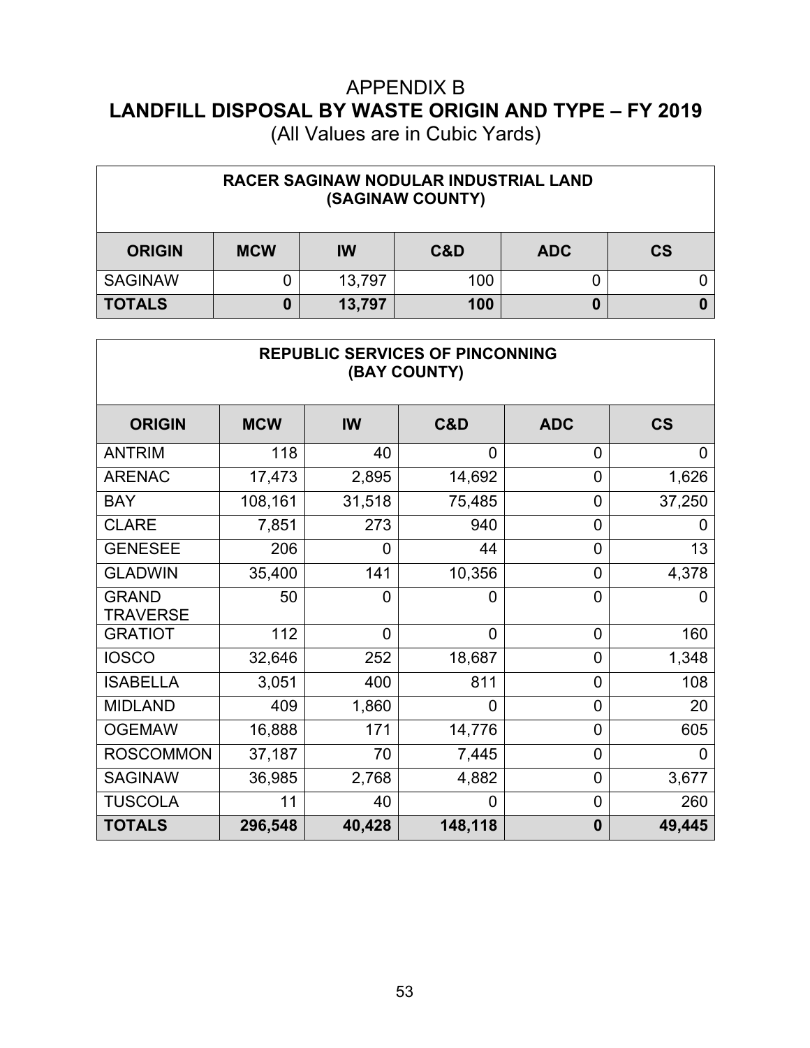# APPENDIX B
## LANDFILL DISPOSAL BY WASTE ORIGIN AND TYPE – FY 2019
(All Values are in Cubic Yards)

| RACER SAGINAW NODULAR INDUSTRIAL LAND (SAGINAW COUNTY) | | | | | |
|---|---|---|---|---|---|
| **ORIGIN** | **MCW** | **IW** | **C&D** | **ADC** | **CS** |
| SAGINAW | 0 | 13,797 | 100 | 0 | 0 |
| **TOTALS** | **0** | **13,797** | **100** | **0** | **0** |

| REPUBLIC SERVICES OF PINCONNING (BAY COUNTY) | | | | | |
|---|---|---|---|---|---|
| **ORIGIN** | **MCW** | **IW** | **C&D** | **ADC** | **CS** |
| ANTRIM | 118 | 40 | 0 | 0 | 0 |
| ARENAC | 17,473 | 2,895 | 14,692 | 0 | 1,626 |
| BAY | 108,161 | 31,518 | 75,485 | 0 | 37,250 |
| CLARE | 7,851 | 273 | 940 | 0 | 0 |
| GENESEE | 206 | 0 | 44 | 0 | 13 |
| GLADWIN | 35,400 | 141 | 10,356 | 0 | 4,378 |
| GRAND TRAVERSE | 50 | 0 | 0 | 0 | 0 |
| GRATIOT | 112 | 0 | 0 | 0 | 160 |
| IOSCO | 32,646 | 252 | 18,687 | 0 | 1,348 |
| ISABELLA | 3,051 | 400 | 811 | 0 | 108 |
| MIDLAND | 409 | 1,860 | 0 | 0 | 20 |
| OGEMAW | 16,888 | 171 | 14,776 | 0 | 605 |
| ROSCOMMON | 37,187 | 70 | 7,445 | 0 | 0 |
| SAGINAW | 36,985 | 2,768 | 4,882 | 0 | 3,677 |
| TUSCOLA | 11 | 40 | 0 | 0 | 260 |
| **TOTALS** | **296,548** | **40,428** | **148,118** | **0** | **49,445** |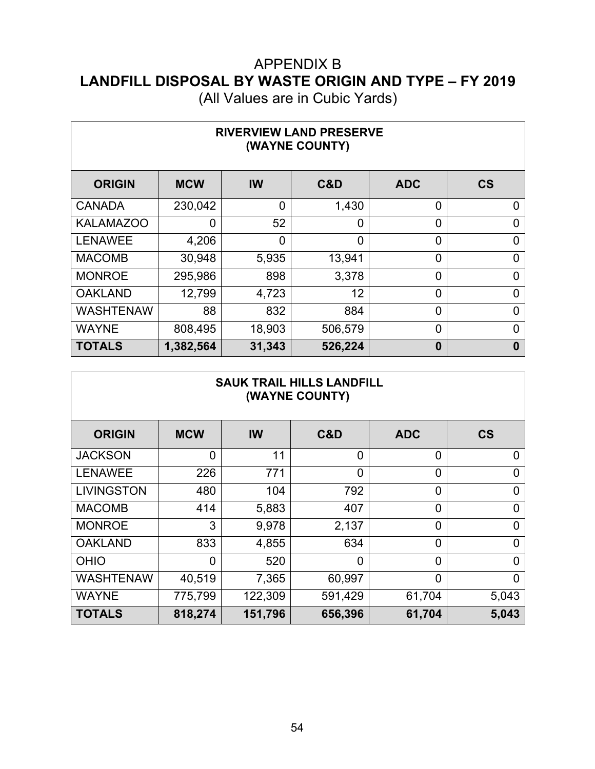# APPENDIX B
## LANDFILL DISPOSAL BY WASTE ORIGIN AND TYPE – FY 2019
(All Values are in Cubic Yards)

| RIVERVIEW LAND PRESERVE (WAYNE COUNTY) | | | | | |
|---|---|---|---|---|---|
| **ORIGIN** | **MCW** | **IW** | **C&D** | **ADC** | **CS** |
| CANADA | 230,042 | 0 | 1,430 | 0 | 0 |
| KALAMAZOO | 0 | 52 | 0 | 0 | 0 |
| LENAWEE | 4,206 | 0 | 0 | 0 | 0 |
| MACOMB | 30,948 | 5,935 | 13,941 | 0 | 0 |
| MONROE | 295,986 | 898 | 3,378 | 0 | 0 |
| OAKLAND | 12,799 | 4,723 | 12 | 0 | 0 |
| WASHTENAW | 88 | 832 | 884 | 0 | 0 |
| WAYNE | 808,495 | 18,903 | 506,579 | 0 | 0 |
| **TOTALS** | **1,382,564** | **31,343** | **526,224** | **0** | **0** |

| SAUK TRAIL HILLS LANDFILL (WAYNE COUNTY) | | | | | |
|---|---|---|---|---|---|
| **ORIGIN** | **MCW** | **IW** | **C&D** | **ADC** | **CS** |
| JACKSON | 0 | 11 | 0 | 0 | 0 |
| LENAWEE | 226 | 771 | 0 | 0 | 0 |
| LIVINGSTON | 480 | 104 | 792 | 0 | 0 |
| MACOMB | 414 | 5,883 | 407 | 0 | 0 |
| MONROE | 3 | 9,978 | 2,137 | 0 | 0 |
| OAKLAND | 833 | 4,855 | 634 | 0 | 0 |
| OHIO | 0 | 520 | 0 | 0 | 0 |
| WASHTENAW | 40,519 | 7,365 | 60,997 | 0 | 0 |
| WAYNE | 775,799 | 122,309 | 591,429 | 61,704 | 5,043 |
| **TOTALS** | **818,274** | **151,796** | **656,396** | **61,704** | **5,043** |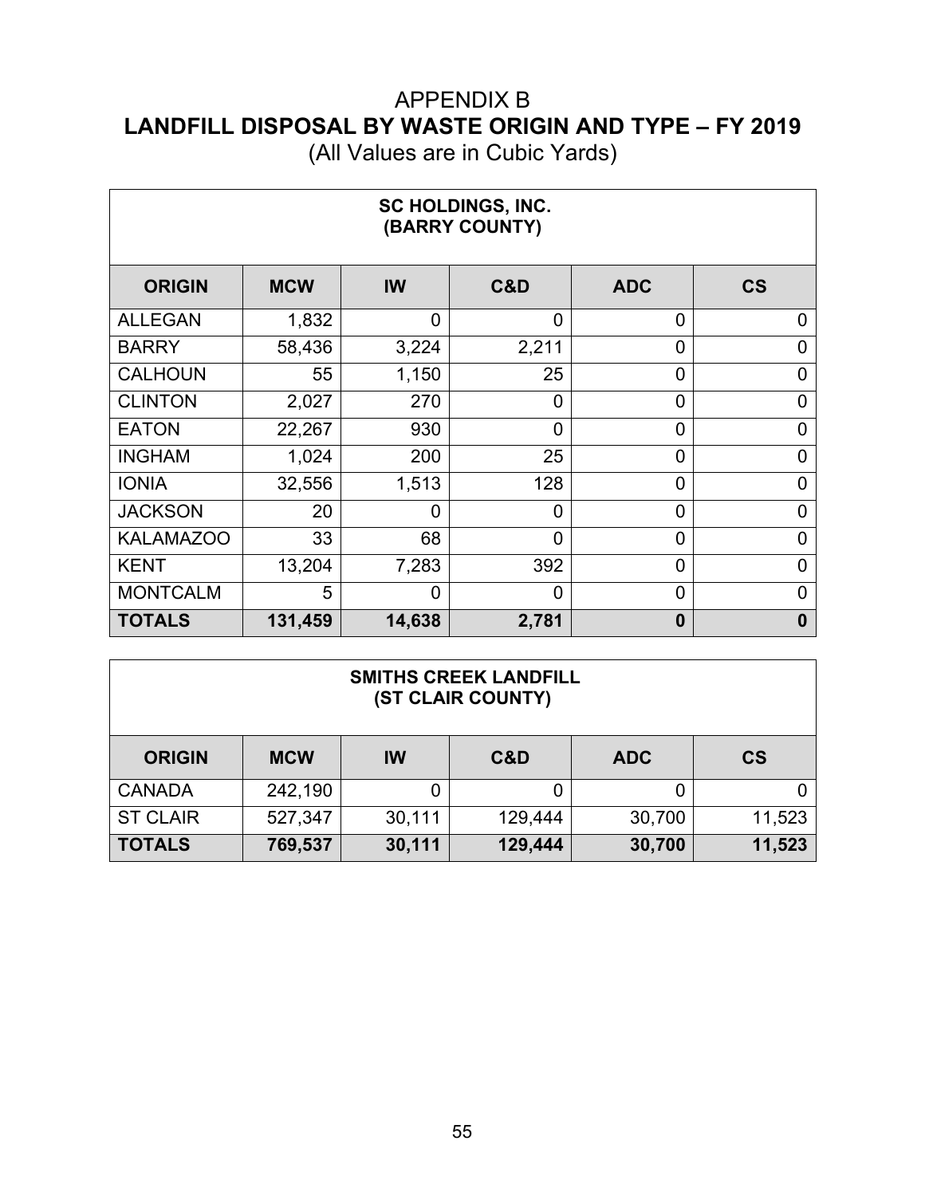# APPENDIX B
## LANDFILL DISPOSAL BY WASTE ORIGIN AND TYPE – FY 2019
(All Values are in Cubic Yards)

| SC HOLDINGS, INC. (BARRY COUNTY) | | | | | |
|---|---|---|---|---|---|
| **ORIGIN** | **MCW** | **IW** | **C&D** | **ADC** | **CS** |
| ALLEGAN | 1,832 | 0 | 0 | 0 | 0 |
| BARRY | 58,436 | 3,224 | 2,211 | 0 | 0 |
| CALHOUN | 55 | 1,150 | 25 | 0 | 0 |
| CLINTON | 2,027 | 270 | 0 | 0 | 0 |
| EATON | 22,267 | 930 | 0 | 0 | 0 |
| INGHAM | 1,024 | 200 | 25 | 0 | 0 |
| IONIA | 32,556 | 1,513 | 128 | 0 | 0 |
| JACKSON | 20 | 0 | 0 | 0 | 0 |
| KALAMAZOO | 33 | 68 | 0 | 0 | 0 |
| KENT | 13,204 | 7,283 | 392 | 0 | 0 |
| MONTCALM | 5 | 0 | 0 | 0 | 0 |
| **TOTALS** | **131,459** | **14,638** | **2,781** | **0** | **0** |

| SMITHS CREEK LANDFILL (ST CLAIR COUNTY) | | | | | |
|---|---|---|---|---|---|
| **ORIGIN** | **MCW** | **IW** | **C&D** | **ADC** | **CS** |
| CANADA | 242,190 | 0 | 0 | 0 | 0 |
| ST CLAIR | 527,347 | 30,111 | 129,444 | 30,700 | 11,523 |
| **TOTALS** | **769,537** | **30,111** | **129,444** | **30,700** | **11,523** |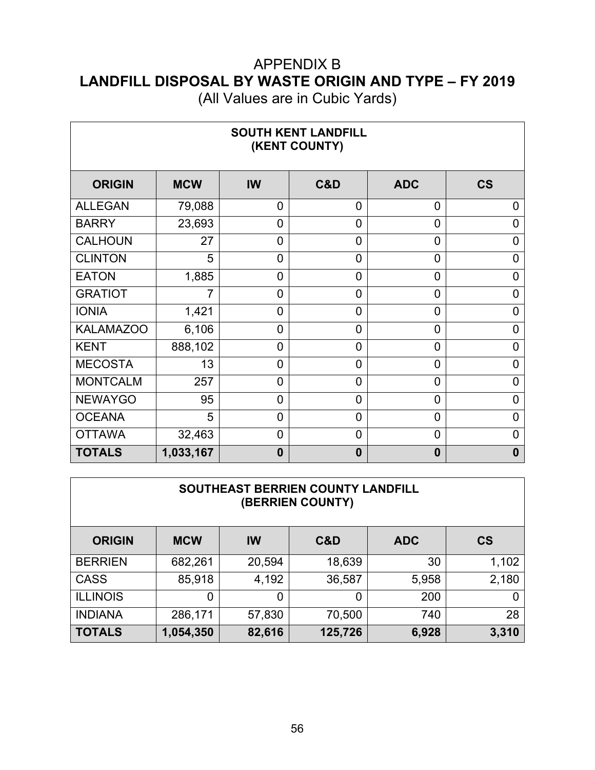# APPENDIX B
# LANDFILL DISPOSAL BY WASTE ORIGIN AND TYPE – FY 2019

(All Values are in Cubic Yards)

| SOUTH KENT LANDFILL (KENT COUNTY) | | | | | |
|---|---|---|---|---|---|
| **ORIGIN** | **MCW** | **IW** | **C&D** | **ADC** | **CS** |
| ALLEGAN | 79,088 | 0 | 0 | 0 | 0 |
| BARRY | 23,693 | 0 | 0 | 0 | 0 |
| CALHOUN | 27 | 0 | 0 | 0 | 0 |
| CLINTON | 5 | 0 | 0 | 0 | 0 |
| EATON | 1,885 | 0 | 0 | 0 | 0 |
| GRATIOT | 7 | 0 | 0 | 0 | 0 |
| IONIA | 1,421 | 0 | 0 | 0 | 0 |
| KALAMAZOO | 6,106 | 0 | 0 | 0 | 0 |
| KENT | 888,102 | 0 | 0 | 0 | 0 |
| MECOSTA | 13 | 0 | 0 | 0 | 0 |
| MONTCALM | 257 | 0 | 0 | 0 | 0 |
| NEWAYGO | 95 | 0 | 0 | 0 | 0 |
| OCEANA | 5 | 0 | 0 | 0 | 0 |
| OTTAWA | 32,463 | 0 | 0 | 0 | 0 |
| **TOTALS** | **1,033,167** | **0** | **0** | **0** | **0** |

| SOUTHEAST BERRIEN COUNTY LANDFILL (BERRIEN COUNTY) | | | | | |
|---|---|---|---|---|---|
| **ORIGIN** | **MCW** | **IW** | **C&D** | **ADC** | **CS** |
| BERRIEN | 682,261 | 20,594 | 18,639 | 30 | 1,102 |
| CASS | 85,918 | 4,192 | 36,587 | 5,958 | 2,180 |
| ILLINOIS | 0 | 0 | 0 | 200 | 0 |
| INDIANA | 286,171 | 57,830 | 70,500 | 740 | 28 |
| **TOTALS** | **1,054,350** | **82,616** | **125,726** | **6,928** | **3,310** |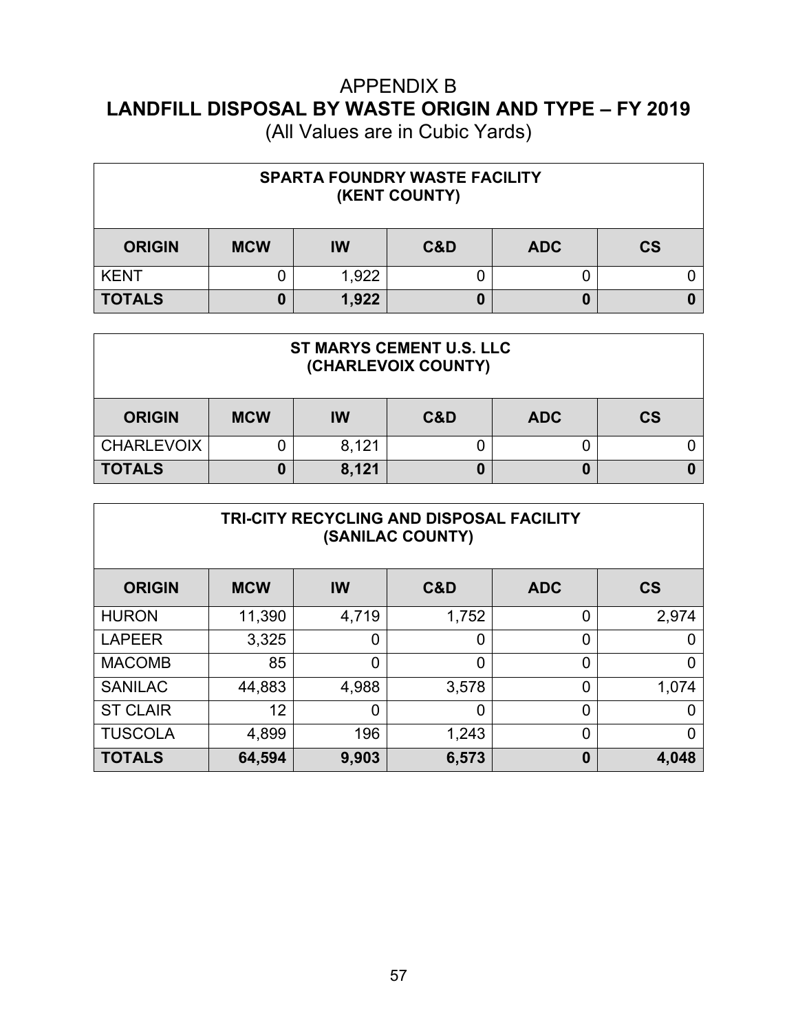# APPENDIX B

## LANDFILL DISPOSAL BY WASTE ORIGIN AND TYPE – FY 2019

(All Values are in Cubic Yards)

| SPARTA FOUNDRY WASTE FACILITY (KENT COUNTY) | | | | | |
|---|---|---|---|---|---|
| **ORIGIN** | **MCW** | **IW** | **C&D** | **ADC** | **CS** |
| KENT | 0 | 1,922 | 0 | 0 | 0 |
| **TOTALS** | **0** | **1,922** | **0** | **0** | **0** |

| ST MARYS CEMENT U.S. LLC (CHARLEVOIX COUNTY) | | | | | |
|---|---|---|---|---|---|
| **ORIGIN** | **MCW** | **IW** | **C&D** | **ADC** | **CS** |
| CHARLEVOIX | 0 | 8,121 | 0 | 0 | 0 |
| **TOTALS** | **0** | **8,121** | **0** | **0** | **0** |

| TRI-CITY RECYCLING AND DISPOSAL FACILITY (SANILAC COUNTY) | | | | | |
|---|---|---|---|---|---|
| **ORIGIN** | **MCW** | **IW** | **C&D** | **ADC** | **CS** |
| HURON | 11,390 | 4,719 | 1,752 | 0 | 2,974 |
| LAPEER | 3,325 | 0 | 0 | 0 | 0 |
| MACOMB | 85 | 0 | 0 | 0 | 0 |
| SANILAC | 44,883 | 4,988 | 3,578 | 0 | 1,074 |
| ST CLAIR | 12 | 0 | 0 | 0 | 0 |
| TUSCOLA | 4,899 | 196 | 1,243 | 0 | 0 |
| **TOTALS** | **64,594** | **9,903** | **6,573** | **0** | **4,048** |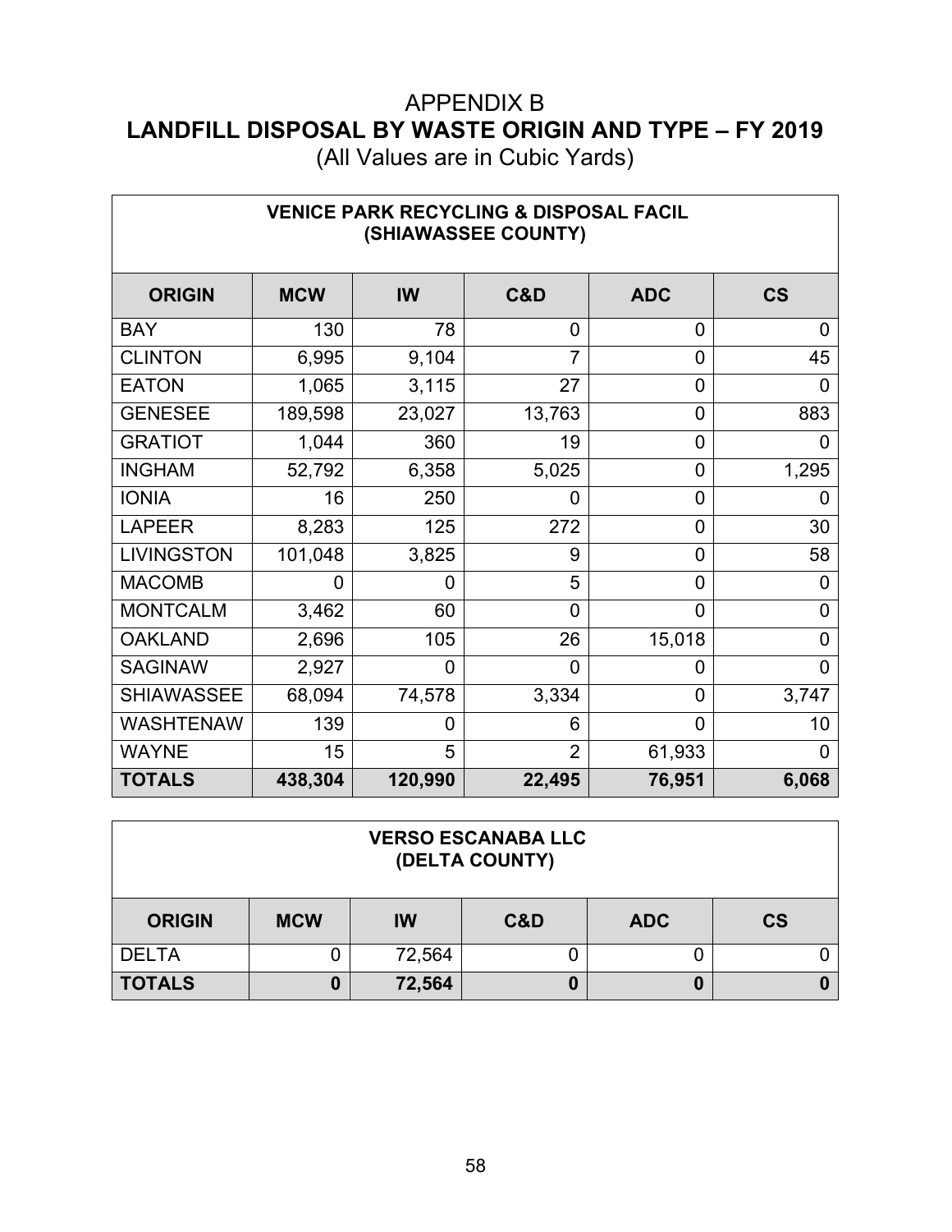# APPENDIX B
## LANDFILL DISPOSAL BY WASTE ORIGIN AND TYPE – FY 2019
(All Values are in Cubic Yards)

| VENICE PARK RECYCLING & DISPOSAL FACIL (SHIAWASSEE COUNTY) | | | | | |
|---|---|---|---|---|---|
| **ORIGIN** | **MCW** | **IW** | **C&D** | **ADC** | **CS** |
| BAY | 130 | 78 | 0 | 0 | 0 |
| CLINTON | 6,995 | 9,104 | 7 | 0 | 45 |
| EATON | 1,065 | 3,115 | 27 | 0 | 0 |
| GENESEE | 189,598 | 23,027 | 13,763 | 0 | 883 |
| GRATIOT | 1,044 | 360 | 19 | 0 | 0 |
| INGHAM | 52,792 | 6,358 | 5,025 | 0 | 1,295 |
| IONIA | 16 | 250 | 0 | 0 | 0 |
| LAPEER | 8,283 | 125 | 272 | 0 | 30 |
| LIVINGSTON | 101,048 | 3,825 | 9 | 0 | 58 |
| MACOMB | 0 | 0 | 5 | 0 | 0 |
| MONTCALM | 3,462 | 60 | 0 | 0 | 0 |
| OAKLAND | 2,696 | 105 | 26 | 15,018 | 0 |
| SAGINAW | 2,927 | 0 | 0 | 0 | 0 |
| SHIAWASSEE | 68,094 | 74,578 | 3,334 | 0 | 3,747 |
| WASHTENAW | 139 | 0 | 6 | 0 | 10 |
| WAYNE | 15 | 5 | 2 | 61,933 | 0 |
| **TOTALS** | **438,304** | **120,990** | **22,495** | **76,951** | **6,068** |

| VERSO ESCANABA LLC (DELTA COUNTY) | | | | | |
|---|---|---|---|---|---|
| **ORIGIN** | **MCW** | **IW** | **C&D** | **ADC** | **CS** |
| DELTA | 0 | 72,564 | 0 | 0 | 0 |
| **TOTALS** | **0** | **72,564** | **0** | **0** | **0** |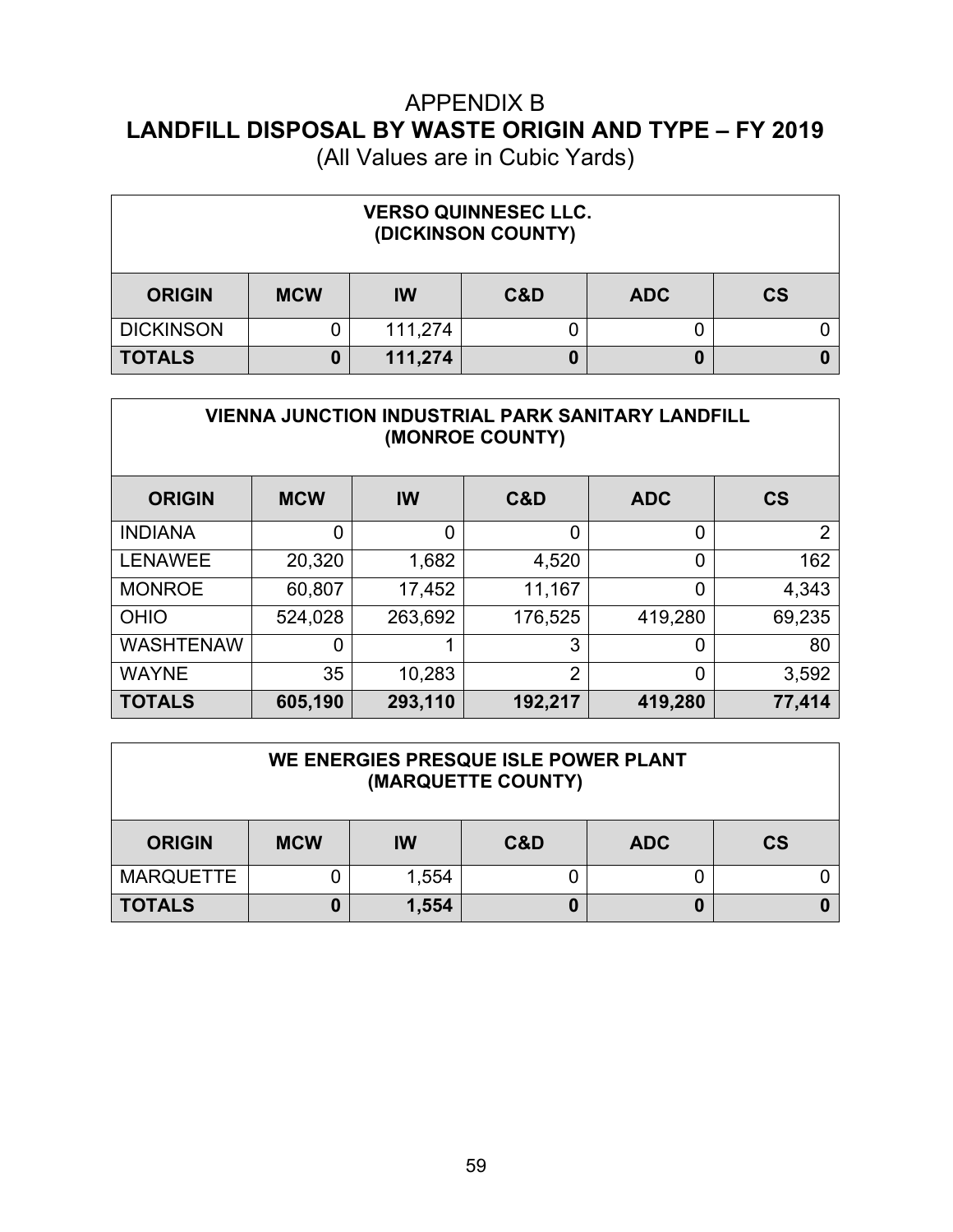# APPENDIX B
## LANDFILL DISPOSAL BY WASTE ORIGIN AND TYPE – FY 2019
(All Values are in Cubic Yards)

| VERSO QUINNESEC LLC. (DICKINSON COUNTY) | | | | | |
|---|---|---|---|---|---|
| **ORIGIN** | **MCW** | **IW** | **C&D** | **ADC** | **CS** |
| DICKINSON | 0 | 111,274 | 0 | 0 | 0 |
| **TOTALS** | **0** | **111,274** | **0** | **0** | **0** |

| VIENNA JUNCTION INDUSTRIAL PARK SANITARY LANDFILL (MONROE COUNTY) | | | | | |
|---|---|---|---|---|---|
| **ORIGIN** | **MCW** | **IW** | **C&D** | **ADC** | **CS** |
| INDIANA | 0 | 0 | 0 | 0 | 2 |
| LENAWEE | 20,320 | 1,682 | 4,520 | 0 | 162 |
| MONROE | 60,807 | 17,452 | 11,167 | 0 | 4,343 |
| OHIO | 524,028 | 263,692 | 176,525 | 419,280 | 69,235 |
| WASHTENAW | 0 | 1 | 3 | 0 | 80 |
| WAYNE | 35 | 10,283 | 2 | 0 | 3,592 |
| **TOTALS** | **605,190** | **293,110** | **192,217** | **419,280** | **77,414** |

| WE ENERGIES PRESQUE ISLE POWER PLANT (MARQUETTE COUNTY) | | | | | |
|---|---|---|---|---|---|
| **ORIGIN** | **MCW** | **IW** | **C&D** | **ADC** | **CS** |
| MARQUETTE | 0 | 1,554 | 0 | 0 | 0 |
| **TOTALS** | **0** | **1,554** | **0** | **0** | **0** |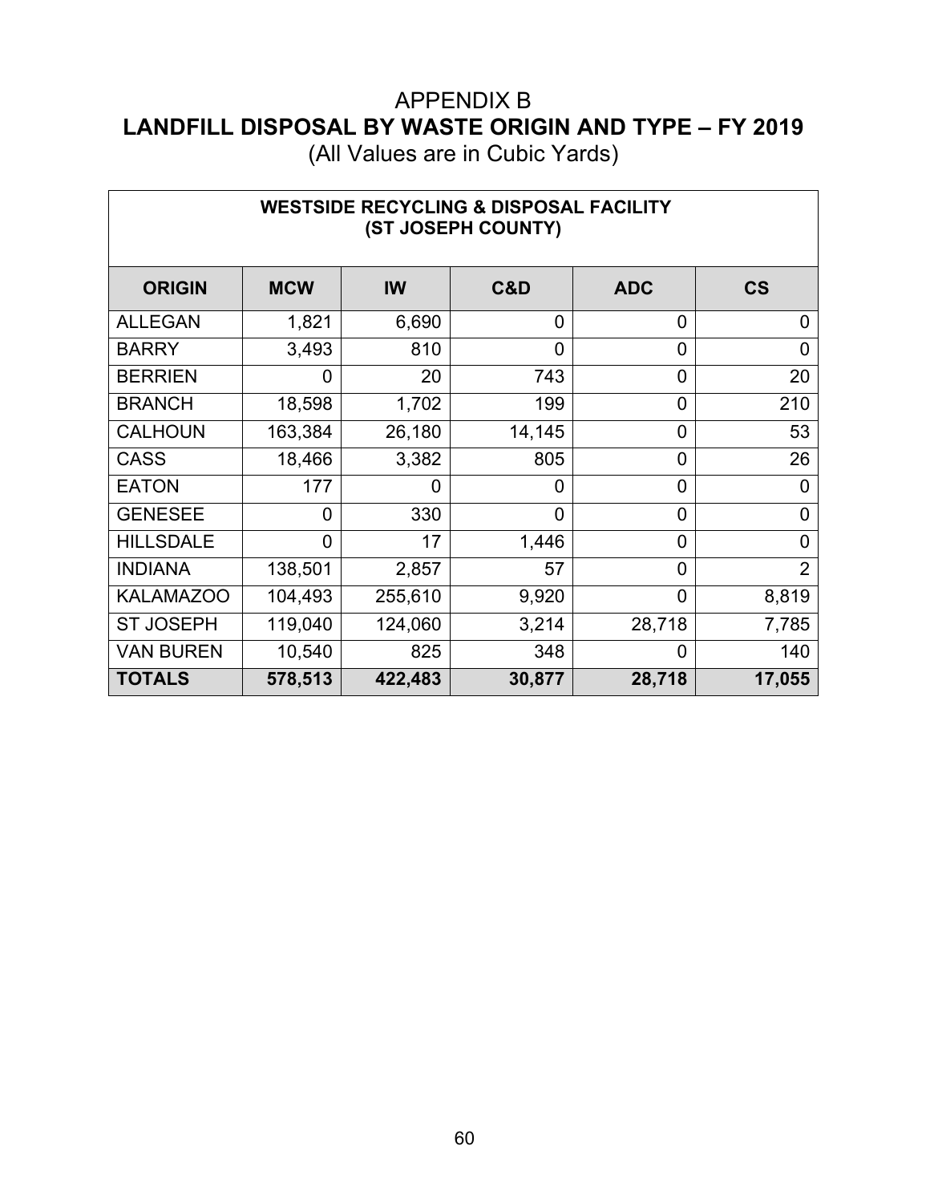# APPENDIX B

## LANDFILL DISPOSAL BY WASTE ORIGIN AND TYPE – FY 2019

(All Values are in Cubic Yards)

| WESTSIDE RECYCLING & DISPOSAL FACILITY (ST JOSEPH COUNTY) | | | | | |
|---|---|---|---|---|---|
| **ORIGIN** | **MCW** | **IW** | **C&D** | **ADC** | **CS** |
| ALLEGAN | 1,821 | 6,690 | 0 | 0 | 0 |
| BARRY | 3,493 | 810 | 0 | 0 | 0 |
| BERRIEN | 0 | 20 | 743 | 0 | 20 |
| BRANCH | 18,598 | 1,702 | 199 | 0 | 210 |
| CALHOUN | 163,384 | 26,180 | 14,145 | 0 | 53 |
| CASS | 18,466 | 3,382 | 805 | 0 | 26 |
| EATON | 177 | 0 | 0 | 0 | 0 |
| GENESEE | 0 | 330 | 0 | 0 | 0 |
| HILLSDALE | 0 | 17 | 1,446 | 0 | 0 |
| INDIANA | 138,501 | 2,857 | 57 | 0 | 2 |
| KALAMAZOO | 104,493 | 255,610 | 9,920 | 0 | 8,819 |
| ST JOSEPH | 119,040 | 124,060 | 3,214 | 28,718 | 7,785 |
| VAN BUREN | 10,540 | 825 | 348 | 0 | 140 |
| **TOTALS** | **578,513** | **422,483** | **30,877** | **28,718** | **17,055** |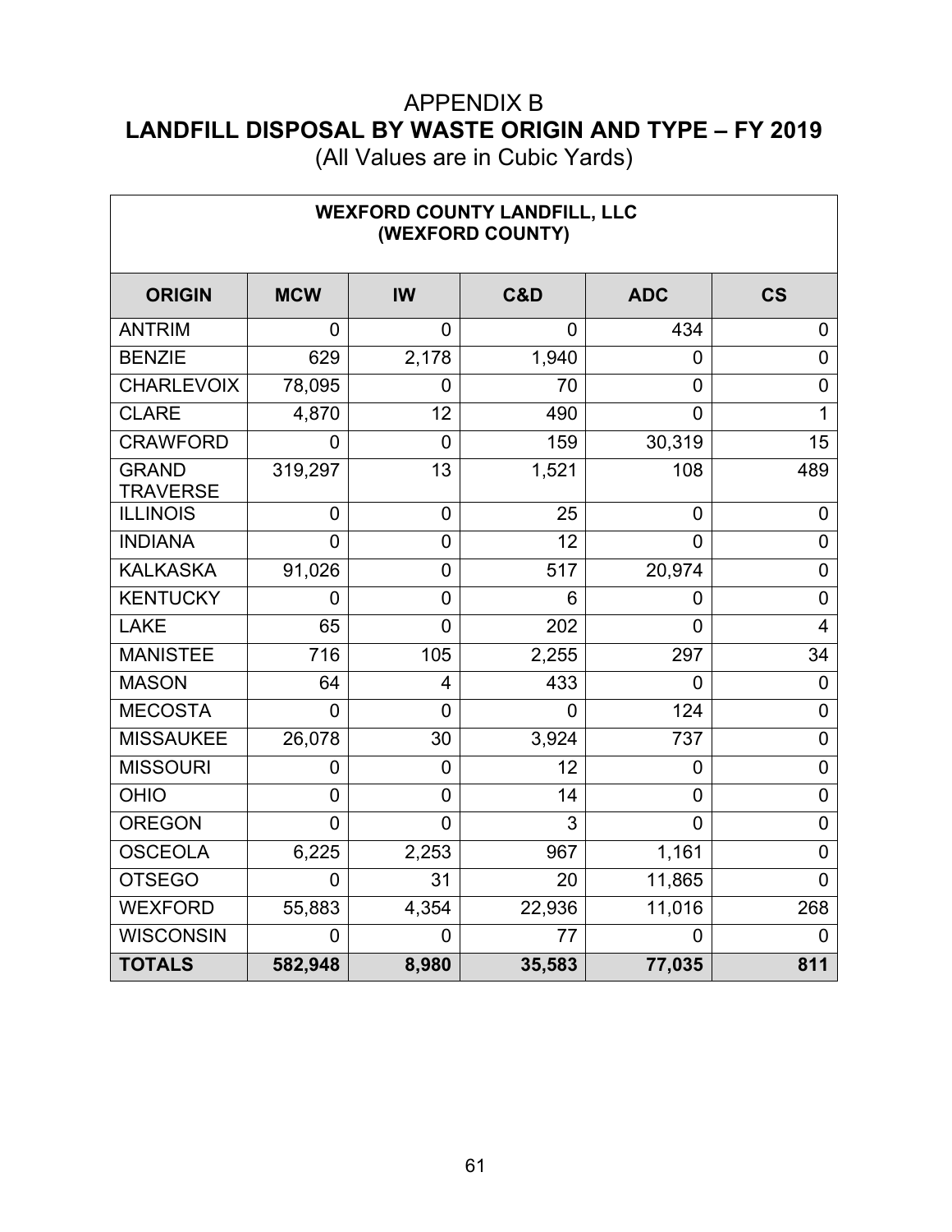# APPENDIX B
## LANDFILL DISPOSAL BY WASTE ORIGIN AND TYPE – FY 2019
(All Values are in Cubic Yards)

| WEXFORD COUNTY LANDFILL, LLC (WEXFORD COUNTY) | | | | | |
|---|---|---|---|---|---|
| **ORIGIN** | **MCW** | **IW** | **C&D** | **ADC** | **CS** |
| ANTRIM | 0 | 0 | 0 | 434 | 0 |
| BENZIE | 629 | 2,178 | 1,940 | 0 | 0 |
| CHARLEVOIX | 78,095 | 0 | 70 | 0 | 0 |
| CLARE | 4,870 | 12 | 490 | 0 | 1 |
| CRAWFORD | 0 | 0 | 159 | 30,319 | 15 |
| GRAND TRAVERSE | 319,297 | 13 | 1,521 | 108 | 489 |
| ILLINOIS | 0 | 0 | 25 | 0 | 0 |
| INDIANA | 0 | 0 | 12 | 0 | 0 |
| KALKASKA | 91,026 | 0 | 517 | 20,974 | 0 |
| KENTUCKY | 0 | 0 | 6 | 0 | 0 |
| LAKE | 65 | 0 | 202 | 0 | 4 |
| MANISTEE | 716 | 105 | 2,255 | 297 | 34 |
| MASON | 64 | 4 | 433 | 0 | 0 |
| MECOSTA | 0 | 0 | 0 | 124 | 0 |
| MISSAUKEE | 26,078 | 30 | 3,924 | 737 | 0 |
| MISSOURI | 0 | 0 | 12 | 0 | 0 |
| OHIO | 0 | 0 | 14 | 0 | 0 |
| OREGON | 0 | 0 | 3 | 0 | 0 |
| OSCEOLA | 6,225 | 2,253 | 967 | 1,161 | 0 |
| OTSEGO | 0 | 31 | 20 | 11,865 | 0 |
| WEXFORD | 55,883 | 4,354 | 22,936 | 11,016 | 268 |
| WISCONSIN | 0 | 0 | 77 | 0 | 0 |
| **TOTALS** | **582,948** | **8,980** | **35,583** | **77,035** | **811** |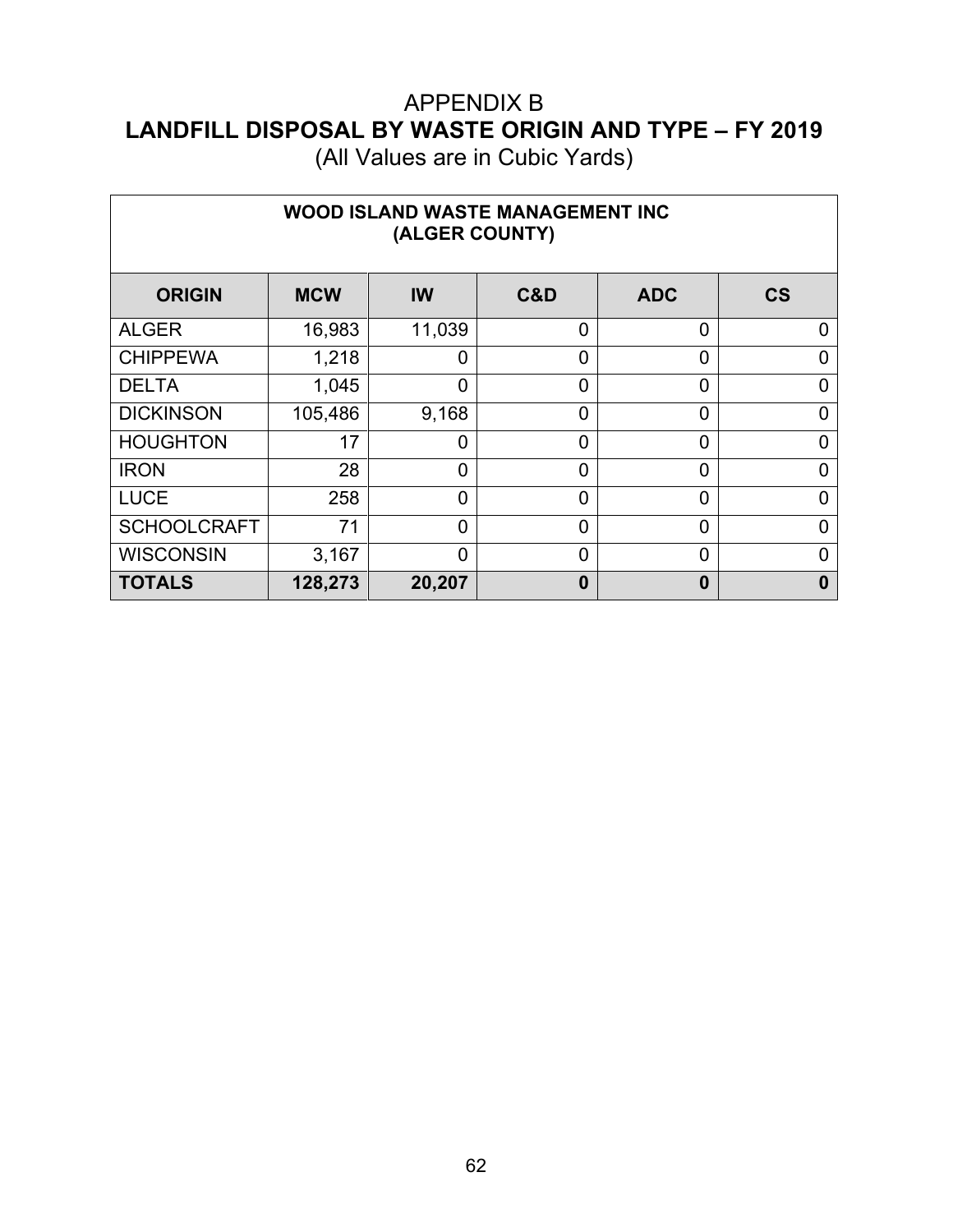# APPENDIX B
## LANDFILL DISPOSAL BY WASTE ORIGIN AND TYPE – FY 2019
(All Values are in Cubic Yards)

| WOOD ISLAND WASTE MANAGEMENT INC (ALGER COUNTY) | | | | | |
|---|---|---|---|---|---|
| **ORIGIN** | **MCW** | **IW** | **C&D** | **ADC** | **CS** |
| ALGER | 16,983 | 11,039 | 0 | 0 | 0 |
| CHIPPEWA | 1,218 | 0 | 0 | 0 | 0 |
| DELTA | 1,045 | 0 | 0 | 0 | 0 |
| DICKINSON | 105,486 | 9,168 | 0 | 0 | 0 |
| HOUGHTON | 17 | 0 | 0 | 0 | 0 |
| IRON | 28 | 0 | 0 | 0 | 0 |
| LUCE | 258 | 0 | 0 | 0 | 0 |
| SCHOOLCRAFT | 71 | 0 | 0 | 0 | 0 |
| WISCONSIN | 3,167 | 0 | 0 | 0 | 0 |
| **TOTALS** | **128,273** | **20,207** | **0** | **0** | **0** |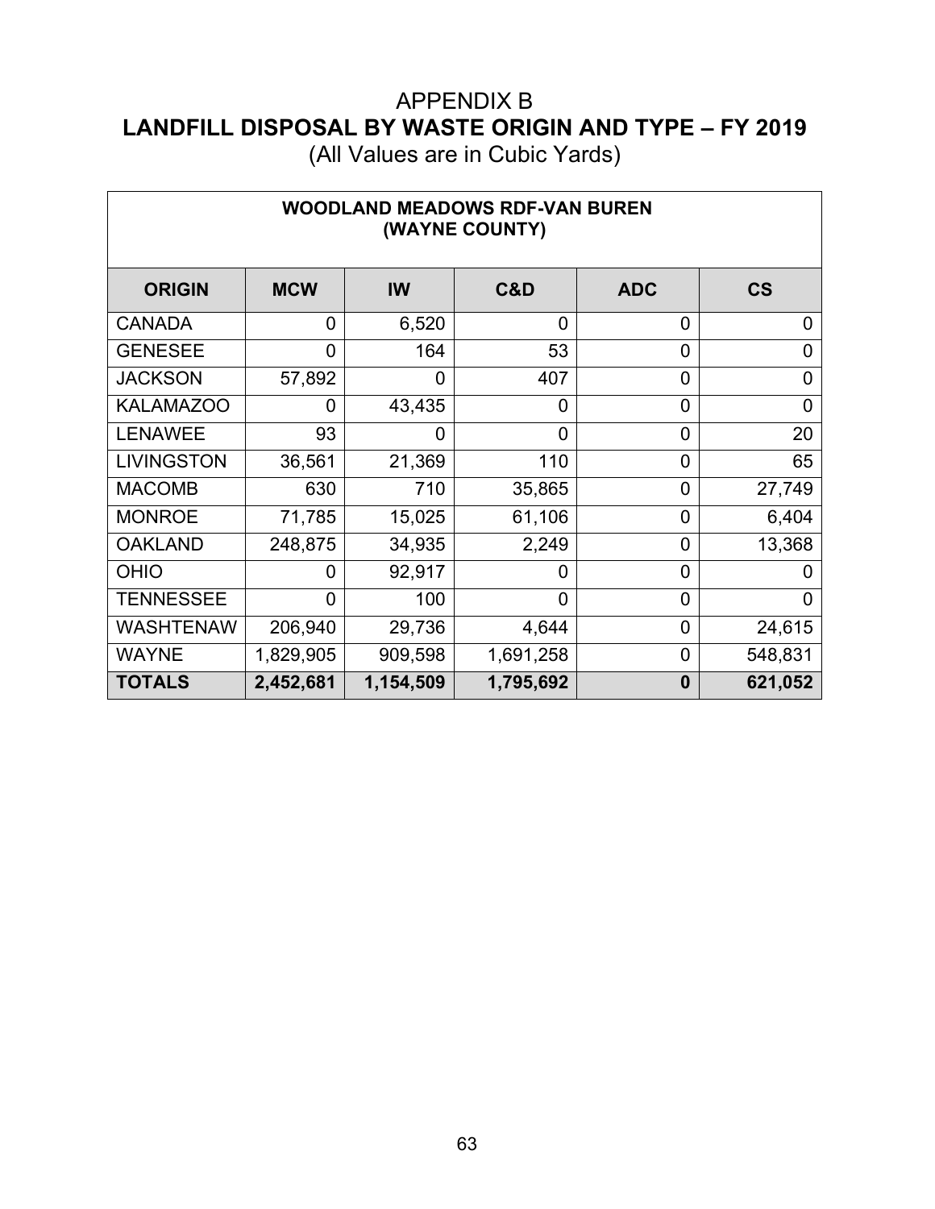# APPENDIX B
## LANDFILL DISPOSAL BY WASTE ORIGIN AND TYPE – FY 2019
(All Values are in Cubic Yards)

| WOODLAND MEADOWS RDF-VAN BUREN (WAYNE COUNTY) | | | | | |
|---|---|---|---|---|---|
| **ORIGIN** | **MCW** | **IW** | **C&D** | **ADC** | **CS** |
| CANADA | 0 | 6,520 | 0 | 0 | 0 |
| GENESEE | 0 | 164 | 53 | 0 | 0 |
| JACKSON | 57,892 | 0 | 407 | 0 | 0 |
| KALAMAZOO | 0 | 43,435 | 0 | 0 | 0 |
| LENAWEE | 93 | 0 | 0 | 0 | 20 |
| LIVINGSTON | 36,561 | 21,369 | 110 | 0 | 65 |
| MACOMB | 630 | 710 | 35,865 | 0 | 27,749 |
| MONROE | 71,785 | 15,025 | 61,106 | 0 | 6,404 |
| OAKLAND | 248,875 | 34,935 | 2,249 | 0 | 13,368 |
| OHIO | 0 | 92,917 | 0 | 0 | 0 |
| TENNESSEE | 0 | 100 | 0 | 0 | 0 |
| WASHTENAW | 206,940 | 29,736 | 4,644 | 0 | 24,615 |
| WAYNE | 1,829,905 | 909,598 | 1,691,258 | 0 | 548,831 |
| **TOTALS** | **2,452,681** | **1,154,509** | **1,795,692** | **0** | **621,052** |